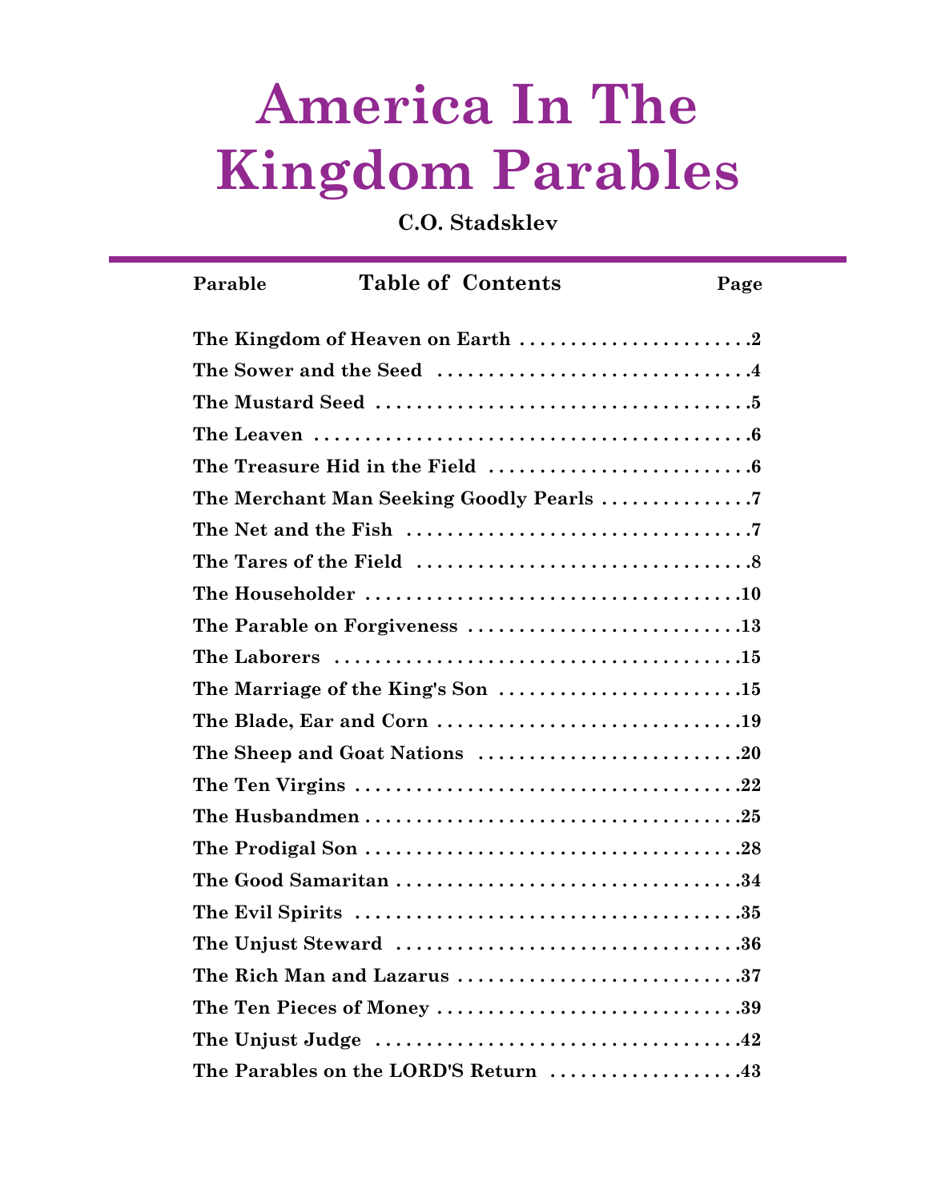# America In The Kingdom Parables

**C.O. Stadsklev**

## Table of Contents

| Parable | Page |
|---|---|
| The Kingdom of Heaven on Earth | 2 |
| The Sower and the Seed | 4 |
| The Mustard Seed | 5 |
| The Leaven | 6 |
| The Treasure Hid in the Field | 6 |
| The Merchant Man Seeking Goodly Pearls | 7 |
| The Net and the Fish | 7 |
| The Tares of the Field | 8 |
| The Householder | 10 |
| The Parable on Forgiveness | 13 |
| The Laborers | 15 |
| The Marriage of the King's Son | 15 |
| The Blade, Ear and Corn | 19 |
| The Sheep and Goat Nations | 20 |
| The Ten Virgins | 22 |
| The Husbandmen | 25 |
| The Prodigal Son | 28 |
| The Good Samaritan | 34 |
| The Evil Spirits | 35 |
| The Unjust Steward | 36 |
| The Rich Man and Lazarus | 37 |
| The Ten Pieces of Money | 39 |
| The Unjust Judge | 42 |
| The Parables on the LORD'S Return | 43 |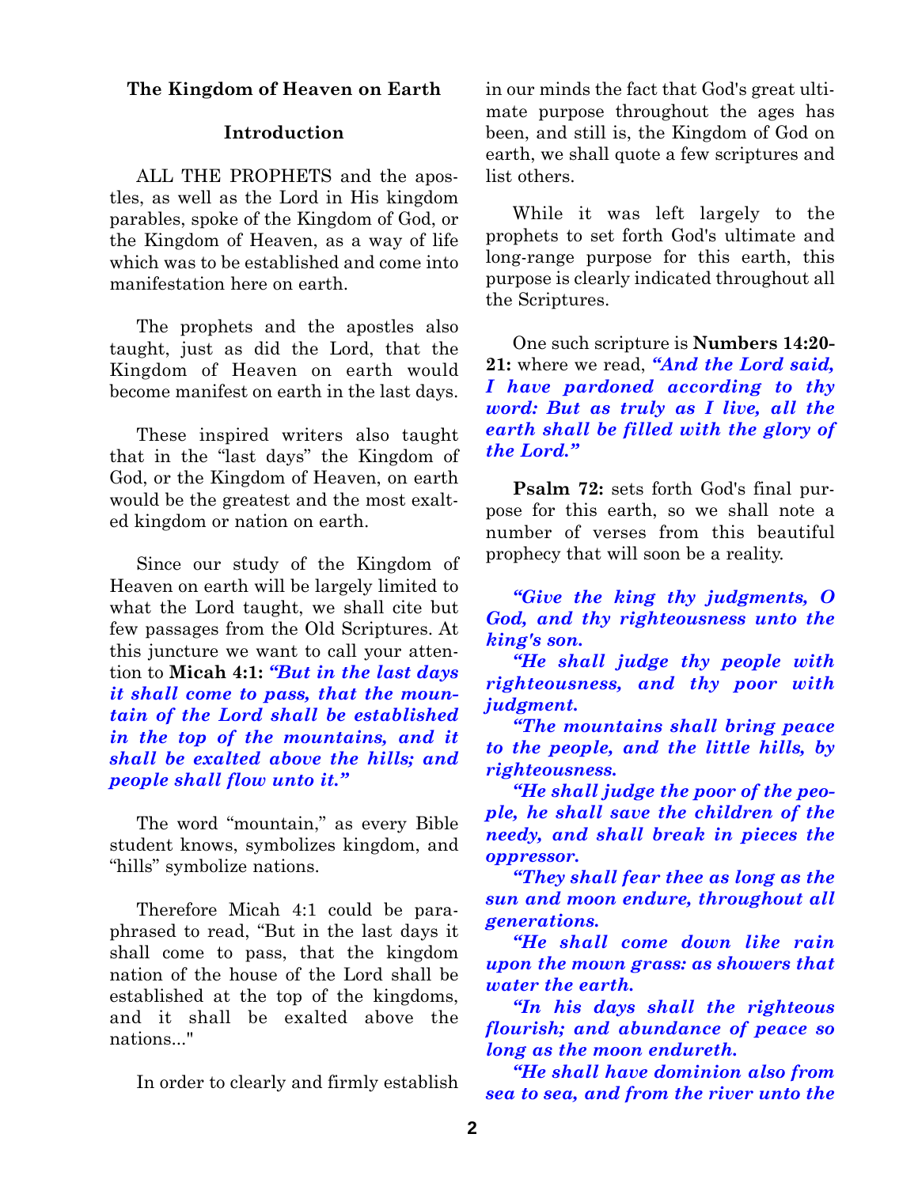## The Kingdom of Heaven on Earth

### Introduction

ALL THE PROPHETS and the apostles, as well as the Lord in His kingdom parables, spoke of the Kingdom of God, or the Kingdom of Heaven, as a way of life which was to be established and come into manifestation here on earth.

The prophets and the apostles also taught, just as did the Lord, that the Kingdom of Heaven on earth would become manifest on earth in the last days.

These inspired writers also taught that in the "last days" the Kingdom of God, or the Kingdom of Heaven, on earth would be the greatest and the most exalted kingdom or nation on earth.

Since our study of the Kingdom of Heaven on earth will be largely limited to what the Lord taught, we shall cite but few passages from the Old Scriptures. At this juncture we want to call your attention to **Micah 4:1:** ***"But in the last days it shall come to pass, that the mountain of the Lord shall be established in the top of the mountains, and it shall be exalted above the hills; and people shall flow unto it."***

The word "mountain," as every Bible student knows, symbolizes kingdom, and "hills" symbolize nations.

Therefore Micah 4:1 could be paraphrased to read, "But in the last days it shall come to pass, that the kingdom nation of the house of the Lord shall be established at the top of the kingdoms, and it shall be exalted above the nations..."

In order to clearly and firmly establish in our minds the fact that God's great ultimate purpose throughout the ages has been, and still is, the Kingdom of God on earth, we shall quote a few scriptures and list others.

While it was left largely to the prophets to set forth God's ultimate and long-range purpose for this earth, this purpose is clearly indicated throughout all the Scriptures.

One such scripture is **Numbers 14:20-21:** where we read, ***"And the Lord said, I have pardoned according to thy word: But as truly as I live, all the earth shall be filled with the glory of the Lord."***

**Psalm 72:** sets forth God's final purpose for this earth, so we shall note a number of verses from this beautiful prophecy that will soon be a reality.

***"Give the king thy judgments, O God, and thy righteousness unto the king's son.***
***"He shall judge thy people with righteousness, and thy poor with judgment.***
***"The mountains shall bring peace to the people, and the little hills, by righteousness.***
***"He shall judge the poor of the people, he shall save the children of the needy, and shall break in pieces the oppressor.***
***"They shall fear thee as long as the sun and moon endure, throughout all generations.***
***"He shall come down like rain upon the mown grass: as showers that water the earth.***
***"In his days shall the righteous flourish; and abundance of peace so long as the moon endureth.***
***"He shall have dominion also from sea to sea, and from the river unto the***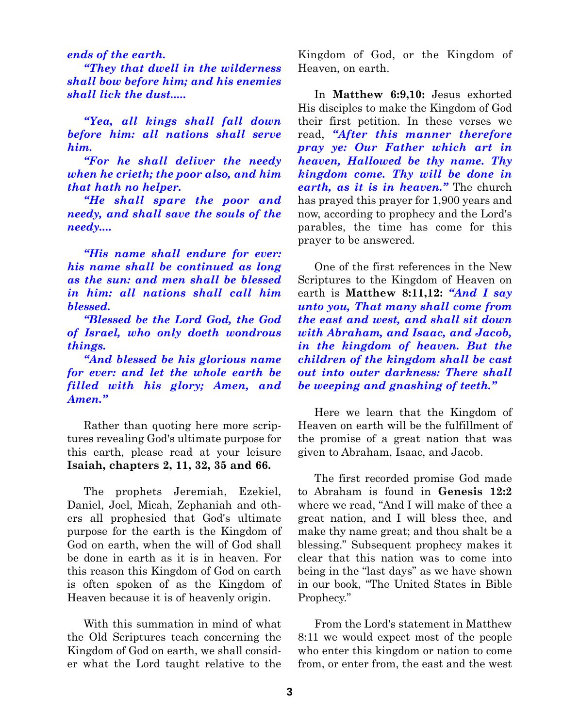***ends of the earth.***

***"They that dwell in the wilderness shall bow before him; and his enemies shall lick the dust.....***

***"Yea, all kings shall fall down before him: all nations shall serve him.***

***"For he shall deliver the needy when he crieth; the poor also, and him that hath no helper.***

***"He shall spare the poor and needy, and shall save the souls of the needy....***

***"His name shall endure for ever: his name shall be continued as long as the sun: and men shall be blessed in him: all nations shall call him blessed.***

***"Blessed be the Lord God, the God of Israel, who only doeth wondrous things.***

***"And blessed be his glorious name for ever: and let the whole earth be filled with his glory; Amen, and Amen."***

Rather than quoting here more scriptures revealing God's ultimate purpose for this earth, please read at your leisure **Isaiah, chapters 2, 11, 32, 35 and 66.**

The prophets Jeremiah, Ezekiel, Daniel, Joel, Micah, Zephaniah and others all prophesied that God's ultimate purpose for the earth is the Kingdom of God on earth, when the will of God shall be done in earth as it is in heaven. For this reason this Kingdom of God on earth is often spoken of as the Kingdom of Heaven because it is of heavenly origin.

With this summation in mind of what the Old Scriptures teach concerning the Kingdom of God on earth, we shall consider what the Lord taught relative to the Kingdom of God, or the Kingdom of Heaven, on earth.

In **Matthew 6:9,10:** Jesus exhorted His disciples to make the Kingdom of God their first petition. In these verses we read, ***"After this manner therefore pray ye: Our Father which art in heaven, Hallowed be thy name. Thy kingdom come. Thy will be done in earth, as it is in heaven."*** The church has prayed this prayer for 1,900 years and now, according to prophecy and the Lord's parables, the time has come for this prayer to be answered.

One of the first references in the New Scriptures to the Kingdom of Heaven on earth is **Matthew 8:11,12:** ***"And I say unto you, That many shall come from the east and west, and shall sit down with Abraham, and Isaac, and Jacob, in the kingdom of heaven. But the children of the kingdom shall be cast out into outer darkness: There shall be weeping and gnashing of teeth."***

Here we learn that the Kingdom of Heaven on earth will be the fulfillment of the promise of a great nation that was given to Abraham, Isaac, and Jacob.

The first recorded promise God made to Abraham is found in **Genesis 12:2** where we read, "And I will make of thee a great nation, and I will bless thee, and make thy name great; and thou shalt be a blessing." Subsequent prophecy makes it clear that this nation was to come into being in the "last days" as we have shown in our book, "The United States in Bible Prophecy."

From the Lord's statement in Matthew 8:11 we would expect most of the people who enter this kingdom or nation to come from, or enter from, the east and the west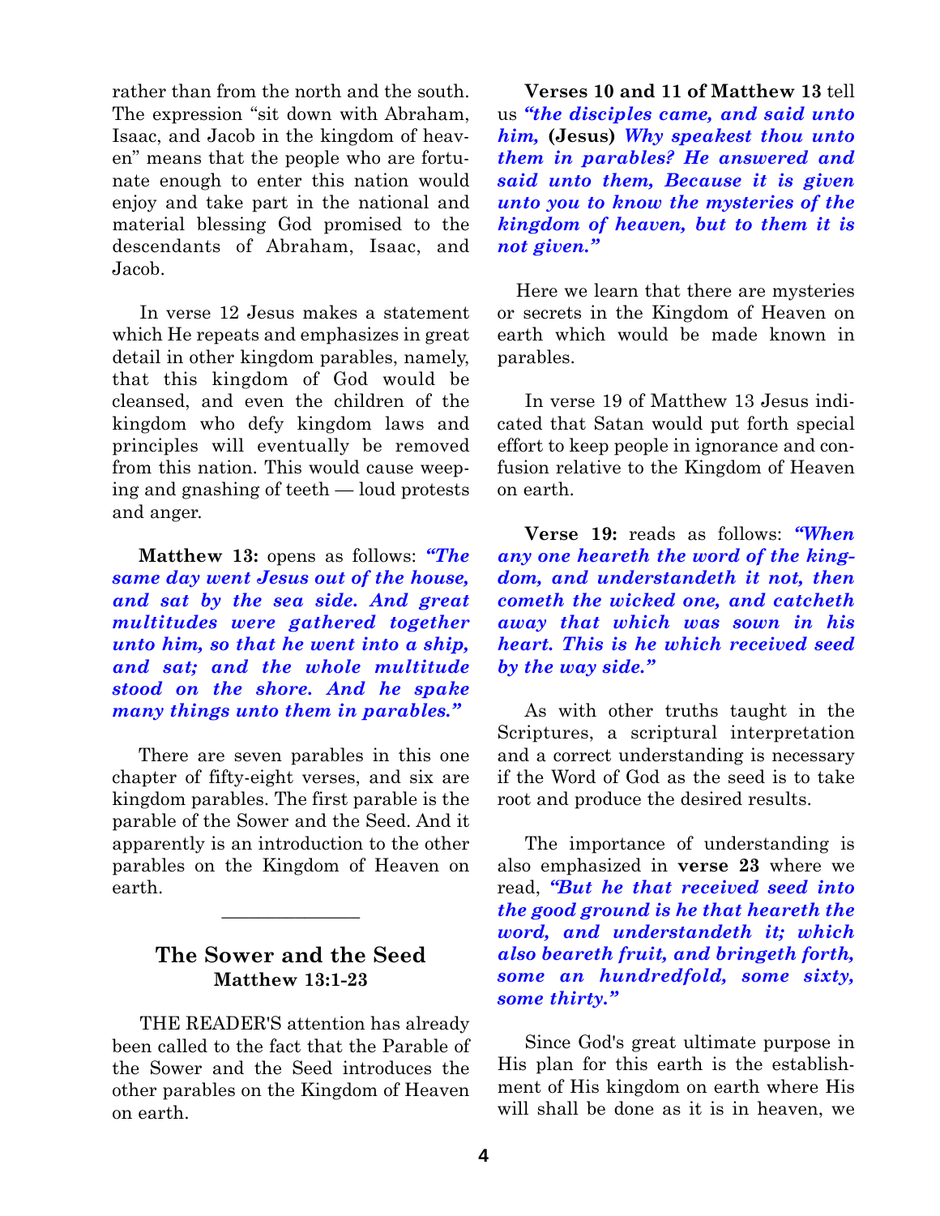rather than from the north and the south. The expression "sit down with Abraham, Isaac, and Jacob in the kingdom of heaven" means that the people who are fortunate enough to enter this nation would enjoy and take part in the national and material blessing God promised to the descendants of Abraham, Isaac, and Jacob.

In verse 12 Jesus makes a statement which He repeats and emphasizes in great detail in other kingdom parables, namely, that this kingdom of God would be cleansed, and even the children of the kingdom who defy kingdom laws and principles will eventually be removed from this nation. This would cause weeping and gnashing of teeth — loud protests and anger.

**Matthew 13:** opens as follows: ***"The same day went Jesus out of the house, and sat by the sea side. And great multitudes were gathered together unto him, so that he went into a ship, and sat; and the whole multitude stood on the shore. And he spake many things unto them in parables."***

There are seven parables in this one chapter of fifty-eight verses, and six are kingdom parables. The first parable is the parable of the Sower and the Seed. And it apparently is an introduction to the other parables on the Kingdom of Heaven on earth.

---

## The Sower and the Seed
### Matthew 13:1-23

THE READER'S attention has already been called to the fact that the Parable of the Sower and the Seed introduces the other parables on the Kingdom of Heaven on earth.

**Verses 10 and 11 of Matthew 13** tell us ***"the disciples came, and said unto him,*** **(Jesus)** ***Why speakest thou unto them in parables? He answered and said unto them, Because it is given unto you to know the mysteries of the kingdom of heaven, but to them it is not given."***

Here we learn that there are mysteries or secrets in the Kingdom of Heaven on earth which would be made known in parables.

In verse 19 of Matthew 13 Jesus indicated that Satan would put forth special effort to keep people in ignorance and confusion relative to the Kingdom of Heaven on earth.

**Verse 19:** reads as follows: ***"When any one heareth the word of the kingdom, and understandeth it not, then cometh the wicked one, and catcheth away that which was sown in his heart. This is he which received seed by the way side."***

As with other truths taught in the Scriptures, a scriptural interpretation and a correct understanding is necessary if the Word of God as the seed is to take root and produce the desired results.

The importance of understanding is also emphasized in **verse 23** where we read, ***"But he that received seed into the good ground is he that heareth the word, and understandeth it; which also beareth fruit, and bringeth forth, some an hundredfold, some sixty, some thirty."***

Since God's great ultimate purpose in His plan for this earth is the establishment of His kingdom on earth where His will shall be done as it is in heaven, we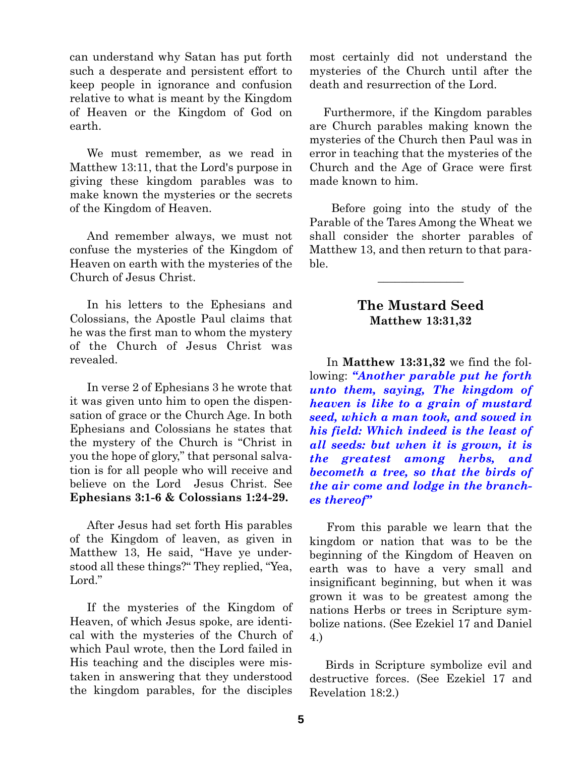can understand why Satan has put forth such a desperate and persistent effort to keep people in ignorance and confusion relative to what is meant by the Kingdom of Heaven or the Kingdom of God on earth.

We must remember, as we read in Matthew 13:11, that the Lord's purpose in giving these kingdom parables was to make known the mysteries or the secrets of the Kingdom of Heaven.

And remember always, we must not confuse the mysteries of the Kingdom of Heaven on earth with the mysteries of the Church of Jesus Christ.

In his letters to the Ephesians and Colossians, the Apostle Paul claims that he was the first man to whom the mystery of the Church of Jesus Christ was revealed.

In verse 2 of Ephesians 3 he wrote that it was given unto him to open the dispensation of grace or the Church Age. In both Ephesians and Colossians he states that the mystery of the Church is "Christ in you the hope of glory," that personal salvation is for all people who will receive and believe on the Lord Jesus Christ. See **Ephesians 3:1-6 & Colossians 1:24-29.**

After Jesus had set forth His parables of the Kingdom of leaven, as given in Matthew 13, He said, "Have ye understood all these things?" They replied, "Yea, Lord."

If the mysteries of the Kingdom of Heaven, of which Jesus spoke, are identical with the mysteries of the Church of which Paul wrote, then the Lord failed in His teaching and the disciples were mistaken in answering that they understood the kingdom parables, for the disciples most certainly did not understand the mysteries of the Church until after the death and resurrection of the Lord.

Furthermore, if the Kingdom parables are Church parables making known the mysteries of the Church then Paul was in error in teaching that the mysteries of the Church and the Age of Grace were first made known to him.

Before going into the study of the Parable of the Tares Among the Wheat we shall consider the shorter parables of Matthew 13, and then return to that parable.

---

## The Mustard Seed
### Matthew 13:31,32

In **Matthew 13:31,32** we find the following: ***"Another parable put he forth unto them, saying, The kingdom of heaven is like to a grain of mustard seed, which a man took, and sowed in his field: Which indeed is the least of all seeds: but when it is grown, it is the greatest among herbs, and becometh a tree, so that the birds of the air come and lodge in the branches thereof"***

From this parable we learn that the kingdom or nation that was to be the beginning of the Kingdom of Heaven on earth was to have a very small and insignificant beginning, but when it was grown it was to be greatest among the nations Herbs or trees in Scripture symbolize nations. (See Ezekiel 17 and Daniel 4.)

Birds in Scripture symbolize evil and destructive forces. (See Ezekiel 17 and Revelation 18:2.)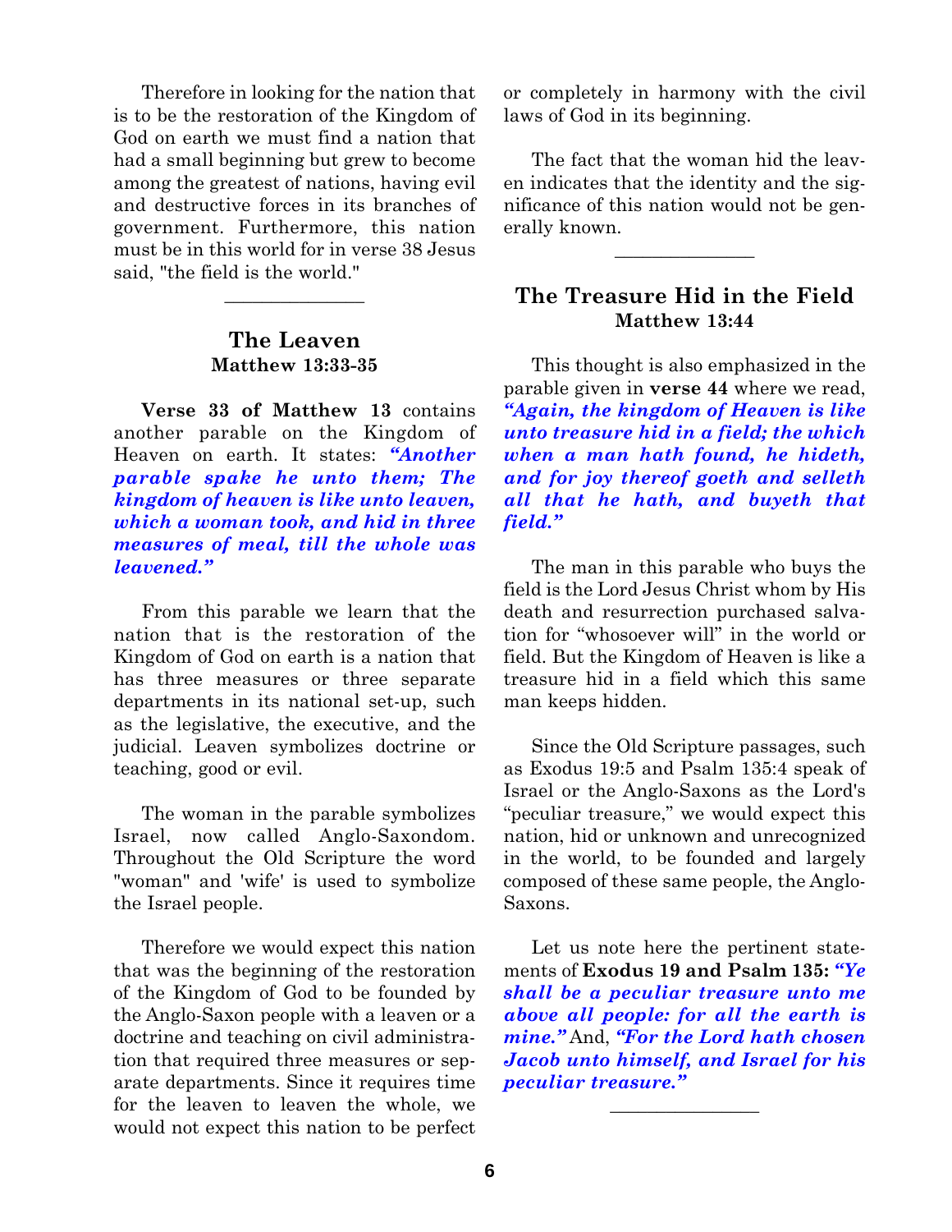Therefore in looking for the nation that is to be the restoration of the Kingdom of God on earth we must find a nation that had a small beginning but grew to become among the greatest of nations, having evil and destructive forces in its branches of government. Furthermore, this nation must be in this world for in verse 38 Jesus said, "the field is the world."

---

## The Leaven
### Matthew 13:33-35

**Verse 33 of Matthew 13** contains another parable on the Kingdom of Heaven on earth. It states: ***"Another parable spake he unto them; The kingdom of heaven is like unto leaven, which a woman took, and hid in three measures of meal, till the whole was leavened."***

From this parable we learn that the nation that is the restoration of the Kingdom of God on earth is a nation that has three measures or three separate departments in its national set-up, such as the legislative, the executive, and the judicial. Leaven symbolizes doctrine or teaching, good or evil.

The woman in the parable symbolizes Israel, now called Anglo-Saxondom. Throughout the Old Scripture the word "woman" and 'wife' is used to symbolize the Israel people.

Therefore we would expect this nation that was the beginning of the restoration of the Kingdom of God to be founded by the Anglo-Saxon people with a leaven or a doctrine and teaching on civil administration that required three measures or separate departments. Since it requires time for the leaven to leaven the whole, we would not expect this nation to be perfect or completely in harmony with the civil laws of God in its beginning.

The fact that the woman hid the leaven indicates that the identity and the significance of this nation would not be generally known.

---

## The Treasure Hid in the Field
### Matthew 13:44

This thought is also emphasized in the parable given in **verse 44** where we read, ***"Again, the kingdom of Heaven is like unto treasure hid in a field; the which when a man hath found, he hideth, and for joy thereof goeth and selleth all that he hath, and buyeth that field."***

The man in this parable who buys the field is the Lord Jesus Christ whom by His death and resurrection purchased salvation for "whosoever will" in the world or field. But the Kingdom of Heaven is like a treasure hid in a field which this same man keeps hidden.

Since the Old Scripture passages, such as Exodus 19:5 and Psalm 135:4 speak of Israel or the Anglo-Saxons as the Lord's "peculiar treasure," we would expect this nation, hid or unknown and unrecognized in the world, to be founded and largely composed of these same people, the Anglo-Saxons.

Let us note here the pertinent statements of **Exodus 19 and Psalm 135:** ***"Ye shall be a peculiar treasure unto me above all people: for all the earth is mine."*** And, ***"For the Lord hath chosen Jacob unto himself, and Israel for his peculiar treasure."***

---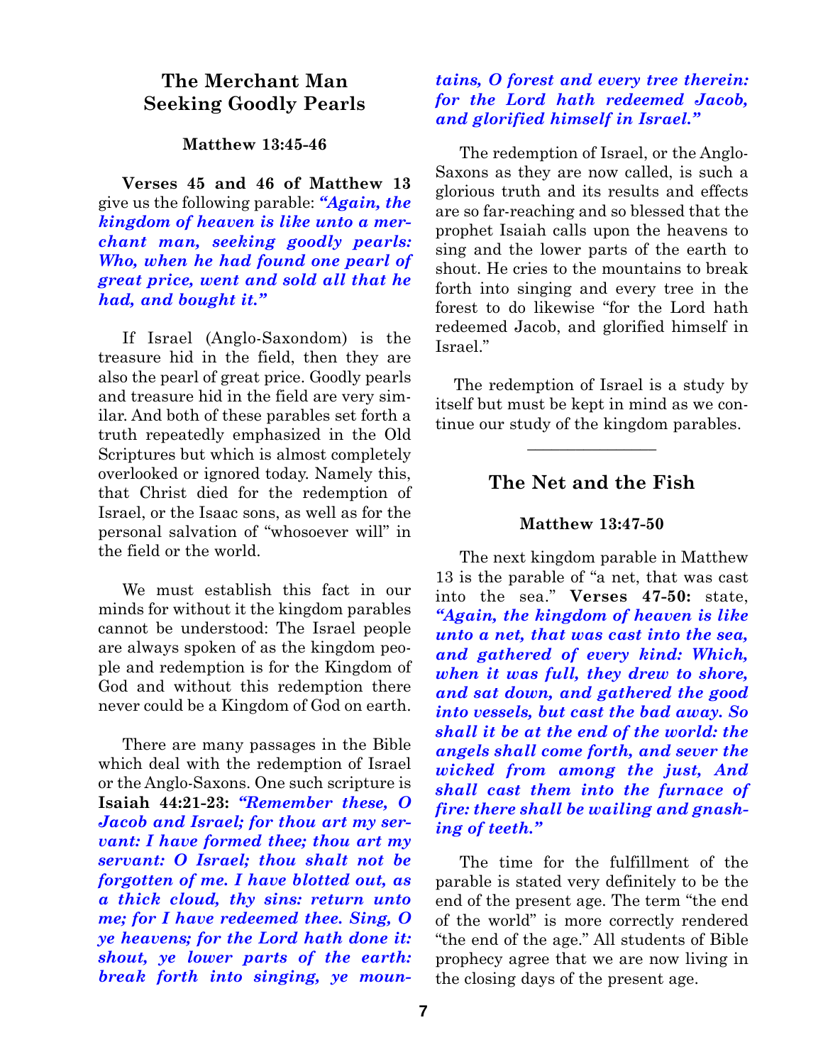## The Merchant Man Seeking Goodly Pearls

**Matthew 13:45-46**

**Verses 45 and 46 of Matthew 13** give us the following parable: ***"Again, the kingdom of heaven is like unto a merchant man, seeking goodly pearls: Who, when he had found one pearl of great price, went and sold all that he had, and bought it."***

If Israel (Anglo-Saxondom) is the treasure hid in the field, then they are also the pearl of great price. Goodly pearls and treasure hid in the field are very similar. And both of these parables set forth a truth repeatedly emphasized in the Old Scriptures but which is almost completely overlooked or ignored today. Namely this, that Christ died for the redemption of Israel, or the Isaac sons, as well as for the personal salvation of "whosoever will" in the field or the world.

We must establish this fact in our minds for without it the kingdom parables cannot be understood: The Israel people are always spoken of as the kingdom people and redemption is for the Kingdom of God and without this redemption there never could be a Kingdom of God on earth.

There are many passages in the Bible which deal with the redemption of Israel or the Anglo-Saxons. One such scripture is **Isaiah 44:21-23:** ***"Remember these, O Jacob and Israel; for thou art my servant: I have formed thee; thou art my servant: O Israel; thou shalt not be forgotten of me. I have blotted out, as a thick cloud, thy sins: return unto me; for I have redeemed thee. Sing, O ye heavens; for the Lord hath done it: shout, ye lower parts of the earth: break forth into singing, ye mountains, O forest and every tree therein: for the Lord hath redeemed Jacob, and glorified himself in Israel."***

The redemption of Israel, or the Anglo-Saxons as they are now called, is such a glorious truth and its results and effects are so far-reaching and so blessed that the prophet Isaiah calls upon the heavens to sing and the lower parts of the earth to shout. He cries to the mountains to break forth into singing and every tree in the forest to do likewise "for the Lord hath redeemed Jacob, and glorified himself in Israel."

The redemption of Israel is a study by itself but must be kept in mind as we continue our study of the kingdom parables.

---

## The Net and the Fish

**Matthew 13:47-50**

The next kingdom parable in Matthew 13 is the parable of "a net, that was cast into the sea." **Verses 47-50:** state, ***"Again, the kingdom of heaven is like unto a net, that was cast into the sea, and gathered of every kind: Which, when it was full, they drew to shore, and sat down, and gathered the good into vessels, but cast the bad away. So shall it be at the end of the world: the angels shall come forth, and sever the wicked from among the just, And shall cast them into the furnace of fire: there shall be wailing and gnashing of teeth."***

The time for the fulfillment of the parable is stated very definitely to be the end of the present age. The term "the end of the world" is more correctly rendered "the end of the age." All students of Bible prophecy agree that we are now living in the closing days of the present age.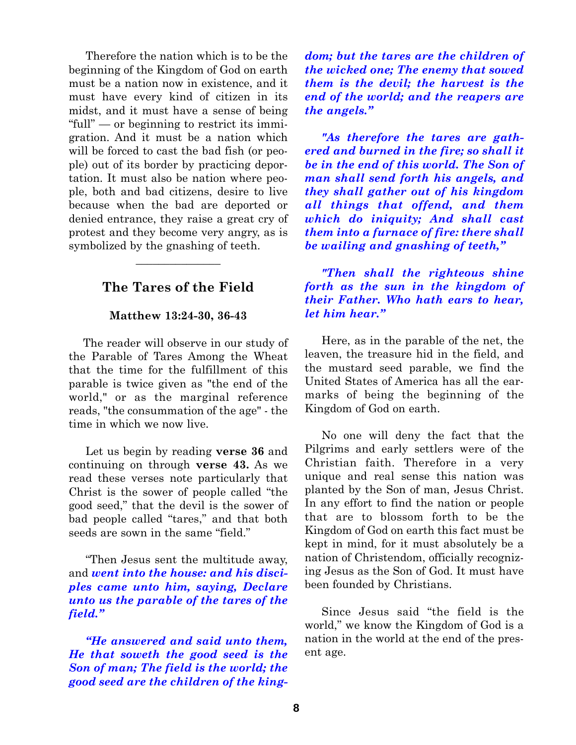Therefore the nation which is to be the beginning of the Kingdom of God on earth must be a nation now in existence, and it must have every kind of citizen in its midst, and it must have a sense of being "full" — or beginning to restrict its immigration. And it must be a nation which will be forced to cast the bad fish (or people) out of its border by practicing deportation. It must also be nation where people, both and bad citizens, desire to live because when the bad are deported or denied entrance, they raise a great cry of protest and they become very angry, as is symbolized by the gnashing of teeth.

---

## The Tares of the Field

**Matthew 13:24-30, 36-43**

The reader will observe in our study of the Parable of Tares Among the Wheat that the time for the fulfillment of this parable is twice given as "the end of the world," or as the marginal reference reads, "the consummation of the age" - the time in which we now live.

Let us begin by reading **verse 36** and continuing on through **verse 43.** As we read these verses note particularly that Christ is the sower of people called "the good seed," that the devil is the sower of bad people called "tares," and that both seeds are sown in the same "field."

"Then Jesus sent the multitude away, and ***went into the house: and his disciples came unto him, saying, Declare unto us the parable of the tares of the field."***

***"He answered and said unto them, He that soweth the good seed is the Son of man; The field is the world; the good seed are the children of the kingdom; but the tares are the children of the wicked one; The enemy that sowed them is the devil; the harvest is the end of the world; and the reapers are the angels."***

***"As therefore the tares are gathered and burned in the fire; so shall it be in the end of this world. The Son of man shall send forth his angels, and they shall gather out of his kingdom all things that offend, and them which do iniquity; And shall cast them into a furnace of fire: there shall be wailing and gnashing of teeth,"***

***"Then shall the righteous shine forth as the sun in the kingdom of their Father. Who hath ears to hear, let him hear."***

Here, as in the parable of the net, the leaven, the treasure hid in the field, and the mustard seed parable, we find the United States of America has all the earmarks of being the beginning of the Kingdom of God on earth.

No one will deny the fact that the Pilgrims and early settlers were of the Christian faith. Therefore in a very unique and real sense this nation was planted by the Son of man, Jesus Christ. In any effort to find the nation or people that are to blossom forth to be the Kingdom of God on earth this fact must be kept in mind, for it must absolutely be a nation of Christendom, officially recognizing Jesus as the Son of God. It must have been founded by Christians.

Since Jesus said "the field is the world," we know the Kingdom of God is a nation in the world at the end of the present age.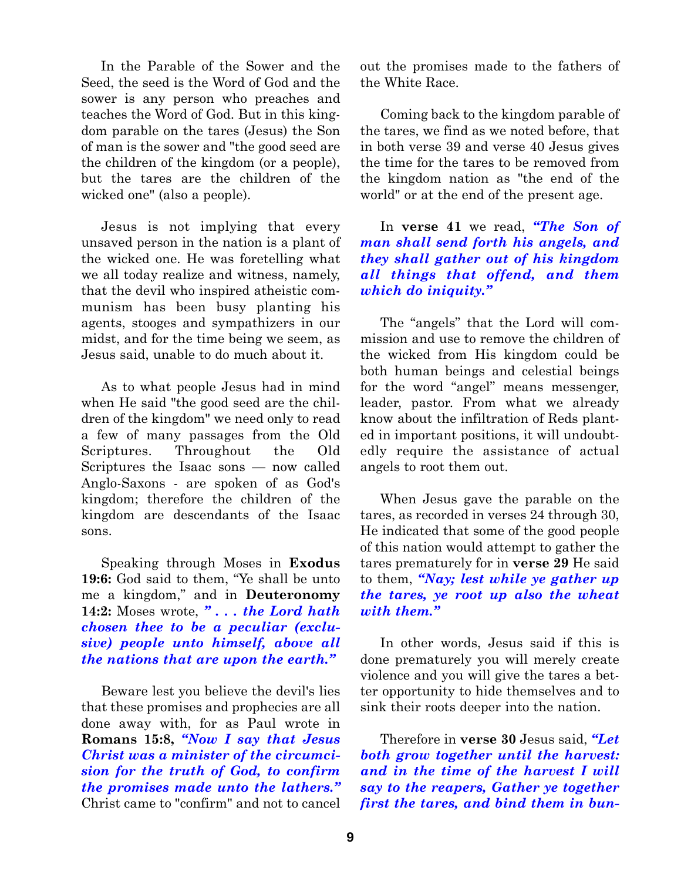In the Parable of the Sower and the Seed, the seed is the Word of God and the sower is any person who preaches and teaches the Word of God. But in this kingdom parable on the tares (Jesus) the Son of man is the sower and "the good seed are the children of the kingdom (or a people), but the tares are the children of the wicked one" (also a people).

Jesus is not implying that every unsaved person in the nation is a plant of the wicked one. He was foretelling what we all today realize and witness, namely, that the devil who inspired atheistic communism has been busy planting his agents, stooges and sympathizers in our midst, and for the time being we seem, as Jesus said, unable to do much about it.

As to what people Jesus had in mind when He said "the good seed are the children of the kingdom" we need only to read a few of many passages from the Old Scriptures. Throughout the Old Scriptures the Isaac sons — now called Anglo-Saxons - are spoken of as God's kingdom; therefore the children of the kingdom are descendants of the Isaac sons.

Speaking through Moses in **Exodus 19:6:** God said to them, "Ye shall be unto me a kingdom," and in **Deuteronomy 14:2:** Moses wrote, ***" . . . the Lord hath chosen thee to be a peculiar (exclusive) people unto himself, above all the nations that are upon the earth."***

Beware lest you believe the devil's lies that these promises and prophecies are all done away with, for as Paul wrote in **Romans 15:8,** ***"Now I say that Jesus Christ was a minister of the circumcision for the truth of God, to confirm the promises made unto the lathers."*** Christ came to "confirm" and not to cancel out the promises made to the fathers of the White Race.

Coming back to the kingdom parable of the tares, we find as we noted before, that in both verse 39 and verse 40 Jesus gives the time for the tares to be removed from the kingdom nation as "the end of the world" or at the end of the present age.

In **verse 41** we read, ***"The Son of man shall send forth his angels, and they shall gather out of his kingdom all things that offend, and them which do iniquity."***

The "angels" that the Lord will commission and use to remove the children of the wicked from His kingdom could be both human beings and celestial beings for the word "angel" means messenger, leader, pastor. From what we already know about the infiltration of Reds planted in important positions, it will undoubtedly require the assistance of actual angels to root them out.

When Jesus gave the parable on the tares, as recorded in verses 24 through 30, He indicated that some of the good people of this nation would attempt to gather the tares prematurely for in **verse 29** He said to them, ***"Nay; lest while ye gather up the tares, ye root up also the wheat with them."***

In other words, Jesus said if this is done prematurely you will merely create violence and you will give the tares a better opportunity to hide themselves and to sink their roots deeper into the nation.

Therefore in **verse 30** Jesus said, ***"Let both grow together until the harvest: and in the time of the harvest I will say to the reapers, Gather ye together first the tares, and bind them in bun-***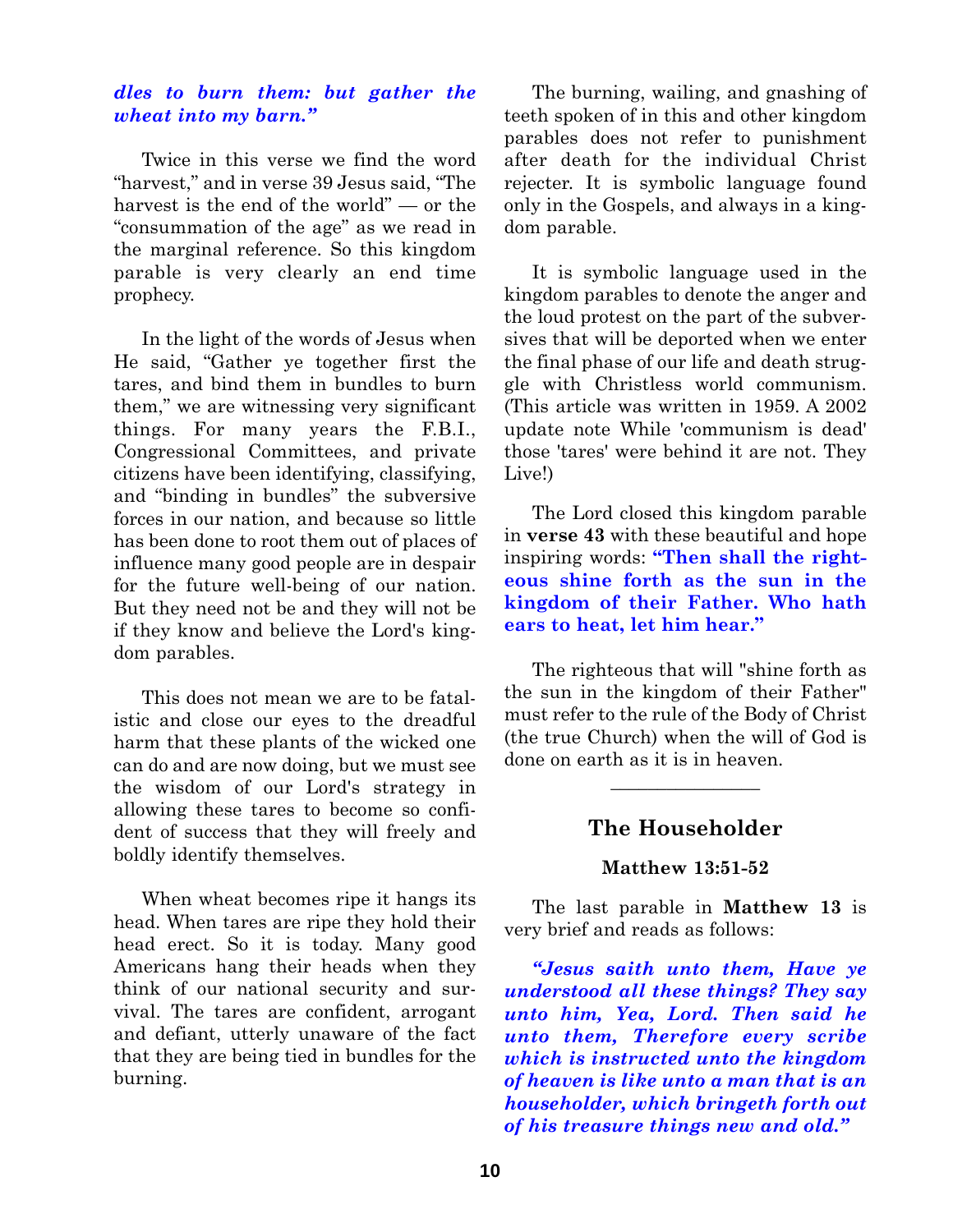***dles to burn them: but gather the wheat into my barn."***

Twice in this verse we find the word "harvest," and in verse 39 Jesus said, "The harvest is the end of the world" — or the "consummation of the age" as we read in the marginal reference. So this kingdom parable is very clearly an end time prophecy.

In the light of the words of Jesus when He said, "Gather ye together first the tares, and bind them in bundles to burn them," we are witnessing very significant things. For many years the F.B.I., Congressional Committees, and private citizens have been identifying, classifying, and "binding in bundles" the subversive forces in our nation, and because so little has been done to root them out of places of influence many good people are in despair for the future well-being of our nation. But they need not be and they will not be if they know and believe the Lord's kingdom parables.

This does not mean we are to be fatalistic and close our eyes to the dreadful harm that these plants of the wicked one can do and are now doing, but we must see the wisdom of our Lord's strategy in allowing these tares to become so confident of success that they will freely and boldly identify themselves.

When wheat becomes ripe it hangs its head. When tares are ripe they hold their head erect. So it is today. Many good Americans hang their heads when they think of our national security and survival. The tares are confident, arrogant and defiant, utterly unaware of the fact that they are being tied in bundles for the burning.

The burning, wailing, and gnashing of teeth spoken of in this and other kingdom parables does not refer to punishment after death for the individual Christ rejecter. It is symbolic language found only in the Gospels, and always in a kingdom parable.

It is symbolic language used in the kingdom parables to denote the anger and the loud protest on the part of the subversives that will be deported when we enter the final phase of our life and death struggle with Christless world communism. (This article was written in 1959. A 2002 update note While 'communism is dead' those 'tares' were behind it are not. They Live!)

The Lord closed this kingdom parable in **verse 43** with these beautiful and hope inspiring words: **"Then shall the righteous shine forth as the sun in the kingdom of their Father. Who hath ears to heat, let him hear."**

The righteous that will "shine forth as the sun in the kingdom of their Father" must refer to the rule of the Body of Christ (the true Church) when the will of God is done on earth as it is in heaven.

---

## The Householder

### Matthew 13:51-52

The last parable in **Matthew 13** is very brief and reads as follows:

***"Jesus saith unto them, Have ye understood all these things? They say unto him, Yea, Lord. Then said he unto them, Therefore every scribe which is instructed unto the kingdom of heaven is like unto a man that is an householder, which bringeth forth out of his treasure things new and old."***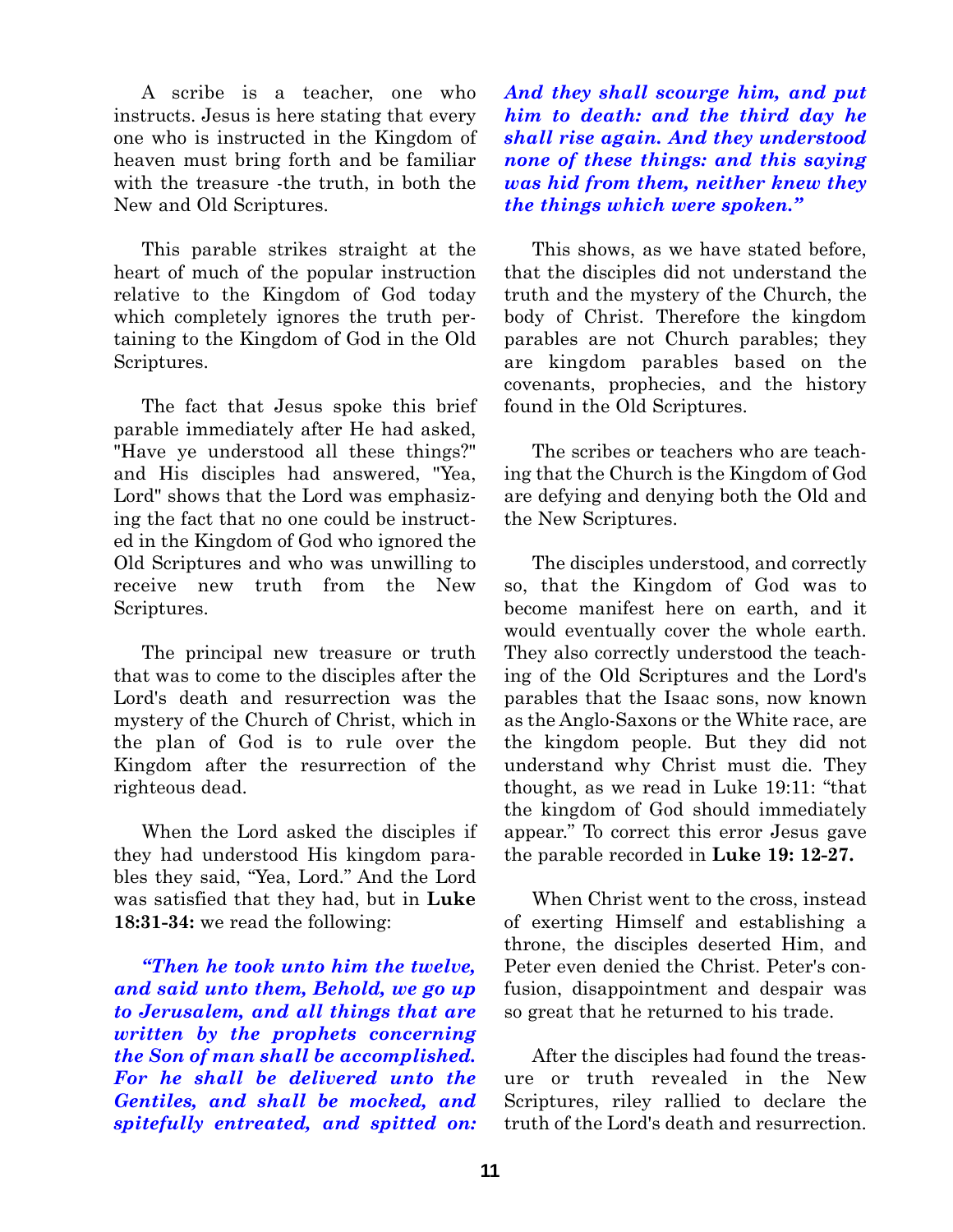A scribe is a teacher, one who instructs. Jesus is here stating that every one who is instructed in the Kingdom of heaven must bring forth and be familiar with the treasure -the truth, in both the New and Old Scriptures.

This parable strikes straight at the heart of much of the popular instruction relative to the Kingdom of God today which completely ignores the truth pertaining to the Kingdom of God in the Old Scriptures.

The fact that Jesus spoke this brief parable immediately after He had asked, "Have ye understood all these things?" and His disciples had answered, "Yea, Lord" shows that the Lord was emphasizing the fact that no one could be instructed in the Kingdom of God who ignored the Old Scriptures and who was unwilling to receive new truth from the New Scriptures.

The principal new treasure or truth that was to come to the disciples after the Lord's death and resurrection was the mystery of the Church of Christ, which in the plan of God is to rule over the Kingdom after the resurrection of the righteous dead.

When the Lord asked the disciples if they had understood His kingdom parables they said, "Yea, Lord." And the Lord was satisfied that they had, but in **Luke 18:31-34:** we read the following:

***"Then he took unto him the twelve, and said unto them, Behold, we go up to Jerusalem, and all things that are written by the prophets concerning the Son of man shall be accomplished. For he shall be delivered unto the Gentiles, and shall be mocked, and spitefully entreated, and spitted on: And they shall scourge him, and put him to death: and the third day he shall rise again. And they understood none of these things: and this saying was hid from them, neither knew they the things which were spoken."***

This shows, as we have stated before, that the disciples did not understand the truth and the mystery of the Church, the body of Christ. Therefore the kingdom parables are not Church parables; they are kingdom parables based on the covenants, prophecies, and the history found in the Old Scriptures.

The scribes or teachers who are teaching that the Church is the Kingdom of God are defying and denying both the Old and the New Scriptures.

The disciples understood, and correctly so, that the Kingdom of God was to become manifest here on earth, and it would eventually cover the whole earth. They also correctly understood the teaching of the Old Scriptures and the Lord's parables that the Isaac sons, now known as the Anglo-Saxons or the White race, are the kingdom people. But they did not understand why Christ must die. They thought, as we read in Luke 19:11: "that the kingdom of God should immediately appear." To correct this error Jesus gave the parable recorded in **Luke 19: 12-27.**

When Christ went to the cross, instead of exerting Himself and establishing a throne, the disciples deserted Him, and Peter even denied the Christ. Peter's confusion, disappointment and despair was so great that he returned to his trade.

After the disciples had found the treasure or truth revealed in the New Scriptures, riley rallied to declare the truth of the Lord's death and resurrection.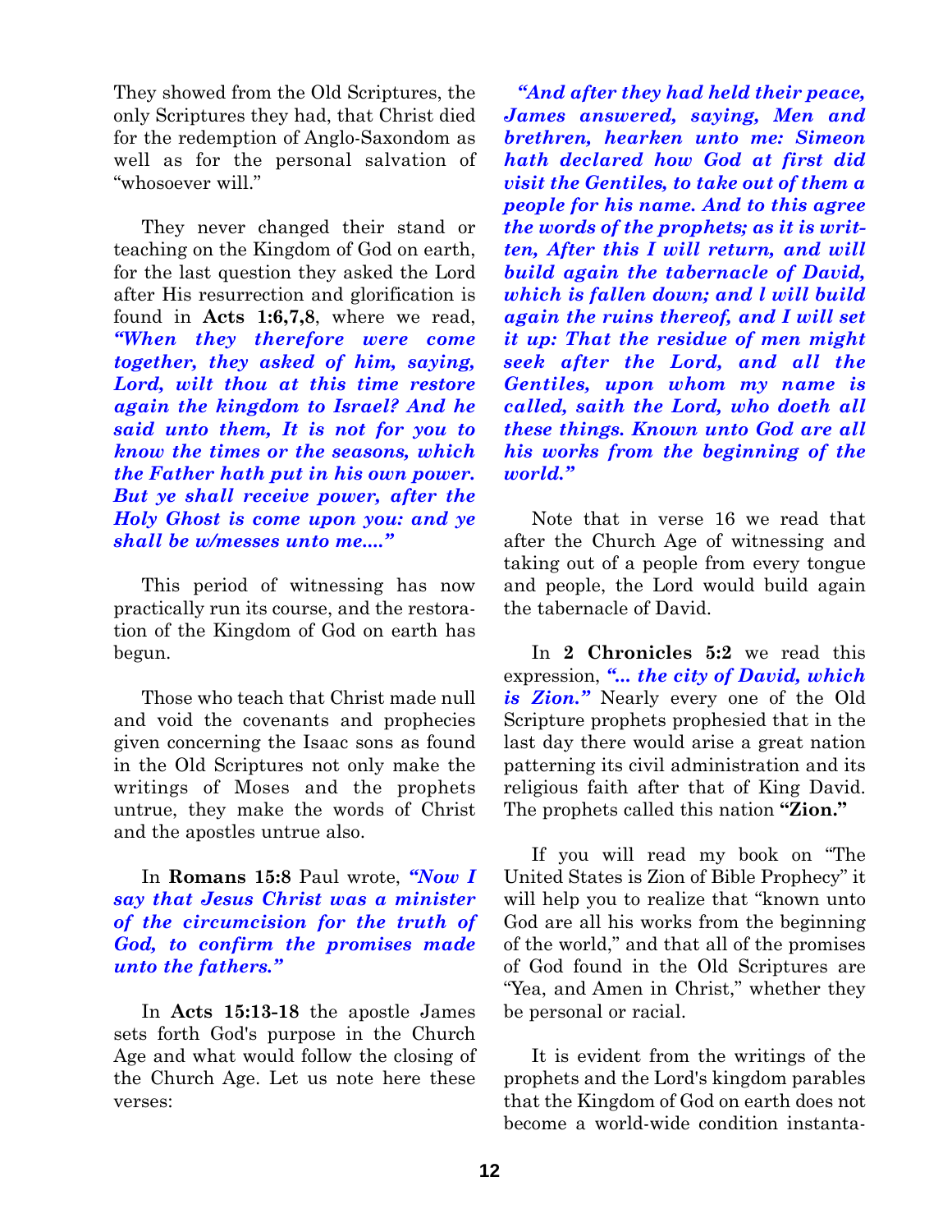They showed from the Old Scriptures, the only Scriptures they had, that Christ died for the redemption of Anglo-Saxondom as well as for the personal salvation of "whosoever will."

They never changed their stand or teaching on the Kingdom of God on earth, for the last question they asked the Lord after His resurrection and glorification is found in **Acts 1:6,7,8**, where we read, ***"When they therefore were come together, they asked of him, saying, Lord, wilt thou at this time restore again the kingdom to Israel? And he said unto them, It is not for you to know the times or the seasons, which the Father hath put in his own power. But ye shall receive power, after the Holy Ghost is come upon you: and ye shall be w/messes unto me...."***

This period of witnessing has now practically run its course, and the restoration of the Kingdom of God on earth has begun.

Those who teach that Christ made null and void the covenants and prophecies given concerning the Isaac sons as found in the Old Scriptures not only make the writings of Moses and the prophets untrue, they make the words of Christ and the apostles untrue also.

In **Romans 15:8** Paul wrote, ***"Now I say that Jesus Christ was a minister of the circumcision for the truth of God, to confirm the promises made unto the fathers."***

In **Acts 15:13-18** the apostle James sets forth God's purpose in the Church Age and what would follow the closing of the Church Age. Let us note here these verses:

***"And after they had held their peace, James answered, saying, Men and brethren, hearken unto me: Simeon hath declared how God at first did visit the Gentiles, to take out of them a people for his name. And to this agree the words of the prophets; as it is written, After this I will return, and will build again the tabernacle of David, which is fallen down; and l will build again the ruins thereof, and I will set it up: That the residue of men might seek after the Lord, and all the Gentiles, upon whom my name is called, saith the Lord, who doeth all these things. Known unto God are all his works from the beginning of the world."***

Note that in verse 16 we read that after the Church Age of witnessing and taking out of a people from every tongue and people, the Lord would build again the tabernacle of David.

In **2 Chronicles 5:2** we read this expression, ***"... the city of David, which is Zion."*** Nearly every one of the Old Scripture prophets prophesied that in the last day there would arise a great nation patterning its civil administration and its religious faith after that of King David. The prophets called this nation **"Zion."**

If you will read my book on "The United States is Zion of Bible Prophecy" it will help you to realize that "known unto God are all his works from the beginning of the world," and that all of the promises of God found in the Old Scriptures are "Yea, and Amen in Christ," whether they be personal or racial.

It is evident from the writings of the prophets and the Lord's kingdom parables that the Kingdom of God on earth does not become a world-wide condition instanta-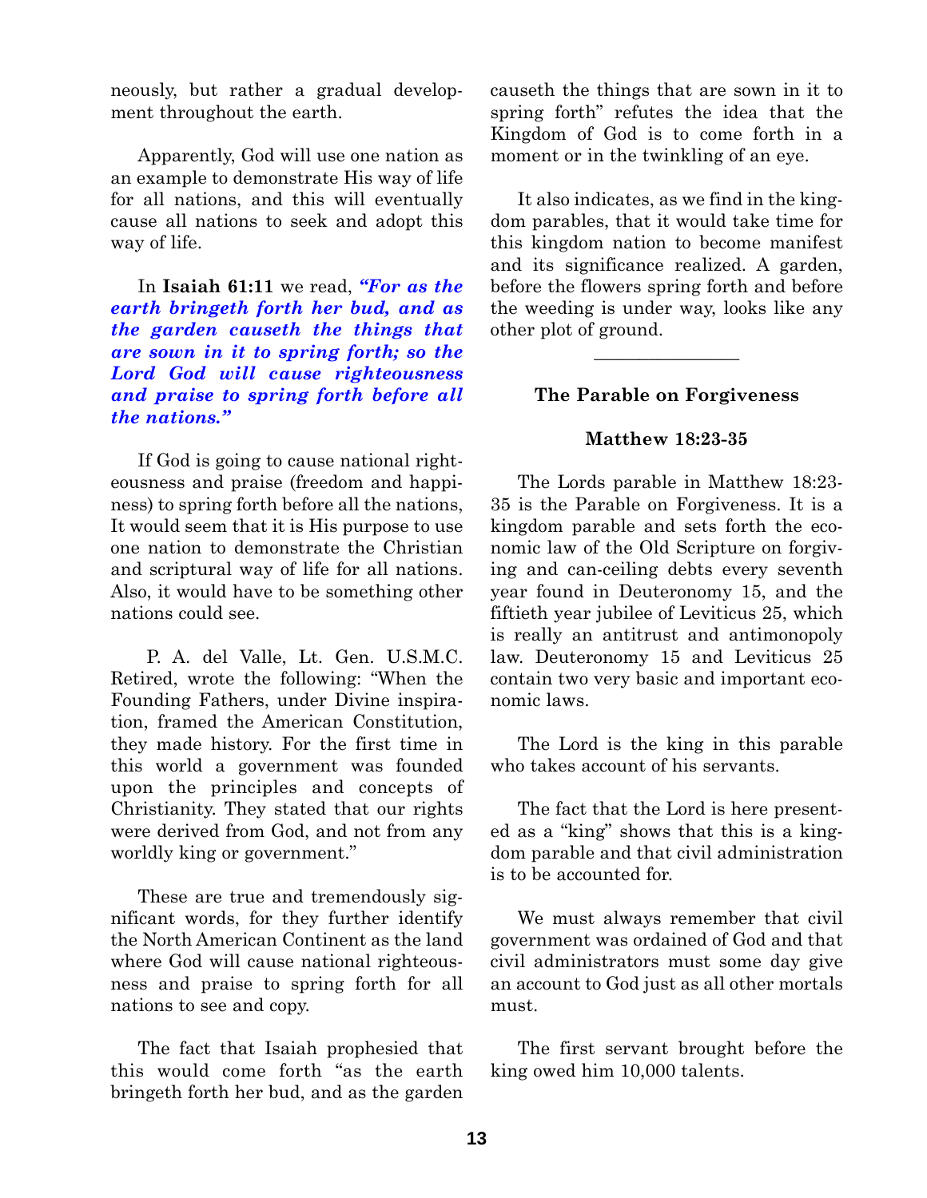neously, but rather a gradual development throughout the earth.

Apparently, God will use one nation as an example to demonstrate His way of life for all nations, and this will eventually cause all nations to seek and adopt this way of life.

In **Isaiah 61:11** we read, ***"For as the earth bringeth forth her bud, and as the garden causeth the things that are sown in it to spring forth; so the Lord God will cause righteousness and praise to spring forth before all the nations."***

If God is going to cause national righteousness and praise (freedom and happiness) to spring forth before all the nations, It would seem that it is His purpose to use one nation to demonstrate the Christian and scriptural way of life for all nations. Also, it would have to be something other nations could see.

P. A. del Valle, Lt. Gen. U.S.M.C. Retired, wrote the following: "When the Founding Fathers, under Divine inspiration, framed the American Constitution, they made history. For the first time in this world a government was founded upon the principles and concepts of Christianity. They stated that our rights were derived from God, and not from any worldly king or government."

These are true and tremendously significant words, for they further identify the North American Continent as the land where God will cause national righteousness and praise to spring forth for all nations to see and copy.

The fact that Isaiah prophesied that this would come forth "as the earth bringeth forth her bud, and as the garden causeth the things that are sown in it to spring forth" refutes the idea that the Kingdom of God is to come forth in a moment or in the twinkling of an eye.

It also indicates, as we find in the kingdom parables, that it would take time for this kingdom nation to become manifest and its significance realized. A garden, before the flowers spring forth and before the weeding is under way, looks like any other plot of ground.

---

### The Parable on Forgiveness

### Matthew 18:23-35

The Lords parable in Matthew 18:23-35 is the Parable on Forgiveness. It is a kingdom parable and sets forth the economic law of the Old Scripture on forgiving and can-ceiling debts every seventh year found in Deuteronomy 15, and the fiftieth year jubilee of Leviticus 25, which is really an antitrust and antimonopoly law. Deuteronomy 15 and Leviticus 25 contain two very basic and important economic laws.

The Lord is the king in this parable who takes account of his servants.

The fact that the Lord is here presented as a "king" shows that this is a kingdom parable and that civil administration is to be accounted for.

We must always remember that civil government was ordained of God and that civil administrators must some day give an account to God just as all other mortals must.

The first servant brought before the king owed him 10,000 talents.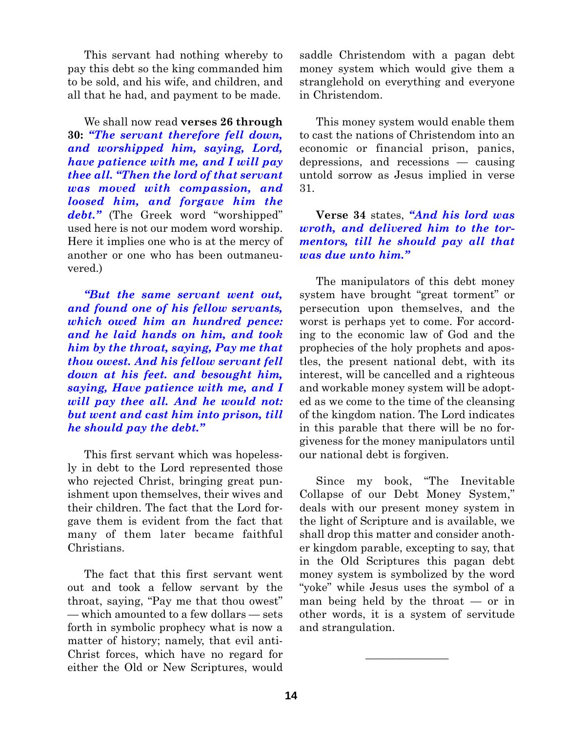This servant had nothing whereby to pay this debt so the king commanded him to be sold, and his wife, and children, and all that he had, and payment to be made.

We shall now read **verses 26 through 30:** ***"The servant therefore fell down, and worshipped him, saying, Lord, have patience with me, and I will pay thee all. "Then the lord of that servant was moved with compassion, and loosed him, and forgave him the debt."*** (The Greek word "worshipped" used here is not our modem word worship. Here it implies one who is at the mercy of another or one who has been outmaneuvered.)

***"But the same servant went out, and found one of his fellow servants, which owed him an hundred pence: and he laid hands on him, and took him by the throat, saying, Pay me that thou owest. And his fellow servant fell down at his feet. and besought him, saying, Have patience with me, and I will pay thee all. And he would not: but went and cast him into prison, till he should pay the debt."***

This first servant which was hopelessly in debt to the Lord represented those who rejected Christ, bringing great punishment upon themselves, their wives and their children. The fact that the Lord forgave them is evident from the fact that many of them later became faithful Christians.

The fact that this first servant went out and took a fellow servant by the throat, saying, "Pay me that thou owest" — which amounted to a few dollars — sets forth in symbolic prophecy what is now a matter of history; namely, that evil anti-Christ forces, which have no regard for either the Old or New Scriptures, would saddle Christendom with a pagan debt money system which would give them a stranglehold on everything and everyone in Christendom.

This money system would enable them to cast the nations of Christendom into an economic or financial prison, panics, depressions, and recessions — causing untold sorrow as Jesus implied in verse 31.

**Verse 34** states, ***"And his lord was wroth, and delivered him to the tormentors, till he should pay all that was due unto him."***

The manipulators of this debt money system have brought "great torment" or persecution upon themselves, and the worst is perhaps yet to come. For according to the economic law of God and the prophecies of the holy prophets and apostles, the present national debt, with its interest, will be cancelled and a righteous and workable money system will be adopted as we come to the time of the cleansing of the kingdom nation. The Lord indicates in this parable that there will be no forgiveness for the money manipulators until our national debt is forgiven.

Since my book, "The Inevitable Collapse of our Debt Money System," deals with our present money system in the light of Scripture and is available, we shall drop this matter and consider another kingdom parable, excepting to say, that in the Old Scriptures this pagan debt money system is symbolized by the word "yoke" while Jesus uses the symbol of a man being held by the throat — or in other words, it is a system of servitude and strangulation.

---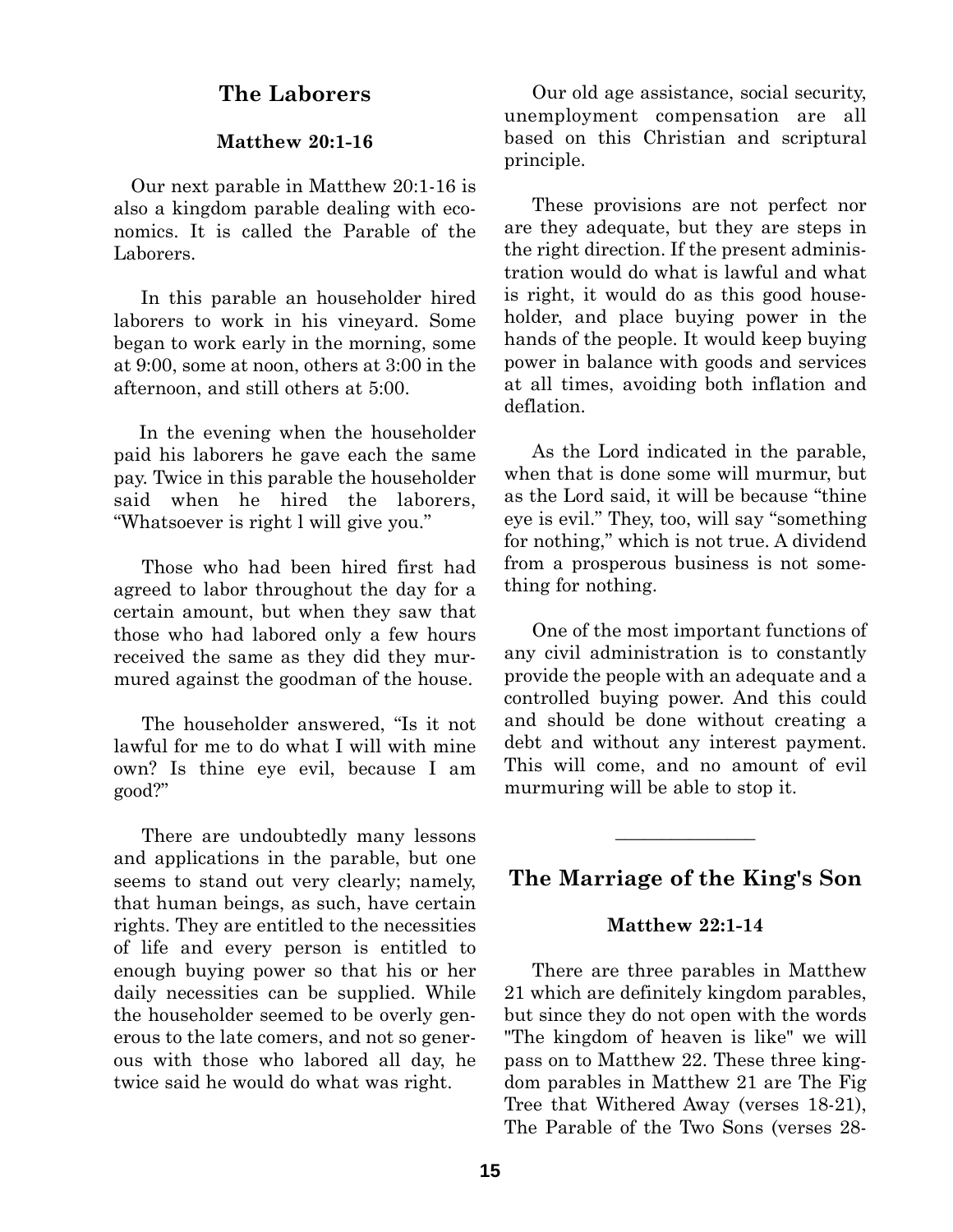## The Laborers

### Matthew 20:1-16

Our next parable in Matthew 20:1-16 is also a kingdom parable dealing with economics. It is called the Parable of the Laborers.

In this parable an householder hired laborers to work in his vineyard. Some began to work early in the morning, some at 9:00, some at noon, others at 3:00 in the afternoon, and still others at 5:00.

In the evening when the householder paid his laborers he gave each the same pay. Twice in this parable the householder said when he hired the laborers, "Whatsoever is right l will give you."

Those who had been hired first had agreed to labor throughout the day for a certain amount, but when they saw that those who had labored only a few hours received the same as they did they murmured against the goodman of the house.

The householder answered, "Is it not lawful for me to do what I will with mine own? Is thine eye evil, because I am good?"

There are undoubtedly many lessons and applications in the parable, but one seems to stand out very clearly; namely, that human beings, as such, have certain rights. They are entitled to the necessities of life and every person is entitled to enough buying power so that his or her daily necessities can be supplied. While the householder seemed to be overly generous to the late comers, and not so generous with those who labored all day, he twice said he would do what was right.

Our old age assistance, social security, unemployment compensation are all based on this Christian and scriptural principle.

These provisions are not perfect nor are they adequate, but they are steps in the right direction. If the present administration would do what is lawful and what is right, it would do as this good householder, and place buying power in the hands of the people. It would keep buying power in balance with goods and services at all times, avoiding both inflation and deflation.

As the Lord indicated in the parable, when that is done some will murmur, but as the Lord said, it will be because "thine eye is evil." They, too, will say "something for nothing," which is not true. A dividend from a prosperous business is not something for nothing.

One of the most important functions of any civil administration is to constantly provide the people with an adequate and a controlled buying power. And this could and should be done without creating a debt and without any interest payment. This will come, and no amount of evil murmuring will be able to stop it.

---

## The Marriage of the King's Son

### Matthew 22:1-14

There are three parables in Matthew 21 which are definitely kingdom parables, but since they do not open with the words "The kingdom of heaven is like" we will pass on to Matthew 22. These three kingdom parables in Matthew 21 are The Fig Tree that Withered Away (verses 18-21), The Parable of the Two Sons (verses 28-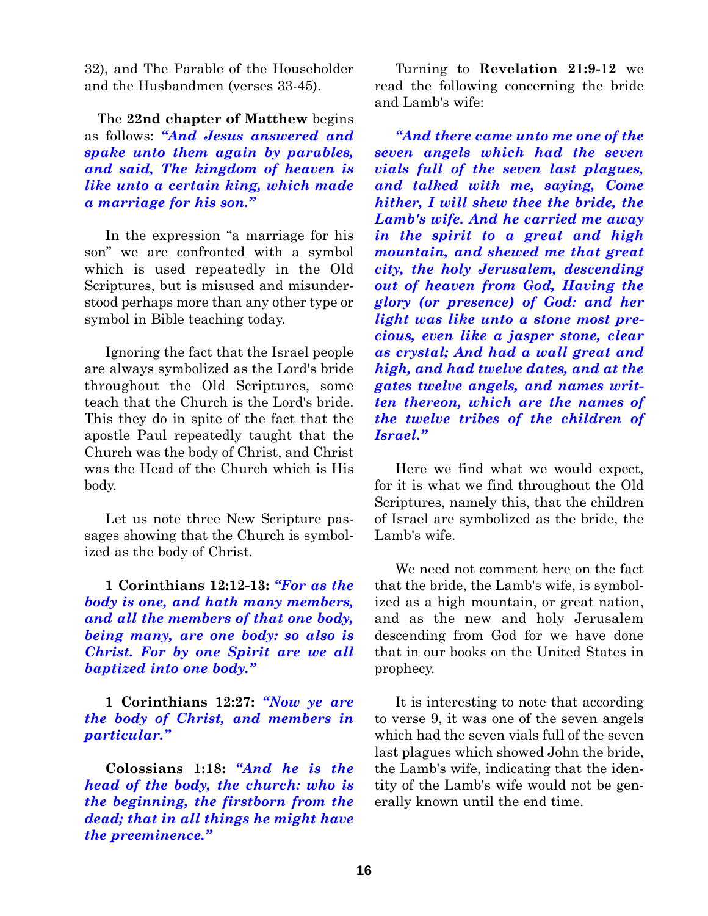32), and The Parable of the Householder and the Husbandmen (verses 33-45).

The **22nd chapter of Matthew** begins as follows: ***"And Jesus answered and spake unto them again by parables, and said, The kingdom of heaven is like unto a certain king, which made a marriage for his son."***

In the expression "a marriage for his son" we are confronted with a symbol which is used repeatedly in the Old Scriptures, but is misused and misunderstood perhaps more than any other type or symbol in Bible teaching today.

Ignoring the fact that the Israel people are always symbolized as the Lord's bride throughout the Old Scriptures, some teach that the Church is the Lord's bride. This they do in spite of the fact that the apostle Paul repeatedly taught that the Church was the body of Christ, and Christ was the Head of the Church which is His body.

Let us note three New Scripture passages showing that the Church is symbolized as the body of Christ.

**1 Corinthians 12:12-13:** ***"For as the body is one, and hath many members, and all the members of that one body, being many, are one body: so also is Christ. For by one Spirit are we all baptized into one body."***

**1 Corinthians 12:27:** ***"Now ye are the body of Christ, and members in particular."***

**Colossians 1:18:** ***"And he is the head of the body, the church: who is the beginning, the firstborn from the dead; that in all things he might have the preeminence."***

Turning to **Revelation 21:9-12** we read the following concerning the bride and Lamb's wife:

***"And there came unto me one of the seven angels which had the seven vials full of the seven last plagues, and talked with me, saying, Come hither, I will shew thee the bride, the Lamb's wife. And he carried me away in the spirit to a great and high mountain, and shewed me that great city, the holy Jerusalem, descending out of heaven from God, Having the glory (or presence) of God: and her light was like unto a stone most precious, even like a jasper stone, clear as crystal; And had a wall great and high, and had twelve dates, and at the gates twelve angels, and names written thereon, which are the names of the twelve tribes of the children of Israel."***

Here we find what we would expect, for it is what we find throughout the Old Scriptures, namely this, that the children of Israel are symbolized as the bride, the Lamb's wife.

We need not comment here on the fact that the bride, the Lamb's wife, is symbolized as a high mountain, or great nation, and as the new and holy Jerusalem descending from God for we have done that in our books on the United States in prophecy.

It is interesting to note that according to verse 9, it was one of the seven angels which had the seven vials full of the seven last plagues which showed John the bride, the Lamb's wife, indicating that the identity of the Lamb's wife would not be generally known until the end time.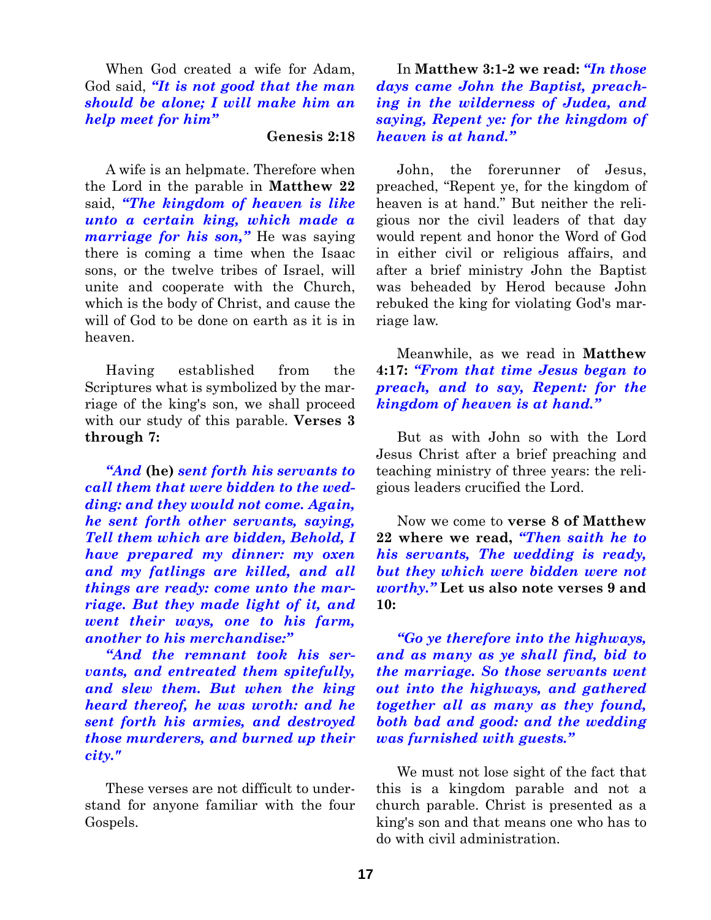When God created a wife for Adam, God said, ***"It is not good that the man should be alone; I will make him an help meet for him"***

**Genesis 2:18**

A wife is an helpmate. Therefore when the Lord in the parable in **Matthew 22** said, ***"The kingdom of heaven is like unto a certain king, which made a marriage for his son,"*** He was saying there is coming a time when the Isaac sons, or the twelve tribes of Israel, will unite and cooperate with the Church, which is the body of Christ, and cause the will of God to be done on earth as it is in heaven.

Having established from the Scriptures what is symbolized by the marriage of the king's son, we shall proceed with our study of this parable. **Verses 3 through 7:**

***"And* (he) *sent forth his servants to call them that were bidden to the wedding: and they would not come. Again, he sent forth other servants, saying, Tell them which are bidden, Behold, I have prepared my dinner: my oxen and my fatlings are killed, and all things are ready: come unto the marriage. But they made light of it, and went their ways, one to his farm, another to his merchandise:"***

***"And the remnant took his servants, and entreated them spitefully, and slew them. But when the king heard thereof, he was wroth: and he sent forth his armies, and destroyed those murderers, and burned up their city."***

These verses are not difficult to understand for anyone familiar with the four Gospels.

In **Matthew 3:1-2 we read:** ***"In those days came John the Baptist, preaching in the wilderness of Judea, and saying, Repent ye: for the kingdom of heaven is at hand."***

John, the forerunner of Jesus, preached, "Repent ye, for the kingdom of heaven is at hand." But neither the religious nor the civil leaders of that day would repent and honor the Word of God in either civil or religious affairs, and after a brief ministry John the Baptist was beheaded by Herod because John rebuked the king for violating God's marriage law.

Meanwhile, as we read in **Matthew 4:17:** ***"From that time Jesus began to preach, and to say, Repent: for the kingdom of heaven is at hand."***

But as with John so with the Lord Jesus Christ after a brief preaching and teaching ministry of three years: the religious leaders crucified the Lord.

Now we come to **verse 8 of Matthew 22 where we read,** ***"Then saith he to his servants, The wedding is ready, but they which were bidden were not worthy."*** **Let us also note verses 9 and 10:**

***"Go ye therefore into the highways, and as many as ye shall find, bid to the marriage. So those servants went out into the highways, and gathered together all as many as they found, both bad and good: and the wedding was furnished with guests."***

We must not lose sight of the fact that this is a kingdom parable and not a church parable. Christ is presented as a king's son and that means one who has to do with civil administration.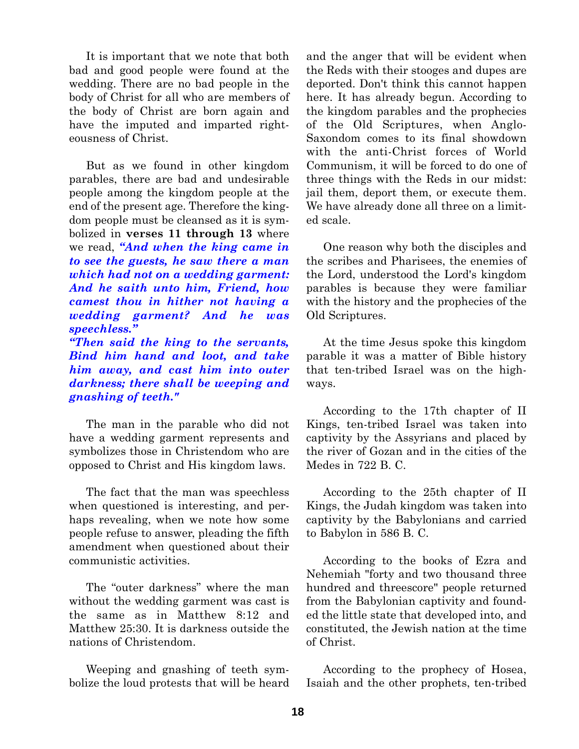It is important that we note that both bad and good people were found at the wedding. There are no bad people in the body of Christ for all who are members of the body of Christ are born again and have the imputed and imparted righteousness of Christ.

But as we found in other kingdom parables, there are bad and undesirable people among the kingdom people at the end of the present age. Therefore the kingdom people must be cleansed as it is symbolized in **verses 11 through 13** where we read, ***"And when the king came in to see the guests, he saw there a man which had not on a wedding garment: And he saith unto him, Friend, how camest thou in hither not having a wedding garment? And he was speechless."***

***"Then said the king to the servants, Bind him hand and loot, and take him away, and cast him into outer darkness; there shall be weeping and gnashing of teeth."***

The man in the parable who did not have a wedding garment represents and symbolizes those in Christendom who are opposed to Christ and His kingdom laws.

The fact that the man was speechless when questioned is interesting, and perhaps revealing, when we note how some people refuse to answer, pleading the fifth amendment when questioned about their communistic activities.

The "outer darkness" where the man without the wedding garment was cast is the same as in Matthew 8:12 and Matthew 25:30. It is darkness outside the nations of Christendom.

Weeping and gnashing of teeth symbolize the loud protests that will be heard and the anger that will be evident when the Reds with their stooges and dupes are deported. Don't think this cannot happen here. It has already begun. According to the kingdom parables and the prophecies of the Old Scriptures, when Anglo-Saxondom comes to its final showdown with the anti-Christ forces of World Communism, it will be forced to do one of three things with the Reds in our midst: jail them, deport them, or execute them. We have already done all three on a limited scale.

One reason why both the disciples and the scribes and Pharisees, the enemies of the Lord, understood the Lord's kingdom parables is because they were familiar with the history and the prophecies of the Old Scriptures.

At the time Jesus spoke this kingdom parable it was a matter of Bible history that ten-tribed Israel was on the highways.

According to the 17th chapter of II Kings, ten-tribed Israel was taken into captivity by the Assyrians and placed by the river of Gozan and in the cities of the Medes in 722 B. C.

According to the 25th chapter of II Kings, the Judah kingdom was taken into captivity by the Babylonians and carried to Babylon in 586 B. C.

According to the books of Ezra and Nehemiah "forty and two thousand three hundred and threescore" people returned from the Babylonian captivity and founded the little state that developed into, and constituted, the Jewish nation at the time of Christ.

According to the prophecy of Hosea, Isaiah and the other prophets, ten-tribed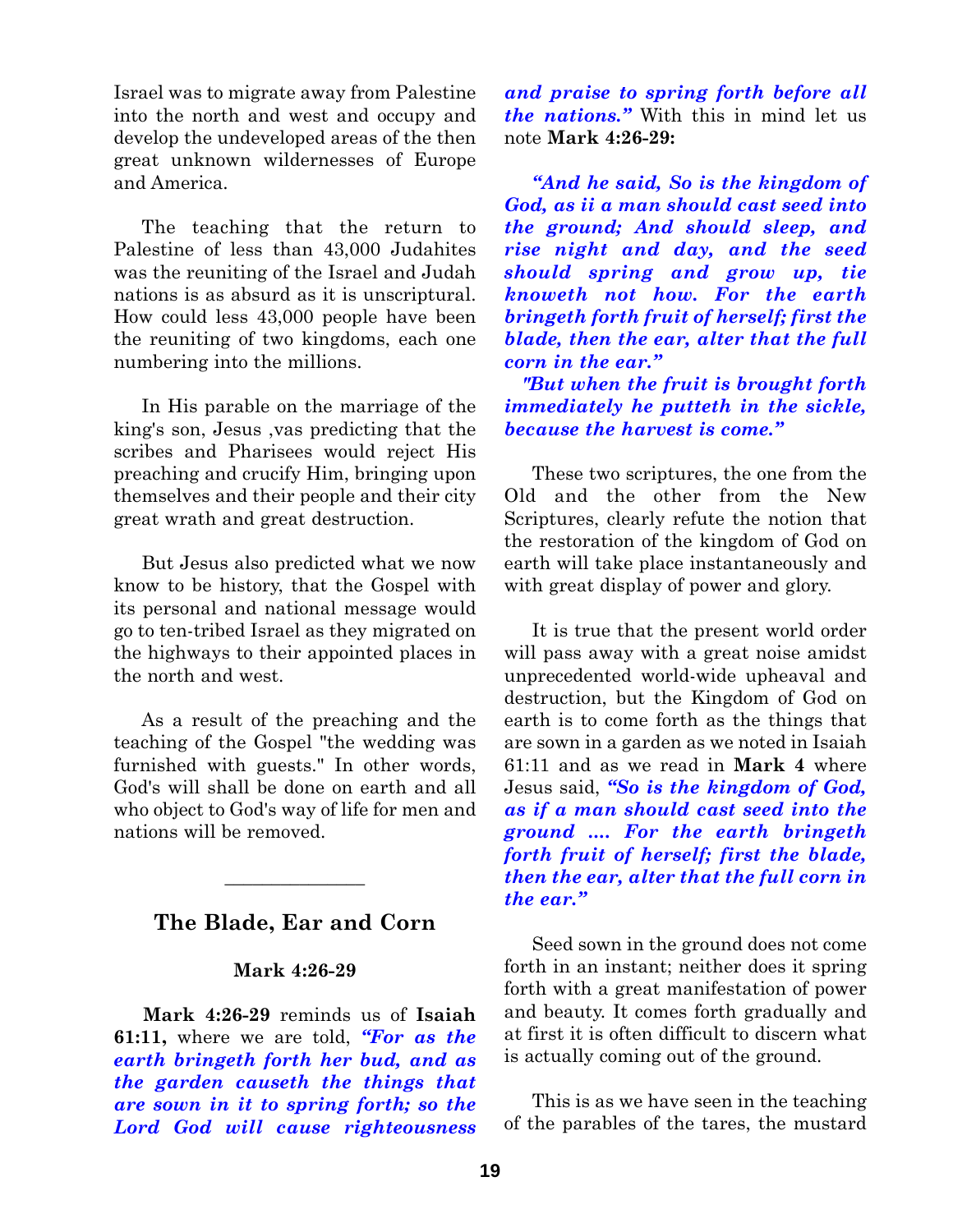Israel was to migrate away from Palestine into the north and west and occupy and develop the undeveloped areas of the then great unknown wildernesses of Europe and America.

The teaching that the return to Palestine of less than 43,000 Judahites was the reuniting of the Israel and Judah nations is as absurd as it is unscriptural. How could less 43,000 people have been the reuniting of two kingdoms, each one numbering into the millions.

In His parable on the marriage of the king's son, Jesus ,vas predicting that the scribes and Pharisees would reject His preaching and crucify Him, bringing upon themselves and their people and their city great wrath and great destruction.

But Jesus also predicted what we now know to be history, that the Gospel with its personal and national message would go to ten-tribed Israel as they migrated on the highways to their appointed places in the north and west.

As a result of the preaching and the teaching of the Gospel "the wedding was furnished with guests." In other words, God's will shall be done on earth and all who object to God's way of life for men and nations will be removed.

---

## The Blade, Ear and Corn

**Mark 4:26-29**

**Mark 4:26-29** reminds us of **Isaiah 61:11,** where we are told, ***"For as the earth bringeth forth her bud, and as the garden causeth the things that are sown in it to spring forth; so the Lord God will cause righteousness and praise to spring forth before all the nations."*** With this in mind let us note **Mark 4:26-29:**

***"And he said, So is the kingdom of God, as ii a man should cast seed into the ground; And should sleep, and rise night and day, and the seed should spring and grow up, tie knoweth not how. For the earth bringeth forth fruit of herself; first the blade, then the ear, alter that the full corn in the ear."***

***"But when the fruit is brought forth immediately he putteth in the sickle, because the harvest is come."***

These two scriptures, the one from the Old and the other from the New Scriptures, clearly refute the notion that the restoration of the kingdom of God on earth will take place instantaneously and with great display of power and glory.

It is true that the present world order will pass away with a great noise amidst unprecedented world-wide upheaval and destruction, but the Kingdom of God on earth is to come forth as the things that are sown in a garden as we noted in Isaiah 61:11 and as we read in **Mark 4** where Jesus said, ***"So is the kingdom of God, as if a man should cast seed into the ground .... For the earth bringeth forth fruit of herself; first the blade, then the ear, alter that the full corn in the ear."***

Seed sown in the ground does not come forth in an instant; neither does it spring forth with a great manifestation of power and beauty. It comes forth gradually and at first it is often difficult to discern what is actually coming out of the ground.

This is as we have seen in the teaching of the parables of the tares, the mustard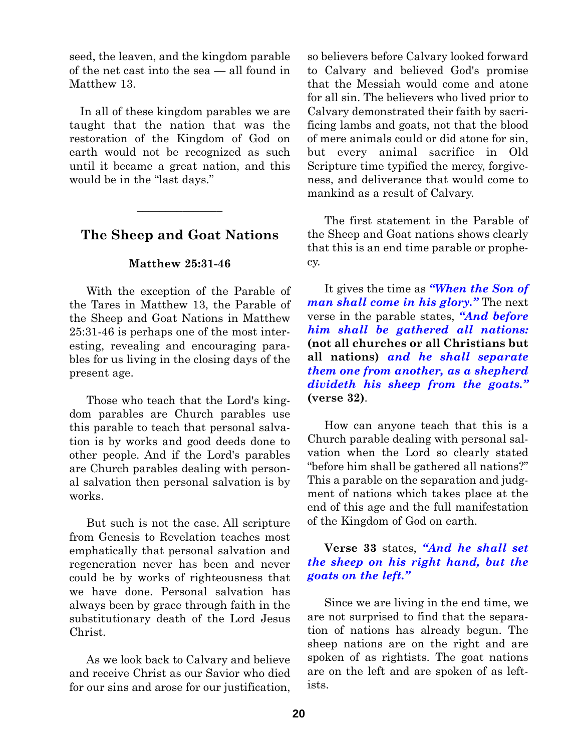seed, the leaven, and the kingdom parable of the net cast into the sea — all found in Matthew 13.

In all of these kingdom parables we are taught that the nation that was the restoration of the Kingdom of God on earth would not be recognized as such until it became a great nation, and this would be in the "last days."

---

## The Sheep and Goat Nations

**Matthew 25:31-46**

With the exception of the Parable of the Tares in Matthew 13, the Parable of the Sheep and Goat Nations in Matthew 25:31-46 is perhaps one of the most interesting, revealing and encouraging parables for us living in the closing days of the present age.

Those who teach that the Lord's kingdom parables are Church parables use this parable to teach that personal salvation is by works and good deeds done to other people. And if the Lord's parables are Church parables dealing with personal salvation then personal salvation is by works.

But such is not the case. All scripture from Genesis to Revelation teaches most emphatically that personal salvation and regeneration never has been and never could be by works of righteousness that we have done. Personal salvation has always been by grace through faith in the substitutionary death of the Lord Jesus Christ.

As we look back to Calvary and believe and receive Christ as our Savior who died for our sins and arose for our justification, so believers before Calvary looked forward to Calvary and believed God's promise that the Messiah would come and atone for all sin. The believers who lived prior to Calvary demonstrated their faith by sacrificing lambs and goats, not that the blood of mere animals could or did atone for sin, but every animal sacrifice in Old Scripture time typified the mercy, forgiveness, and deliverance that would come to mankind as a result of Calvary.

The first statement in the Parable of the Sheep and Goat nations shows clearly that this is an end time parable or prophecy.

It gives the time as ***"When the Son of man shall come in his glory."*** The next verse in the parable states, ***"And before him shall be gathered all nations:*** **(not all churches or all Christians but all nations)** ***and he shall separate them one from another, as a shepherd divideth his sheep from the goats."*** **(verse 32)**.

How can anyone teach that this is a Church parable dealing with personal salvation when the Lord so clearly stated "before him shall be gathered all nations?" This a parable on the separation and judgment of nations which takes place at the end of this age and the full manifestation of the Kingdom of God on earth.

**Verse 33** states, ***"And he shall set the sheep on his right hand, but the goats on the left."***

Since we are living in the end time, we are not surprised to find that the separation of nations has already begun. The sheep nations are on the right and are spoken of as rightists. The goat nations are on the left and are spoken of as leftists.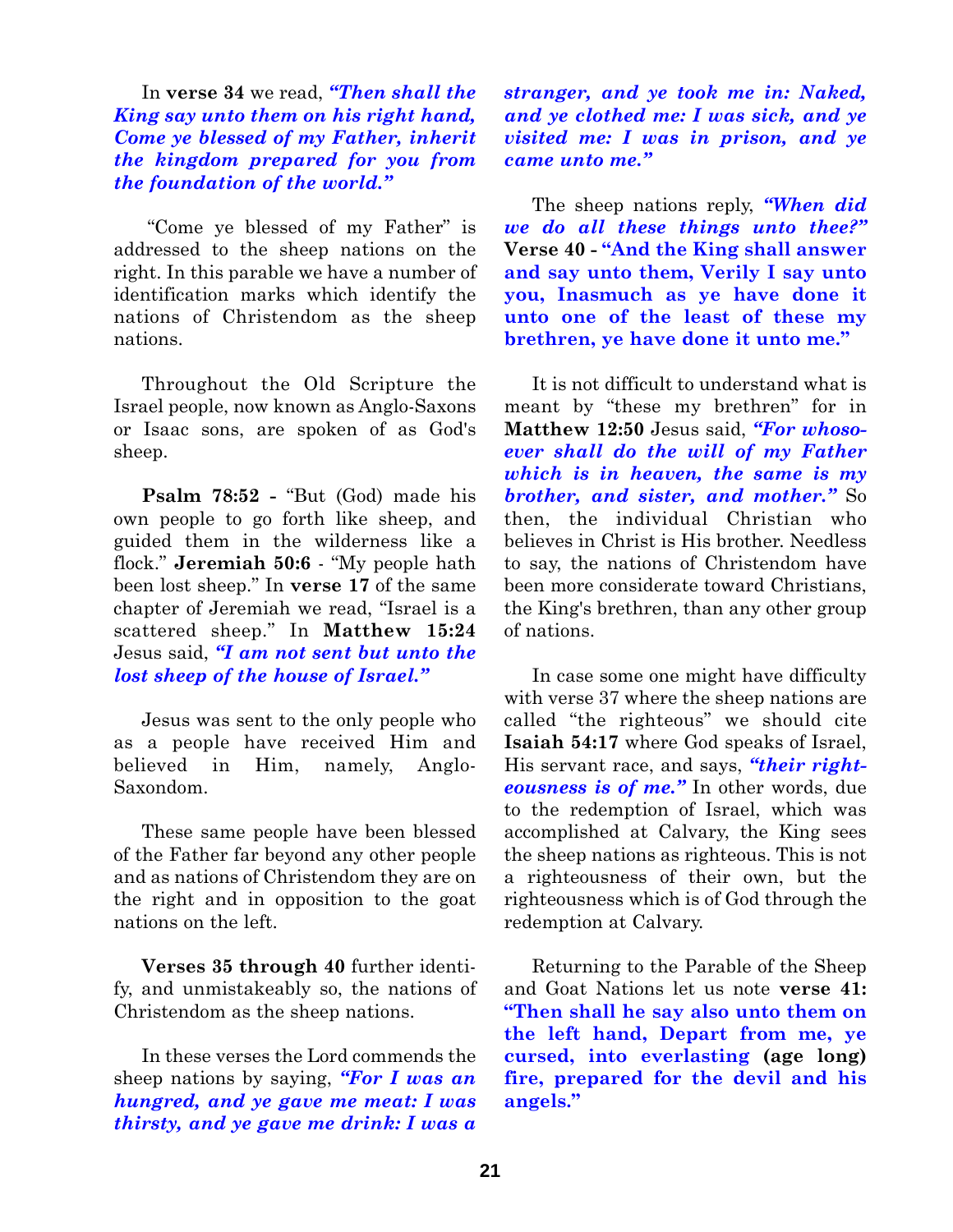In **verse 34** we read, ***"Then shall the King say unto them on his right hand, Come ye blessed of my Father, inherit the kingdom prepared for you from the foundation of the world."***

"Come ye blessed of my Father" is addressed to the sheep nations on the right. In this parable we have a number of identification marks which identify the nations of Christendom as the sheep nations.

Throughout the Old Scripture the Israel people, now known as Anglo-Saxons or Isaac sons, are spoken of as God's sheep.

**Psalm 78:52 -** "But (God) made his own people to go forth like sheep, and guided them in the wilderness like a flock." **Jeremiah 50:6** - "My people hath been lost sheep." In **verse 17** of the same chapter of Jeremiah we read, "Israel is a scattered sheep." In **Matthew 15:24** Jesus said, ***"I am not sent but unto the lost sheep of the house of Israel."***

Jesus was sent to the only people who as a people have received Him and believed in Him, namely, Anglo-Saxondom.

These same people have been blessed of the Father far beyond any other people and as nations of Christendom they are on the right and in opposition to the goat nations on the left.

**Verses 35 through 40** further identify, and unmistakeably so, the nations of Christendom as the sheep nations.

In these verses the Lord commends the sheep nations by saying, ***"For I was an hungred, and ye gave me meat: I was thirsty, and ye gave me drink: I was a stranger, and ye took me in: Naked, and ye clothed me: I was sick, and ye visited me: I was in prison, and ye came unto me."***

The sheep nations reply, ***"When did we do all these things unto thee?"*** **Verse 40 - "And the King shall answer and say unto them, Verily I say unto you, Inasmuch as ye have done it unto one of the least of these my brethren, ye have done it unto me."**

It is not difficult to understand what is meant by "these my brethren" for in **Matthew 12:50** Jesus said, ***"For whosoever shall do the will of my Father which is in heaven, the same is my brother, and sister, and mother."*** So then, the individual Christian who believes in Christ is His brother. Needless to say, the nations of Christendom have been more considerate toward Christians, the King's brethren, than any other group of nations.

In case some one might have difficulty with verse 37 where the sheep nations are called "the righteous" we should cite **Isaiah 54:17** where God speaks of Israel, His servant race, and says, ***"their righteousness is of me."*** In other words, due to the redemption of Israel, which was accomplished at Calvary, the King sees the sheep nations as righteous. This is not a righteousness of their own, but the righteousness which is of God through the redemption at Calvary.

Returning to the Parable of the Sheep and Goat Nations let us note **verse 41: "Then shall he say also unto them on the left hand, Depart from me, ye cursed, into everlasting (age long) fire, prepared for the devil and his angels."**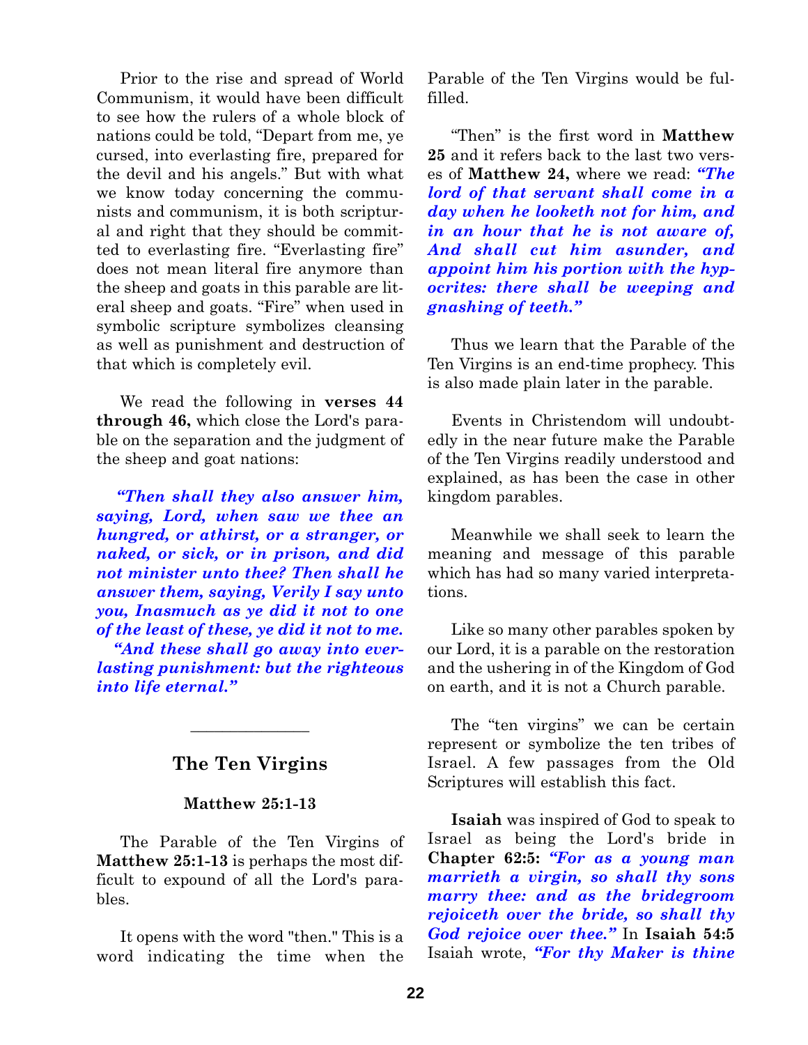Prior to the rise and spread of World Communism, it would have been difficult to see how the rulers of a whole block of nations could be told, "Depart from me, ye cursed, into everlasting fire, prepared for the devil and his angels." But with what we know today concerning the communists and communism, it is both scriptural and right that they should be committed to everlasting fire. "Everlasting fire" does not mean literal fire anymore than the sheep and goats in this parable are literal sheep and goats. "Fire" when used in symbolic scripture symbolizes cleansing as well as punishment and destruction of that which is completely evil.

We read the following in **verses 44 through 46,** which close the Lord's parable on the separation and the judgment of the sheep and goat nations:

***"Then shall they also answer him, saying, Lord, when saw we thee an hungred, or athirst, or a stranger, or naked, or sick, or in prison, and did not minister unto thee? Then shall he answer them, saying, Verily I say unto you, Inasmuch as ye did it not to one of the least of these, ye did it not to me.***

***"And these shall go away into everlasting punishment: but the righteous into life eternal."***

---

## The Ten Virgins

**Matthew 25:1-13**

The Parable of the Ten Virgins of **Matthew 25:1-13** is perhaps the most difficult to expound of all the Lord's parables.

It opens with the word "then." This is a word indicating the time when the Parable of the Ten Virgins would be fulfilled.

"Then" is the first word in **Matthew 25** and it refers back to the last two verses of **Matthew 24,** where we read: ***"The lord of that servant shall come in a day when he looketh not for him, and in an hour that he is not aware of, And shall cut him asunder, and appoint him his portion with the hypocrites: there shall be weeping and gnashing of teeth."***

Thus we learn that the Parable of the Ten Virgins is an end-time prophecy. This is also made plain later in the parable.

Events in Christendom will undoubtedly in the near future make the Parable of the Ten Virgins readily understood and explained, as has been the case in other kingdom parables.

Meanwhile we shall seek to learn the meaning and message of this parable which has had so many varied interpretations.

Like so many other parables spoken by our Lord, it is a parable on the restoration and the ushering in of the Kingdom of God on earth, and it is not a Church parable.

The "ten virgins" we can be certain represent or symbolize the ten tribes of Israel. A few passages from the Old Scriptures will establish this fact.

**Isaiah** was inspired of God to speak to Israel as being the Lord's bride in **Chapter 62:5:** ***"For as a young man marrieth a virgin, so shall thy sons marry thee: and as the bridegroom rejoiceth over the bride, so shall thy God rejoice over thee."*** In **Isaiah 54:5** Isaiah wrote, ***"For thy Maker is thine***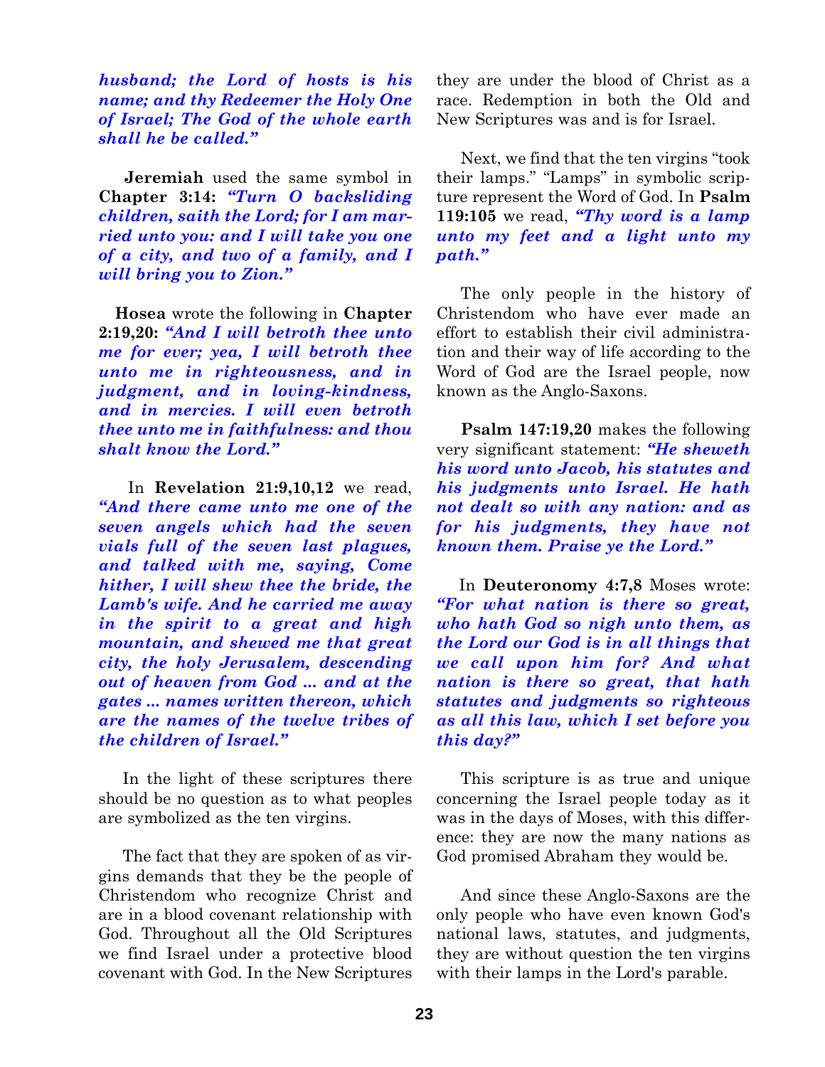***husband; the Lord of hosts is his name; and thy Redeemer the Holy One of Israel; The God of the whole earth shall he be called."***

**Jeremiah** used the same symbol in **Chapter 3:14:** ***"Turn O backsliding children, saith the Lord; for I am married unto you: and I will take you one of a city, and two of a family, and I will bring you to Zion."***

**Hosea** wrote the following in **Chapter 2:19,20:** ***"And I will betroth thee unto me for ever; yea, I will betroth thee unto me in righteousness, and in judgment, and in loving-kindness, and in mercies. I will even betroth thee unto me in faithfulness: and thou shalt know the Lord."***

In **Revelation 21:9,10,12** we read, ***"And there came unto me one of the seven angels which had the seven vials full of the seven last plagues, and talked with me, saying, Come hither, I will shew thee the bride, the Lamb's wife. And he carried me away in the spirit to a great and high mountain, and shewed me that great city, the holy Jerusalem, descending out of heaven from God ... and at the gates ... names written thereon, which are the names of the twelve tribes of the children of Israel."***

In the light of these scriptures there should be no question as to what peoples are symbolized as the ten virgins.

The fact that they are spoken of as virgins demands that they be the people of Christendom who recognize Christ and are in a blood covenant relationship with God. Throughout all the Old Scriptures we find Israel under a protective blood covenant with God. In the New Scriptures they are under the blood of Christ as a race. Redemption in both the Old and New Scriptures was and is for Israel.

Next, we find that the ten virgins "took their lamps." "Lamps" in symbolic scripture represent the Word of God. In **Psalm 119:105** we read, ***"Thy word is a lamp unto my feet and a light unto my path."***

The only people in the history of Christendom who have ever made an effort to establish their civil administration and their way of life according to the Word of God are the Israel people, now known as the Anglo-Saxons.

**Psalm 147:19,20** makes the following very significant statement: ***"He sheweth his word unto Jacob, his statutes and his judgments unto Israel. He hath not dealt so with any nation: and as for his judgments, they have not known them. Praise ye the Lord."***

In **Deuteronomy 4:7,8** Moses wrote: ***"For what nation is there so great, who hath God so nigh unto them, as the Lord our God is in all things that we call upon him for? And what nation is there so great, that hath statutes and judgments so righteous as all this law, which I set before you this day?"***

This scripture is as true and unique concerning the Israel people today as it was in the days of Moses, with this difference: they are now the many nations as God promised Abraham they would be.

And since these Anglo-Saxons are the only people who have even known God's national laws, statutes, and judgments, they are without question the ten virgins with their lamps in the Lord's parable.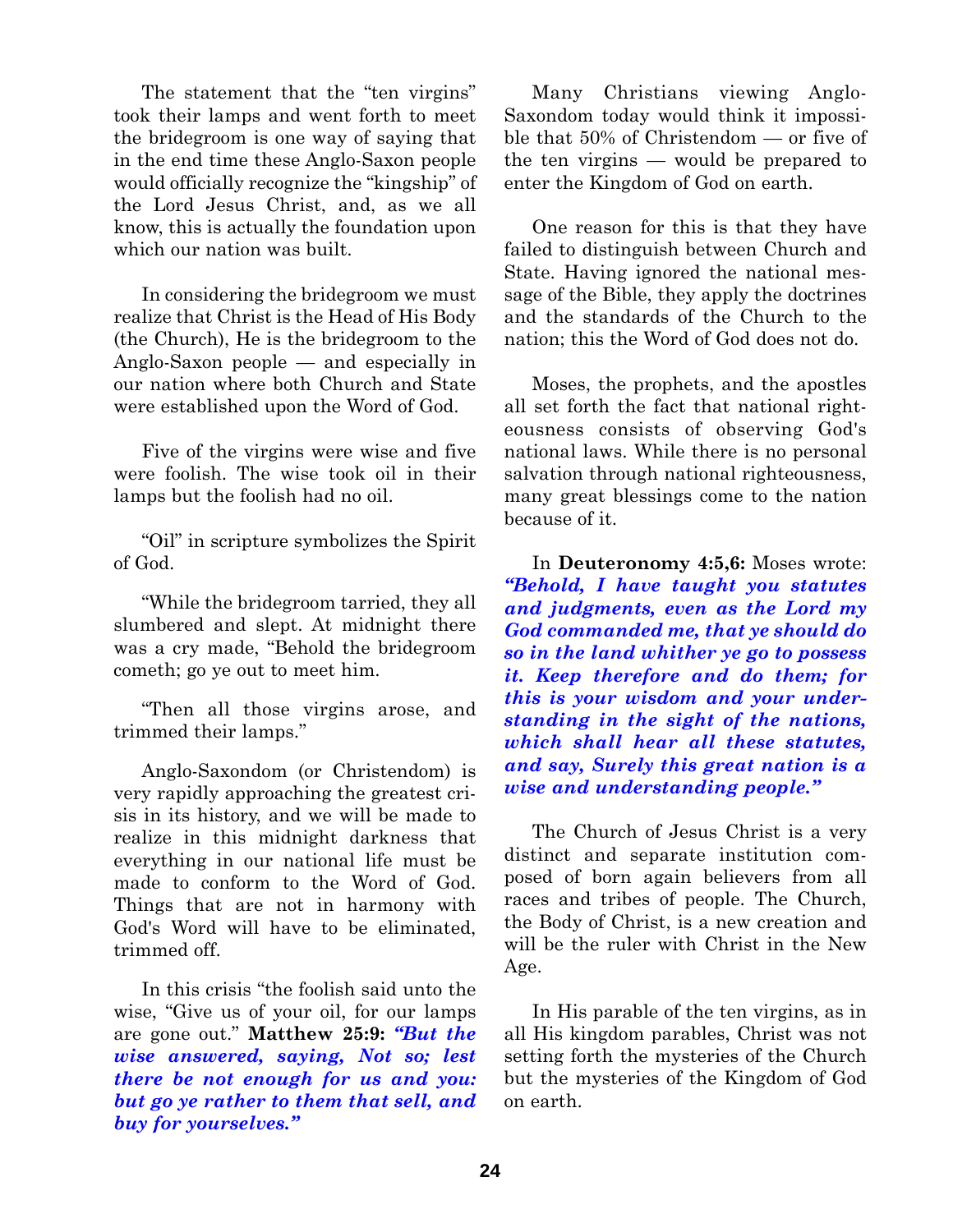The statement that the "ten virgins" took their lamps and went forth to meet the bridegroom is one way of saying that in the end time these Anglo-Saxon people would officially recognize the "kingship" of the Lord Jesus Christ, and, as we all know, this is actually the foundation upon which our nation was built.

In considering the bridegroom we must realize that Christ is the Head of His Body (the Church), He is the bridegroom to the Anglo-Saxon people — and especially in our nation where both Church and State were established upon the Word of God.

Five of the virgins were wise and five were foolish. The wise took oil in their lamps but the foolish had no oil.

"Oil" in scripture symbolizes the Spirit of God.

"While the bridegroom tarried, they all slumbered and slept. At midnight there was a cry made, "Behold the bridegroom cometh; go ye out to meet him.

"Then all those virgins arose, and trimmed their lamps."

Anglo-Saxondom (or Christendom) is very rapidly approaching the greatest crisis in its history, and we will be made to realize in this midnight darkness that everything in our national life must be made to conform to the Word of God. Things that are not in harmony with God's Word will have to be eliminated, trimmed off.

In this crisis "the foolish said unto the wise, "Give us of your oil, for our lamps are gone out." **Matthew 25:9:** ***"But the wise answered, saying, Not so; lest there be not enough for us and you: but go ye rather to them that sell, and buy for yourselves."***

Many Christians viewing Anglo-Saxondom today would think it impossible that 50% of Christendom — or five of the ten virgins — would be prepared to enter the Kingdom of God on earth.

One reason for this is that they have failed to distinguish between Church and State. Having ignored the national message of the Bible, they apply the doctrines and the standards of the Church to the nation; this the Word of God does not do.

Moses, the prophets, and the apostles all set forth the fact that national righteousness consists of observing God's national laws. While there is no personal salvation through national righteousness, many great blessings come to the nation because of it.

In **Deuteronomy 4:5,6:** Moses wrote: ***"Behold, I have taught you statutes and judgments, even as the Lord my God commanded me, that ye should do so in the land whither ye go to possess it. Keep therefore and do them; for this is your wisdom and your understanding in the sight of the nations, which shall hear all these statutes, and say, Surely this great nation is a wise and understanding people."***

The Church of Jesus Christ is a very distinct and separate institution composed of born again believers from all races and tribes of people. The Church, the Body of Christ, is a new creation and will be the ruler with Christ in the New Age.

In His parable of the ten virgins, as in all His kingdom parables, Christ was not setting forth the mysteries of the Church but the mysteries of the Kingdom of God on earth.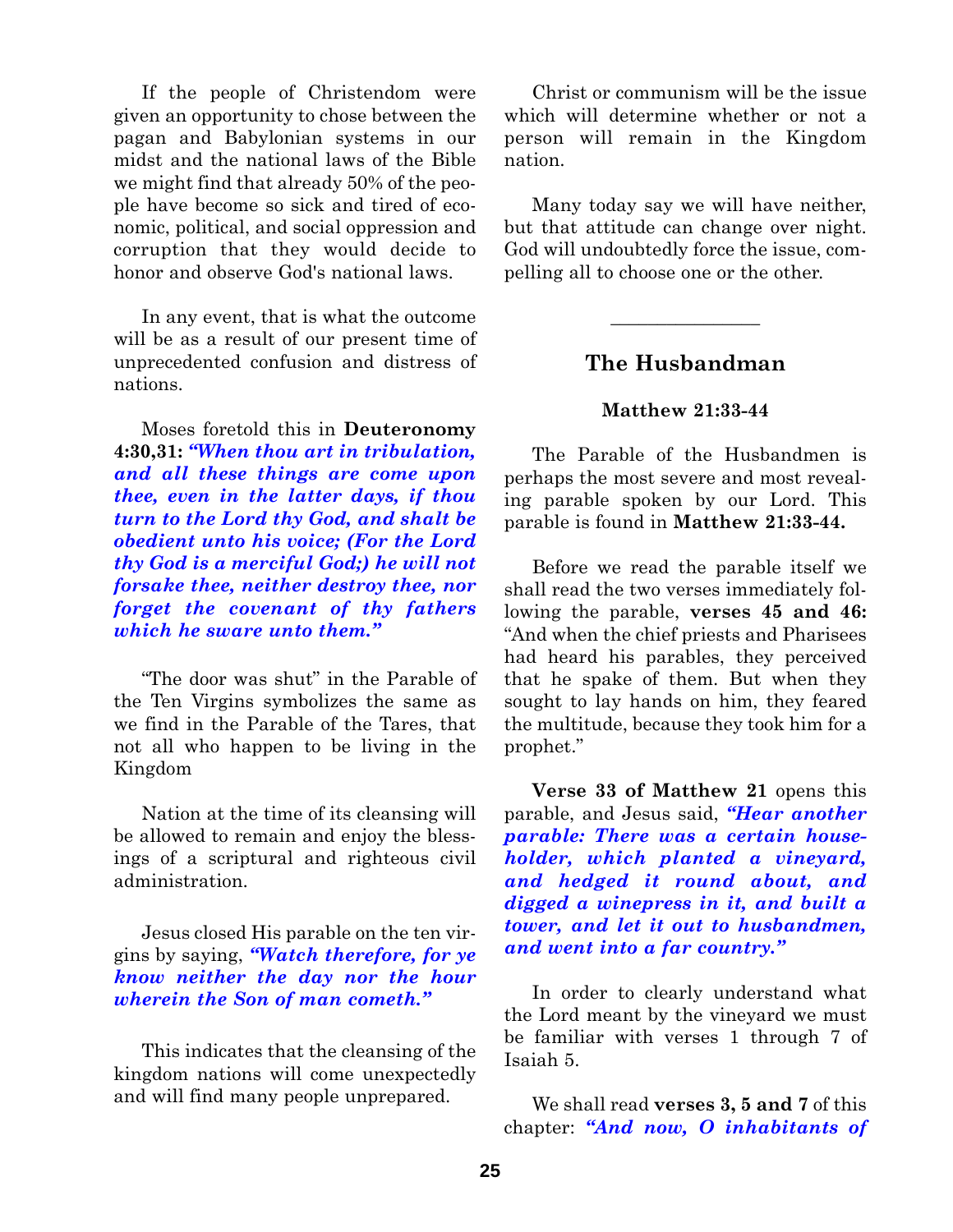If the people of Christendom were given an opportunity to chose between the pagan and Babylonian systems in our midst and the national laws of the Bible we might find that already 50% of the people have become so sick and tired of economic, political, and social oppression and corruption that they would decide to honor and observe God's national laws.

In any event, that is what the outcome will be as a result of our present time of unprecedented confusion and distress of nations.

Moses foretold this in **Deuteronomy 4:30,31:** ***"When thou art in tribulation, and all these things are come upon thee, even in the latter days, if thou turn to the Lord thy God, and shalt be obedient unto his voice; (For the Lord thy God is a merciful God;) he will not forsake thee, neither destroy thee, nor forget the covenant of thy fathers which he sware unto them."***

"The door was shut" in the Parable of the Ten Virgins symbolizes the same as we find in the Parable of the Tares, that not all who happen to be living in the Kingdom

Nation at the time of its cleansing will be allowed to remain and enjoy the blessings of a scriptural and righteous civil administration.

Jesus closed His parable on the ten virgins by saying, ***"Watch therefore, for ye know neither the day nor the hour wherein the Son of man cometh."***

This indicates that the cleansing of the kingdom nations will come unexpectedly and will find many people unprepared.

Christ or communism will be the issue which will determine whether or not a person will remain in the Kingdom nation.

Many today say we will have neither, but that attitude can change over night. God will undoubtedly force the issue, compelling all to choose one or the other.

---

## The Husbandman

**Matthew 21:33-44**

The Parable of the Husbandmen is perhaps the most severe and most revealing parable spoken by our Lord. This parable is found in **Matthew 21:33-44.**

Before we read the parable itself we shall read the two verses immediately following the parable, **verses 45 and 46:** "And when the chief priests and Pharisees had heard his parables, they perceived that he spake of them. But when they sought to lay hands on him, they feared the multitude, because they took him for a prophet."

**Verse 33 of Matthew 21** opens this parable, and Jesus said, ***"Hear another parable: There was a certain householder, which planted a vineyard, and hedged it round about, and digged a winepress in it, and built a tower, and let it out to husbandmen, and went into a far country."***

In order to clearly understand what the Lord meant by the vineyard we must be familiar with verses 1 through 7 of Isaiah 5.

We shall read **verses 3, 5 and 7** of this chapter: ***"And now, O inhabitants of***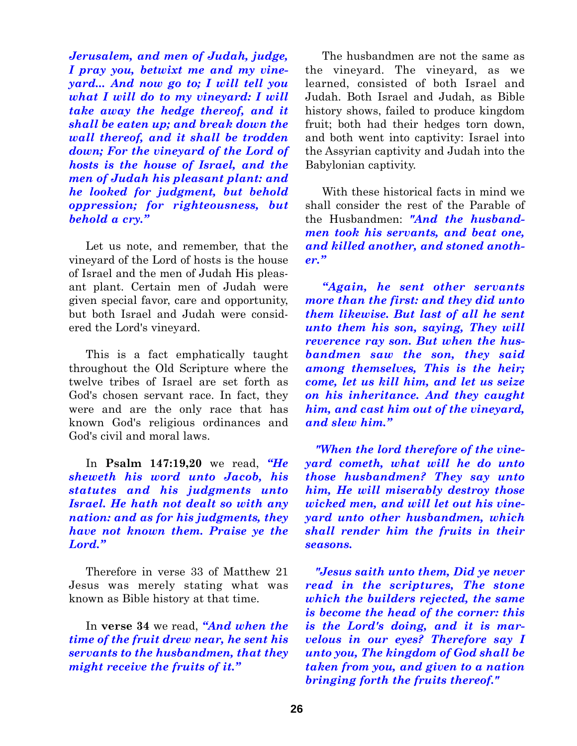***Jerusalem, and men of Judah, judge, I pray you, betwixt me and my vineyard... And now go to; I will tell you what I will do to my vineyard: I will take away the hedge thereof, and it shall be eaten up; and break down the wall thereof, and it shall be trodden down; For the vineyard of the Lord of hosts is the house of Israel, and the men of Judah his pleasant plant: and he looked for judgment, but behold oppression; for righteousness, but behold a cry."***

Let us note, and remember, that the vineyard of the Lord of hosts is the house of Israel and the men of Judah His pleasant plant. Certain men of Judah were given special favor, care and opportunity, but both Israel and Judah were considered the Lord's vineyard.

This is a fact emphatically taught throughout the Old Scripture where the twelve tribes of Israel are set forth as God's chosen servant race. In fact, they were and are the only race that has known God's religious ordinances and God's civil and moral laws.

In **Psalm 147:19,20** we read, ***"He sheweth his word unto Jacob, his statutes and his judgments unto Israel. He hath not dealt so with any nation: and as for his judgments, they have not known them. Praise ye the Lord."***

Therefore in verse 33 of Matthew 21 Jesus was merely stating what was known as Bible history at that time.

In **verse 34** we read, ***"And when the time of the fruit drew near, he sent his servants to the husbandmen, that they might receive the fruits of it."***

The husbandmen are not the same as the vineyard. The vineyard, as we learned, consisted of both Israel and Judah. Both Israel and Judah, as Bible history shows, failed to produce kingdom fruit; both had their hedges torn down, and both went into captivity: Israel into the Assyrian captivity and Judah into the Babylonian captivity.

With these historical facts in mind we shall consider the rest of the Parable of the Husbandmen: ***"And the husbandmen took his servants, and beat one, and killed another, and stoned another."***

***"Again, he sent other servants more than the first: and they did unto them likewise. But last of all he sent unto them his son, saying, They will reverence ray son. But when the husbandmen saw the son, they said among themselves, This is the heir; come, let us kill him, and let us seize on his inheritance. And they caught him, and cast him out of the vineyard, and slew him."***

***"When the lord therefore of the vineyard cometh, what will he do unto those husbandmen? They say unto him, He will miserably destroy those wicked men, and will let out his vineyard unto other husbandmen, which shall render him the fruits in their seasons.***

***"Jesus saith unto them, Did ye never read in the scriptures, The stone which the builders rejected, the same is become the head of the corner: this is the Lord's doing, and it is marvelous in our eyes? Therefore say I unto you, The kingdom of God shall be taken from you, and given to a nation bringing forth the fruits thereof."***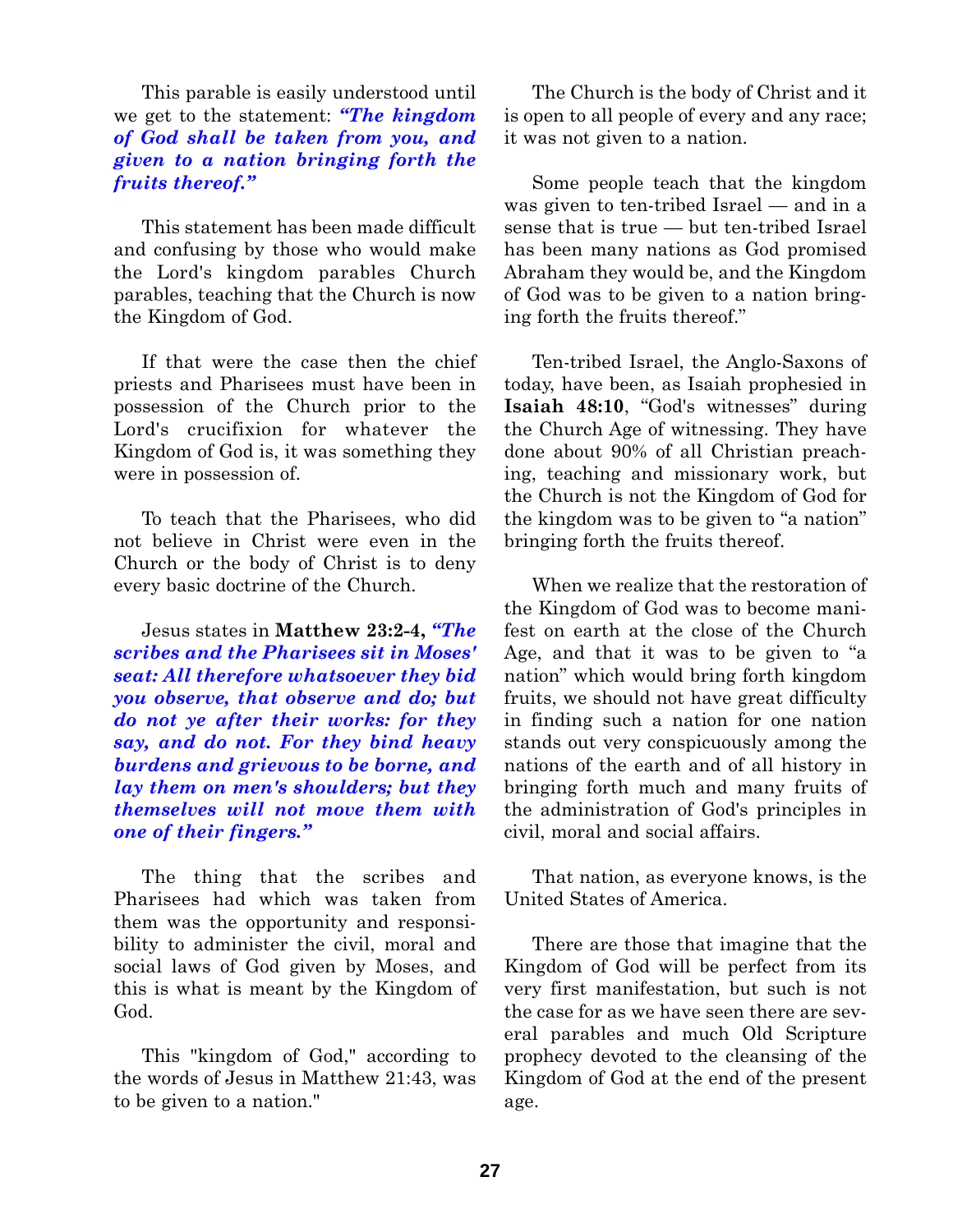This parable is easily understood until we get to the statement: ***"The kingdom of God shall be taken from you, and given to a nation bringing forth the fruits thereof."***

This statement has been made difficult and confusing by those who would make the Lord's kingdom parables Church parables, teaching that the Church is now the Kingdom of God.

If that were the case then the chief priests and Pharisees must have been in possession of the Church prior to the Lord's crucifixion for whatever the Kingdom of God is, it was something they were in possession of.

To teach that the Pharisees, who did not believe in Christ were even in the Church or the body of Christ is to deny every basic doctrine of the Church.

Jesus states in **Matthew 23:2-4,** ***"The scribes and the Pharisees sit in Moses' seat: All therefore whatsoever they bid you observe, that observe and do; but do not ye after their works: for they say, and do not. For they bind heavy burdens and grievous to be borne, and lay them on men's shoulders; but they themselves will not move them with one of their fingers."***

The thing that the scribes and Pharisees had which was taken from them was the opportunity and responsibility to administer the civil, moral and social laws of God given by Moses, and this is what is meant by the Kingdom of God.

This "kingdom of God," according to the words of Jesus in Matthew 21:43, was to be given to a nation."

The Church is the body of Christ and it is open to all people of every and any race; it was not given to a nation.

Some people teach that the kingdom was given to ten-tribed Israel — and in a sense that is true — but ten-tribed Israel has been many nations as God promised Abraham they would be, and the Kingdom of God was to be given to a nation bringing forth the fruits thereof."

Ten-tribed Israel, the Anglo-Saxons of today, have been, as Isaiah prophesied in **Isaiah 48:10**, "God's witnesses" during the Church Age of witnessing. They have done about 90% of all Christian preaching, teaching and missionary work, but the Church is not the Kingdom of God for the kingdom was to be given to "a nation" bringing forth the fruits thereof.

When we realize that the restoration of the Kingdom of God was to become manifest on earth at the close of the Church Age, and that it was to be given to "a nation" which would bring forth kingdom fruits, we should not have great difficulty in finding such a nation for one nation stands out very conspicuously among the nations of the earth and of all history in bringing forth much and many fruits of the administration of God's principles in civil, moral and social affairs.

That nation, as everyone knows, is the United States of America.

There are those that imagine that the Kingdom of God will be perfect from its very first manifestation, but such is not the case for as we have seen there are several parables and much Old Scripture prophecy devoted to the cleansing of the Kingdom of God at the end of the present age.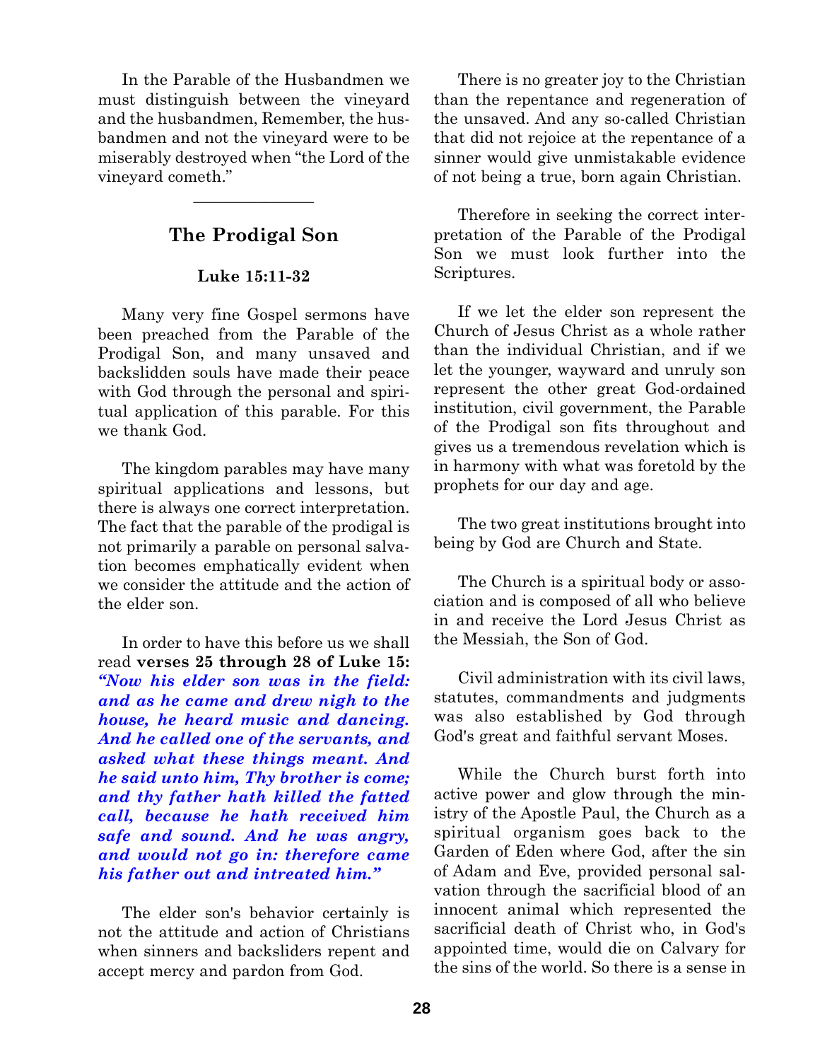In the Parable of the Husbandmen we must distinguish between the vineyard and the husbandmen, Remember, the husbandmen and not the vineyard were to be miserably destroyed when "the Lord of the vineyard cometh."

---

## The Prodigal Son

### Luke 15:11-32

Many very fine Gospel sermons have been preached from the Parable of the Prodigal Son, and many unsaved and backslidden souls have made their peace with God through the personal and spiritual application of this parable. For this we thank God.

The kingdom parables may have many spiritual applications and lessons, but there is always one correct interpretation. The fact that the parable of the prodigal is not primarily a parable on personal salvation becomes emphatically evident when we consider the attitude and the action of the elder son.

In order to have this before us we shall read **verses 25 through 28 of Luke 15:** ***"Now his elder son was in the field: and as he came and drew nigh to the house, he heard music and dancing. And he called one of the servants, and asked what these things meant. And he said unto him, Thy brother is come; and thy father hath killed the fatted call, because he hath received him safe and sound. And he was angry, and would not go in: therefore came his father out and intreated him."***

The elder son's behavior certainly is not the attitude and action of Christians when sinners and backsliders repent and accept mercy and pardon from God.

There is no greater joy to the Christian than the repentance and regeneration of the unsaved. And any so-called Christian that did not rejoice at the repentance of a sinner would give unmistakable evidence of not being a true, born again Christian.

Therefore in seeking the correct interpretation of the Parable of the Prodigal Son we must look further into the Scriptures.

If we let the elder son represent the Church of Jesus Christ as a whole rather than the individual Christian, and if we let the younger, wayward and unruly son represent the other great God-ordained institution, civil government, the Parable of the Prodigal son fits throughout and gives us a tremendous revelation which is in harmony with what was foretold by the prophets for our day and age.

The two great institutions brought into being by God are Church and State.

The Church is a spiritual body or association and is composed of all who believe in and receive the Lord Jesus Christ as the Messiah, the Son of God.

Civil administration with its civil laws, statutes, commandments and judgments was also established by God through God's great and faithful servant Moses.

While the Church burst forth into active power and glow through the ministry of the Apostle Paul, the Church as a spiritual organism goes back to the Garden of Eden where God, after the sin of Adam and Eve, provided personal salvation through the sacrificial blood of an innocent animal which represented the sacrificial death of Christ who, in God's appointed time, would die on Calvary for the sins of the world. So there is a sense in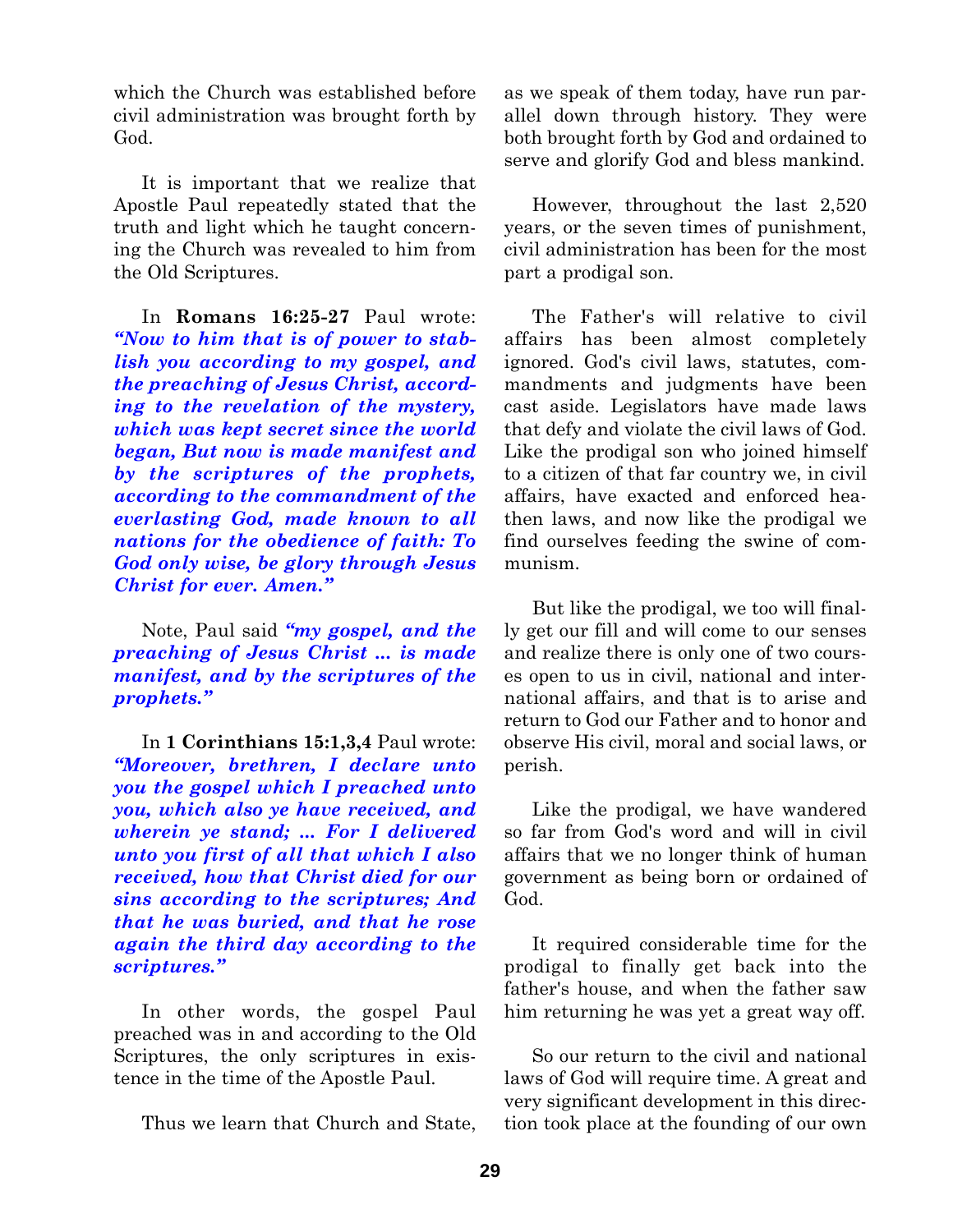which the Church was established before civil administration was brought forth by God.

It is important that we realize that Apostle Paul repeatedly stated that the truth and light which he taught concerning the Church was revealed to him from the Old Scriptures.

In **Romans 16:25-27** Paul wrote: ***"Now to him that is of power to stablish you according to my gospel, and the preaching of Jesus Christ, according to the revelation of the mystery, which was kept secret since the world began, But now is made manifest and by the scriptures of the prophets, according to the commandment of the everlasting God, made known to all nations for the obedience of faith: To God only wise, be glory through Jesus Christ for ever. Amen."***

Note, Paul said ***"my gospel, and the preaching of Jesus Christ ... is made manifest, and by the scriptures of the prophets."***

In **1 Corinthians 15:1,3,4** Paul wrote: ***"Moreover, brethren, I declare unto you the gospel which I preached unto you, which also ye have received, and wherein ye stand; ... For I delivered unto you first of all that which I also received, how that Christ died for our sins according to the scriptures; And that he was buried, and that he rose again the third day according to the scriptures."***

In other words, the gospel Paul preached was in and according to the Old Scriptures, the only scriptures in existence in the time of the Apostle Paul.

Thus we learn that Church and State, as we speak of them today, have run parallel down through history. They were both brought forth by God and ordained to serve and glorify God and bless mankind.

However, throughout the last 2,520 years, or the seven times of punishment, civil administration has been for the most part a prodigal son.

The Father's will relative to civil affairs has been almost completely ignored. God's civil laws, statutes, commandments and judgments have been cast aside. Legislators have made laws that defy and violate the civil laws of God. Like the prodigal son who joined himself to a citizen of that far country we, in civil affairs, have exacted and enforced heathen laws, and now like the prodigal we find ourselves feeding the swine of communism.

But like the prodigal, we too will finally get our fill and will come to our senses and realize there is only one of two courses open to us in civil, national and international affairs, and that is to arise and return to God our Father and to honor and observe His civil, moral and social laws, or perish.

Like the prodigal, we have wandered so far from God's word and will in civil affairs that we no longer think of human government as being born or ordained of God.

It required considerable time for the prodigal to finally get back into the father's house, and when the father saw him returning he was yet a great way off.

So our return to the civil and national laws of God will require time. A great and very significant development in this direction took place at the founding of our own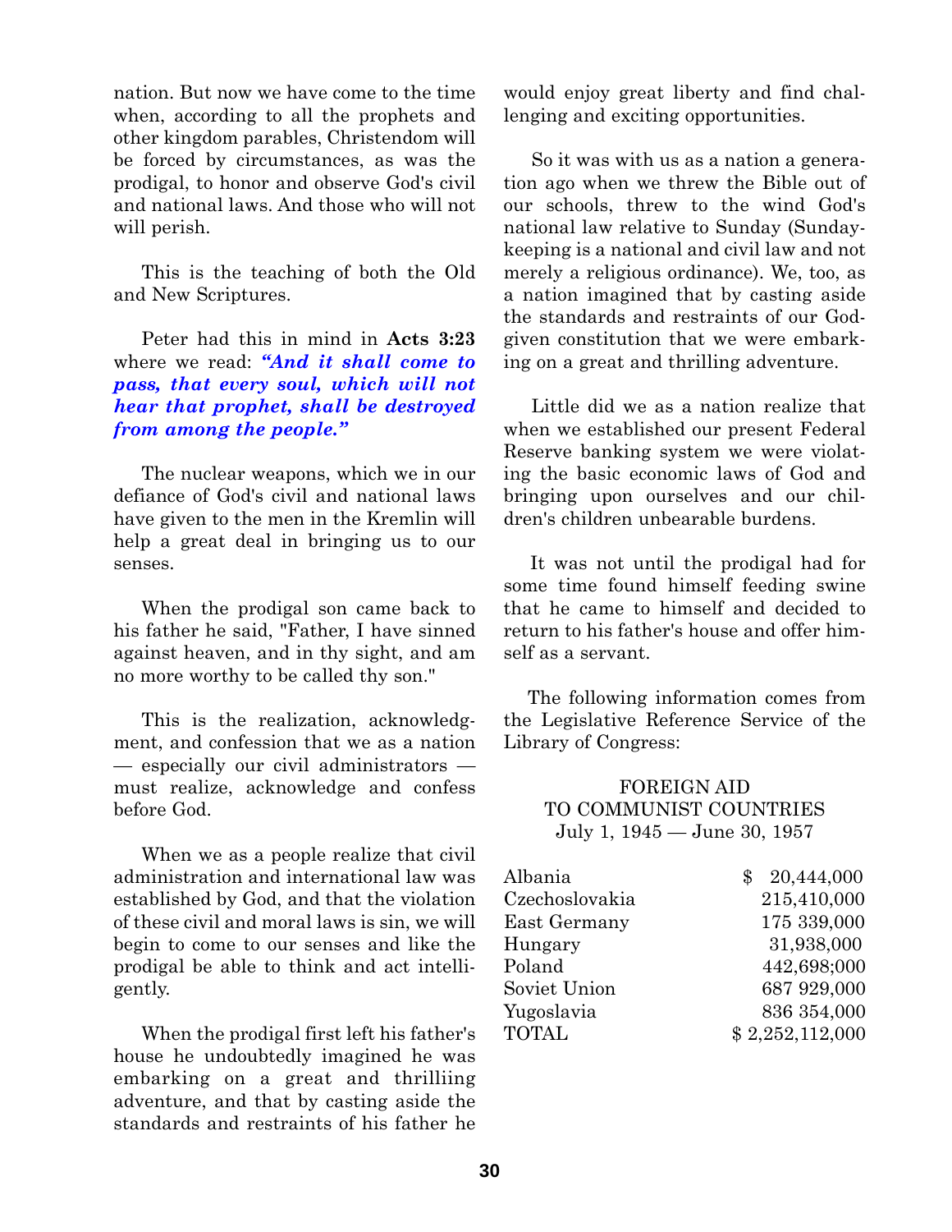nation. But now we have come to the time when, according to all the prophets and other kingdom parables, Christendom will be forced by circumstances, as was the prodigal, to honor and observe God's civil and national laws. And those who will not will perish.

This is the teaching of both the Old and New Scriptures.

Peter had this in mind in **Acts 3:23** where we read: ***"And it shall come to pass, that every soul, which will not hear that prophet, shall be destroyed from among the people."***

The nuclear weapons, which we in our defiance of God's civil and national laws have given to the men in the Kremlin will help a great deal in bringing us to our senses.

When the prodigal son came back to his father he said, "Father, I have sinned against heaven, and in thy sight, and am no more worthy to be called thy son."

This is the realization, acknowledgment, and confession that we as a nation — especially our civil administrators — must realize, acknowledge and confess before God.

When we as a people realize that civil administration and international law was established by God, and that the violation of these civil and moral laws is sin, we will begin to come to our senses and like the prodigal be able to think and act intelligently.

When the prodigal first left his father's house he undoubtedly imagined he was embarking on a great and thrilliing adventure, and that by casting aside the standards and restraints of his father he would enjoy great liberty and find challenging and exciting opportunities.

So it was with us as a nation a generation ago when we threw the Bible out of our schools, threw to the wind God's national law relative to Sunday (Sunday-keeping is a national and civil law and not merely a religious ordinance). We, too, as a nation imagined that by casting aside the standards and restraints of our God-given constitution that we were embarking on a great and thrilling adventure.

Little did we as a nation realize that when we established our present Federal Reserve banking system we were violating the basic economic laws of God and bringing upon ourselves and our children's children unbearable burdens.

It was not until the prodigal had for some time found himself feeding swine that he came to himself and decided to return to his father's house and offer himself as a servant.

The following information comes from the Legislative Reference Service of the Library of Congress:

FOREIGN AID
TO COMMUNIST COUNTRIES
July 1, 1945 — June 30, 1957

| | |
|---|---|
| Albania | $ 20,444,000 |
| Czechoslovakia | 215,410,000 |
| East Germany | 175 339,000 |
| Hungary | 31,938,000 |
| Poland | 442,698;000 |
| Soviet Union | 687 929,000 |
| Yugoslavia | 836 354,000 |
| TOTAL | $ 2,252,112,000 |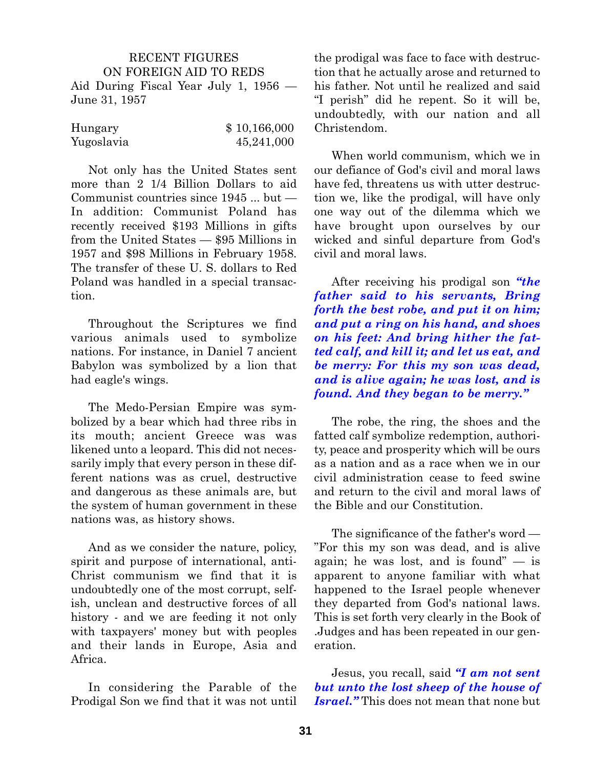RECENT FIGURES
ON FOREIGN AID TO REDS

Aid During Fiscal Year July 1, 1956 — June 31, 1957

| | |
|---|---|
| Hungary | $ 10,166,000 |
| Yugoslavia | 45,241,000 |

Not only has the United States sent more than 2 1/4 Billion Dollars to aid Communist countries since 1945 ... but — In addition: Communist Poland has recently received $193 Millions in gifts from the United States — $95 Millions in 1957 and $98 Millions in February 1958. The transfer of these U. S. dollars to Red Poland was handled in a special transaction.

Throughout the Scriptures we find various animals used to symbolize nations. For instance, in Daniel 7 ancient Babylon was symbolized by a lion that had eagle's wings.

The Medo-Persian Empire was symbolized by a bear which had three ribs in its mouth; ancient Greece was was likened unto a leopard. This did not necessarily imply that every person in these different nations was as cruel, destructive and dangerous as these animals are, but the system of human government in these nations was, as history shows.

And as we consider the nature, policy, spirit and purpose of international, anti-Christ communism we find that it is undoubtedly one of the most corrupt, selfish, unclean and destructive forces of all history - and we are feeding it not only with taxpayers' money but with peoples and their lands in Europe, Asia and Africa.

In considering the Parable of the Prodigal Son we find that it was not until the prodigal was face to face with destruction that he actually arose and returned to his father. Not until he realized and said "I perish" did he repent. So it will be, undoubtedly, with our nation and all Christendom.

When world communism, which we in our defiance of God's civil and moral laws have fed, threatens us with utter destruction we, like the prodigal, will have only one way out of the dilemma which we have brought upon ourselves by our wicked and sinful departure from God's civil and moral laws.

After receiving his prodigal son ***"the father said to his servants, Bring forth the best robe, and put it on him; and put a ring on his hand, and shoes on his feet: And bring hither the fatted calf, and kill it; and let us eat, and be merry: For this my son was dead, and is alive again; he was lost, and is found. And they began to be merry."***

The robe, the ring, the shoes and the fatted calf symbolize redemption, authority, peace and prosperity which will be ours as a nation and as a race when we in our civil administration cease to feed swine and return to the civil and moral laws of the Bible and our Constitution.

The significance of the father's word — "For this my son was dead, and is alive again; he was lost, and is found" — is apparent to anyone familiar with what happened to the Israel people whenever they departed from God's national laws. This is set forth very clearly in the Book of .Judges and has been repeated in our generation.

Jesus, you recall, said ***"I am not sent but unto the lost sheep of the house of Israel."*** This does not mean that none but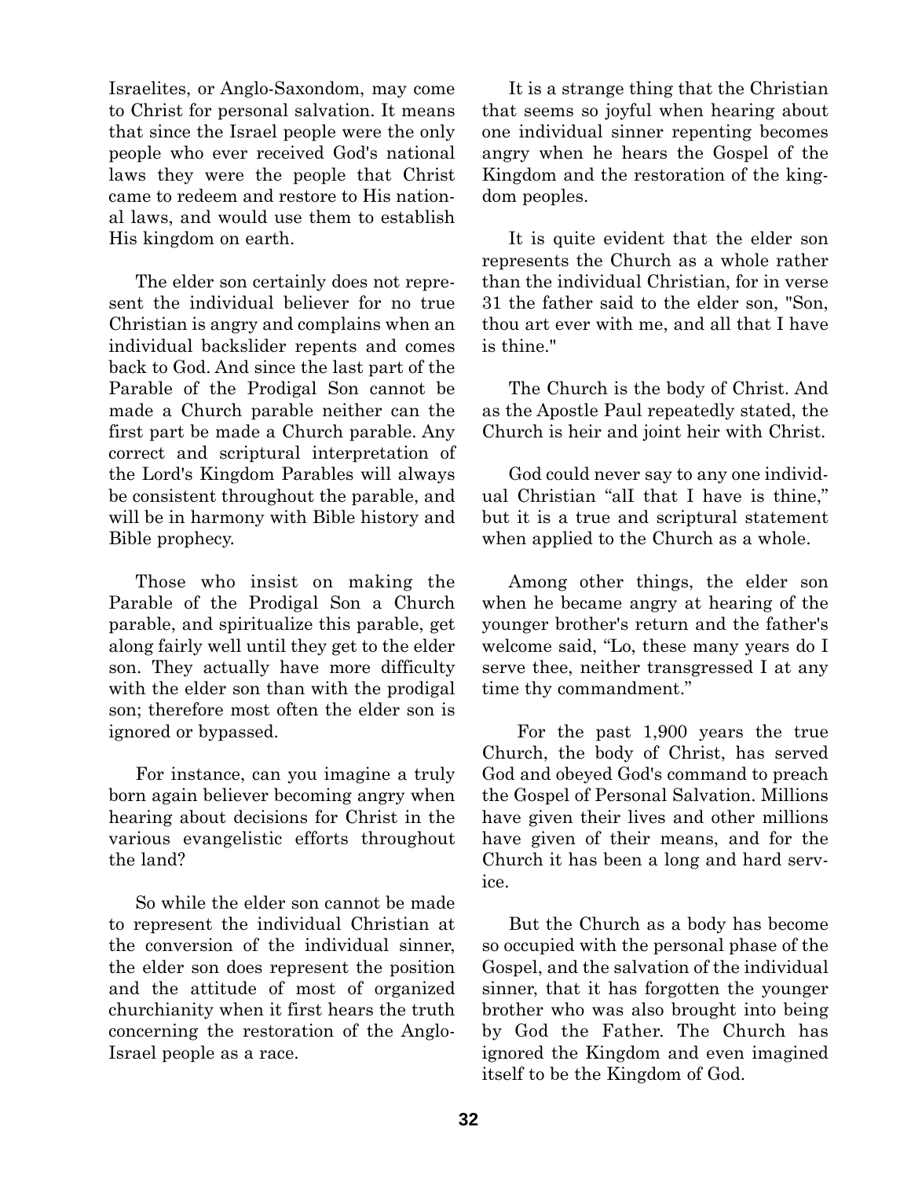Israelites, or Anglo-Saxondom, may come to Christ for personal salvation. It means that since the Israel people were the only people who ever received God's national laws they were the people that Christ came to redeem and restore to His national laws, and would use them to establish His kingdom on earth.

The elder son certainly does not represent the individual believer for no true Christian is angry and complains when an individual backslider repents and comes back to God. And since the last part of the Parable of the Prodigal Son cannot be made a Church parable neither can the first part be made a Church parable. Any correct and scriptural interpretation of the Lord's Kingdom Parables will always be consistent throughout the parable, and will be in harmony with Bible history and Bible prophecy.

Those who insist on making the Parable of the Prodigal Son a Church parable, and spiritualize this parable, get along fairly well until they get to the elder son. They actually have more difficulty with the elder son than with the prodigal son; therefore most often the elder son is ignored or bypassed.

For instance, can you imagine a truly born again believer becoming angry when hearing about decisions for Christ in the various evangelistic efforts throughout the land?

So while the elder son cannot be made to represent the individual Christian at the conversion of the individual sinner, the elder son does represent the position and the attitude of most of organized churchianity when it first hears the truth concerning the restoration of the Anglo-Israel people as a race.

It is a strange thing that the Christian that seems so joyful when hearing about one individual sinner repenting becomes angry when he hears the Gospel of the Kingdom and the restoration of the kingdom peoples.

It is quite evident that the elder son represents the Church as a whole rather than the individual Christian, for in verse 31 the father said to the elder son, "Son, thou art ever with me, and all that I have is thine."

The Church is the body of Christ. And as the Apostle Paul repeatedly stated, the Church is heir and joint heir with Christ.

God could never say to any one individual Christian “all that I have is thine,” but it is a true and scriptural statement when applied to the Church as a whole.

Among other things, the elder son when he became angry at hearing of the younger brother's return and the father's welcome said, “Lo, these many years do I serve thee, neither transgressed I at any time thy commandment.”

For the past 1,900 years the true Church, the body of Christ, has served God and obeyed God's command to preach the Gospel of Personal Salvation. Millions have given their lives and other millions have given of their means, and for the Church it has been a long and hard service.

But the Church as a body has become so occupied with the personal phase of the Gospel, and the salvation of the individual sinner, that it has forgotten the younger brother who was also brought into being by God the Father. The Church has ignored the Kingdom and even imagined itself to be the Kingdom of God.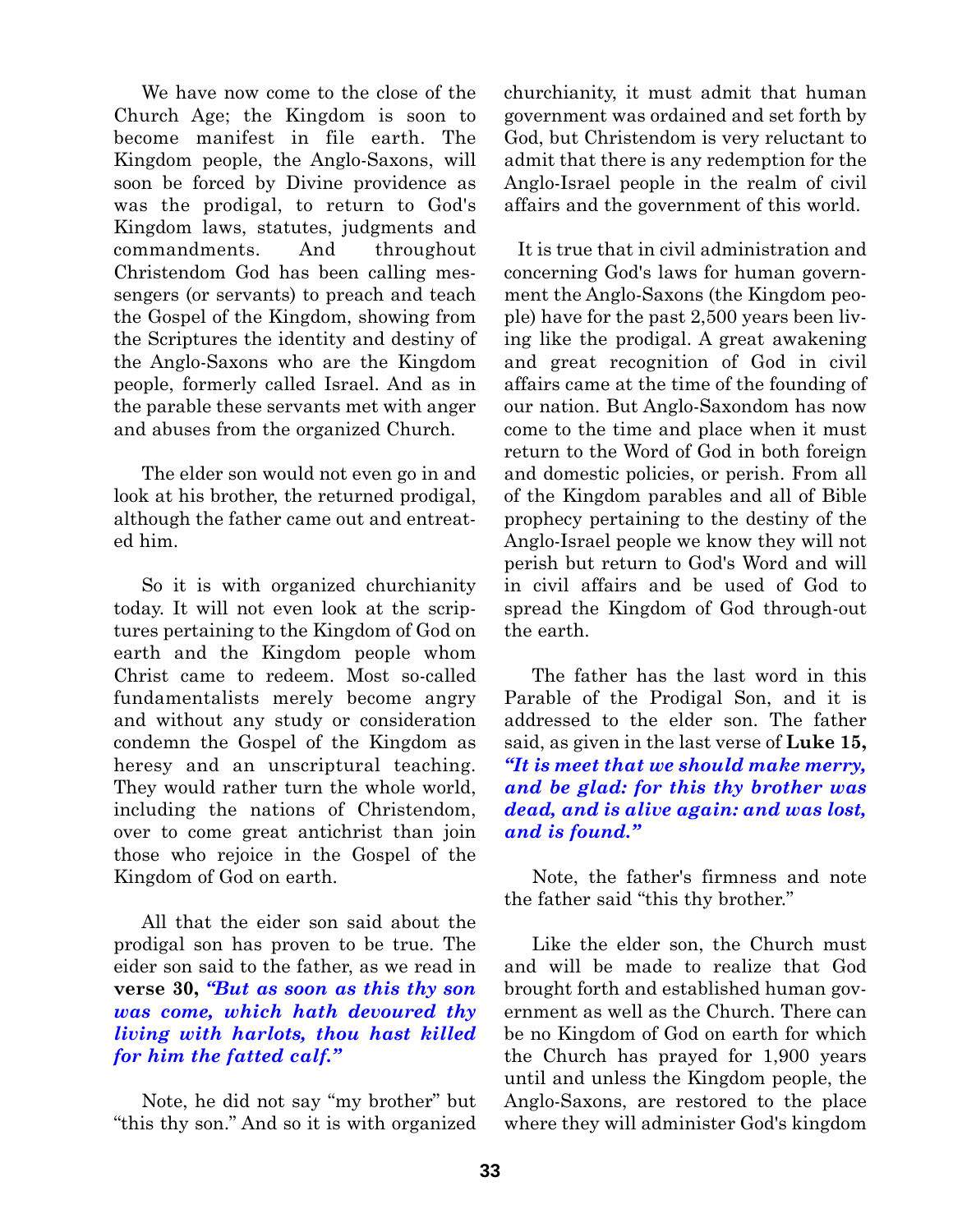We have now come to the close of the Church Age; the Kingdom is soon to become manifest in file earth. The Kingdom people, the Anglo-Saxons, will soon be forced by Divine providence as was the prodigal, to return to God's Kingdom laws, statutes, judgments and commandments. And throughout Christendom God has been calling messengers (or servants) to preach and teach the Gospel of the Kingdom, showing from the Scriptures the identity and destiny of the Anglo-Saxons who are the Kingdom people, formerly called Israel. And as in the parable these servants met with anger and abuses from the organized Church.

The elder son would not even go in and look at his brother, the returned prodigal, although the father came out and entreated him.

So it is with organized churchianity today. It will not even look at the scriptures pertaining to the Kingdom of God on earth and the Kingdom people whom Christ came to redeem. Most so-called fundamentalists merely become angry and without any study or consideration condemn the Gospel of the Kingdom as heresy and an unscriptural teaching. They would rather turn the whole world, including the nations of Christendom, over to come great antichrist than join those who rejoice in the Gospel of the Kingdom of God on earth.

All that the eider son said about the prodigal son has proven to be true. The eider son said to the father, as we read in **verse 30,** ***"But as soon as this thy son was come, which hath devoured thy living with harlots, thou hast killed for him the fatted calf."***

Note, he did not say "my brother" but "this thy son." And so it is with organized churchianity, it must admit that human government was ordained and set forth by God, but Christendom is very reluctant to admit that there is any redemption for the Anglo-Israel people in the realm of civil affairs and the government of this world.

It is true that in civil administration and concerning God's laws for human government the Anglo-Saxons (the Kingdom people) have for the past 2,500 years been living like the prodigal. A great awakening and great recognition of God in civil affairs came at the time of the founding of our nation. But Anglo-Saxondom has now come to the time and place when it must return to the Word of God in both foreign and domestic policies, or perish. From all of the Kingdom parables and all of Bible prophecy pertaining to the destiny of the Anglo-Israel people we know they will not perish but return to God's Word and will in civil affairs and be used of God to spread the Kingdom of God through-out the earth.

The father has the last word in this Parable of the Prodigal Son, and it is addressed to the elder son. The father said, as given in the last verse of **Luke 15,** ***"It is meet that we should make merry, and be glad: for this thy brother was dead, and is alive again: and was lost, and is found."***

Note, the father's firmness and note the father said "this thy brother."

Like the elder son, the Church must and will be made to realize that God brought forth and established human government as well as the Church. There can be no Kingdom of God on earth for which the Church has prayed for 1,900 years until and unless the Kingdom people, the Anglo-Saxons, are restored to the place where they will administer God's kingdom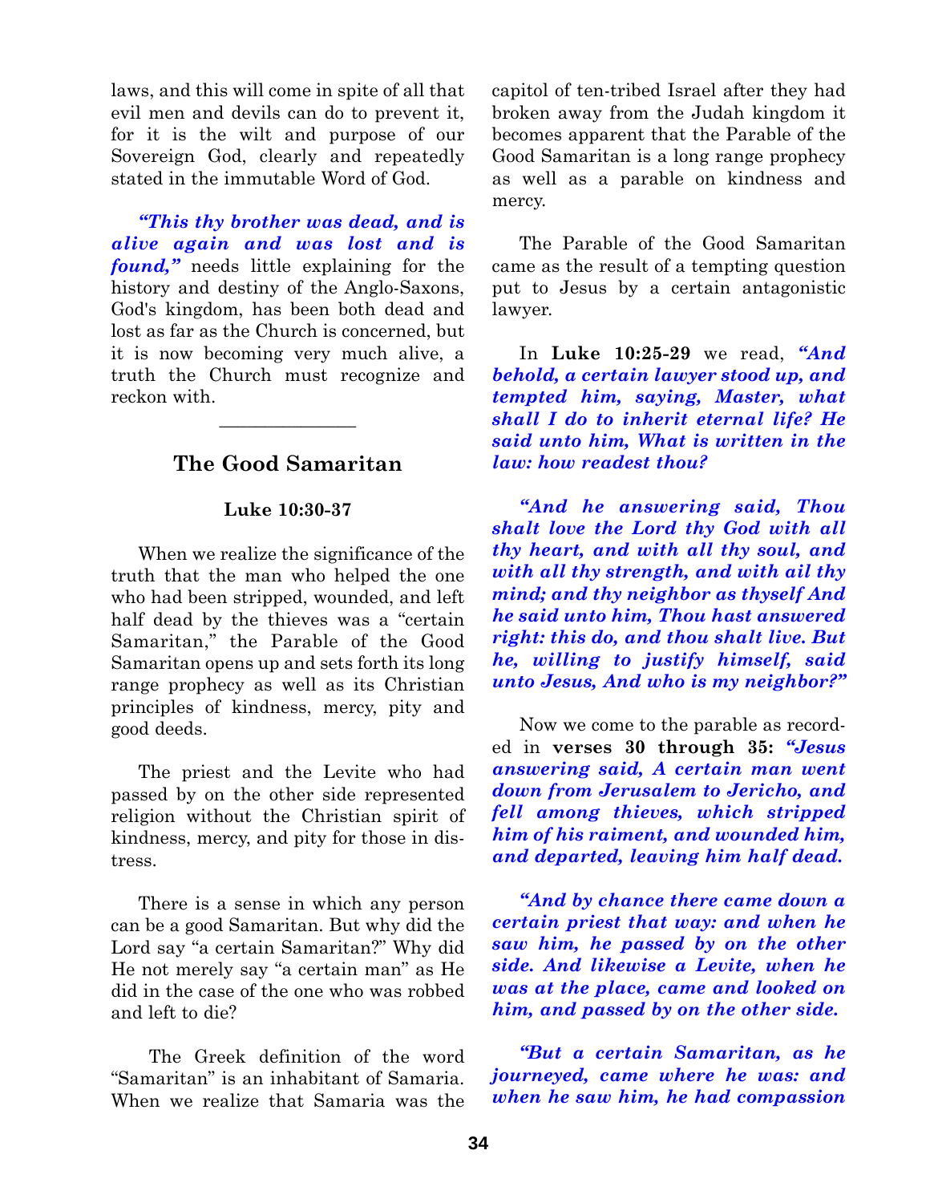laws, and this will come in spite of all that evil men and devils can do to prevent it, for it is the wilt and purpose of our Sovereign God, clearly and repeatedly stated in the immutable Word of God.

***"This thy brother was dead, and is alive again and was lost and is found,"*** needs little explaining for the history and destiny of the Anglo-Saxons, God's kingdom, has been both dead and lost as far as the Church is concerned, but it is now becoming very much alive, a truth the Church must recognize and reckon with.

---

## The Good Samaritan

**Luke 10:30-37**

When we realize the significance of the truth that the man who helped the one who had been stripped, wounded, and left half dead by the thieves was a "certain Samaritan," the Parable of the Good Samaritan opens up and sets forth its long range prophecy as well as its Christian principles of kindness, mercy, pity and good deeds.

The priest and the Levite who had passed by on the other side represented religion without the Christian spirit of kindness, mercy, and pity for those in distress.

There is a sense in which any person can be a good Samaritan. But why did the Lord say "a certain Samaritan?" Why did He not merely say "a certain man" as He did in the case of the one who was robbed and left to die?

The Greek definition of the word "Samaritan" is an inhabitant of Samaria. When we realize that Samaria was the capitol of ten-tribed Israel after they had broken away from the Judah kingdom it becomes apparent that the Parable of the Good Samaritan is a long range prophecy as well as a parable on kindness and mercy.

The Parable of the Good Samaritan came as the result of a tempting question put to Jesus by a certain antagonistic lawyer.

In **Luke 10:25-29** we read, ***"And behold, a certain lawyer stood up, and tempted him, saying, Master, what shall I do to inherit eternal life? He said unto him, What is written in the law: how readest thou?***

***"And he answering said, Thou shalt love the Lord thy God with all thy heart, and with all thy soul, and with all thy strength, and with ail thy mind; and thy neighbor as thyself And he said unto him, Thou hast answered right: this do, and thou shalt live. But he, willing to justify himself, said unto Jesus, And who is my neighbor?"***

Now we come to the parable as recorded in **verses 30 through 35:** ***"Jesus answering said, A certain man went down from Jerusalem to Jericho, and fell among thieves, which stripped him of his raiment, and wounded him, and departed, leaving him half dead.***

***"And by chance there came down a certain priest that way: and when he saw him, he passed by on the other side. And likewise a Levite, when he was at the place, came and looked on him, and passed by on the other side.***

***"But a certain Samaritan, as he journeyed, came where he was: and when he saw him, he had compassion***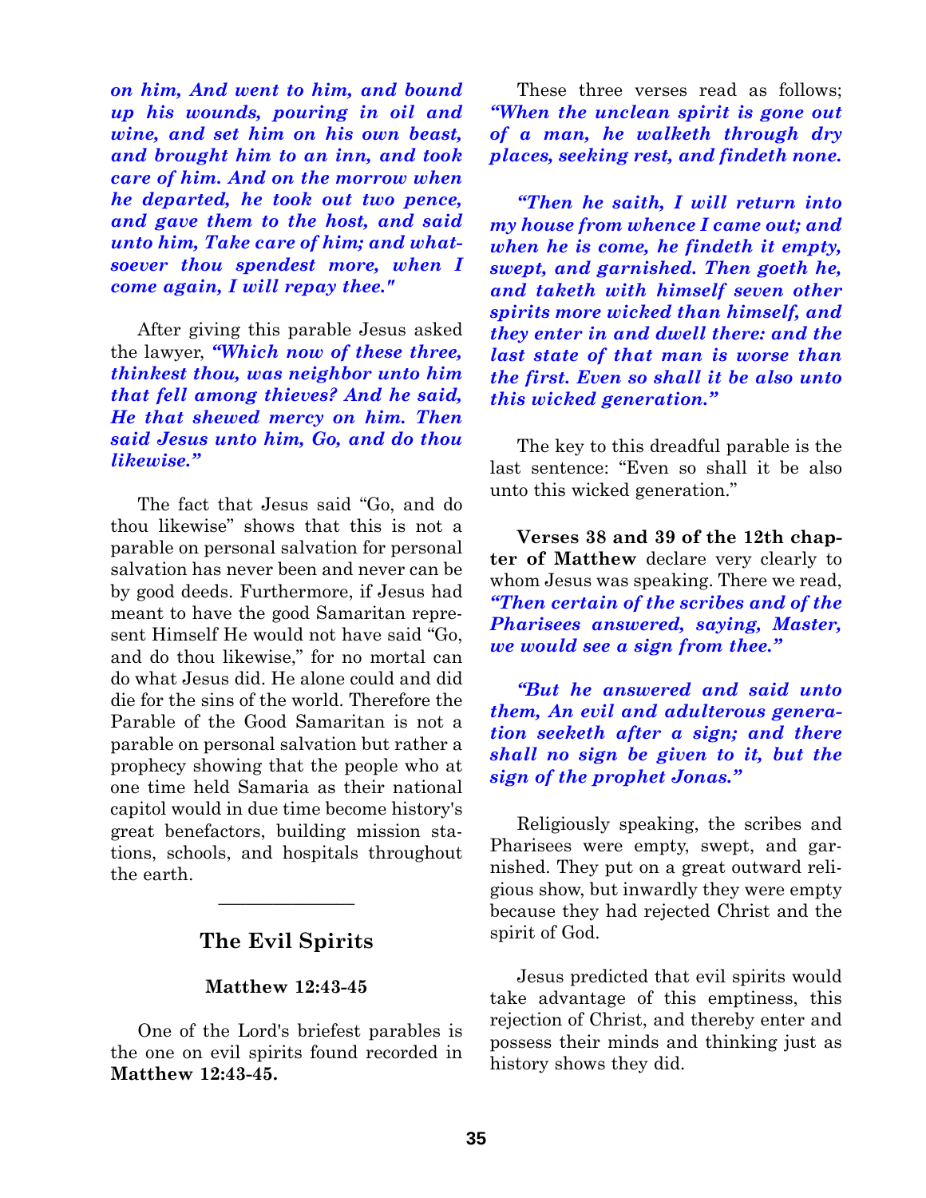***on him, And went to him, and bound up his wounds, pouring in oil and wine, and set him on his own beast, and brought him to an inn, and took care of him. And on the morrow when he departed, he took out two pence, and gave them to the host, and said unto him, Take care of him; and whatsoever thou spendest more, when I come again, I will repay thee."***

After giving this parable Jesus asked the lawyer, ***"Which now of these three, thinkest thou, was neighbor unto him that fell among thieves? And he said, He that shewed mercy on him. Then said Jesus unto him, Go, and do thou likewise."***

The fact that Jesus said "Go, and do thou likewise" shows that this is not a parable on personal salvation for personal salvation has never been and never can be by good deeds. Furthermore, if Jesus had meant to have the good Samaritan represent Himself He would not have said "Go, and do thou likewise," for no mortal can do what Jesus did. He alone could and did die for the sins of the world. Therefore the Parable of the Good Samaritan is not a parable on personal salvation but rather a prophecy showing that the people who at one time held Samaria as their national capitol would in due time become history's great benefactors, building mission stations, schools, and hospitals throughout the earth.

---

## The Evil Spirits

### Matthew 12:43-45

One of the Lord's briefest parables is the one on evil spirits found recorded in **Matthew 12:43-45.**

These three verses read as follows; ***"When the unclean spirit is gone out of a man, he walketh through dry places, seeking rest, and findeth none.***

***"Then he saith, I will return into my house from whence I came out; and when he is come, he findeth it empty, swept, and garnished. Then goeth he, and taketh with himself seven other spirits more wicked than himself, and they enter in and dwell there: and the last state of that man is worse than the first. Even so shall it be also unto this wicked generation."***

The key to this dreadful parable is the last sentence: "Even so shall it be also unto this wicked generation."

**Verses 38 and 39 of the 12th chapter of Matthew** declare very clearly to whom Jesus was speaking. There we read, ***"Then certain of the scribes and of the Pharisees answered, saying, Master, we would see a sign from thee."***

***"But he answered and said unto them, An evil and adulterous generation seeketh after a sign; and there shall no sign be given to it, but the sign of the prophet Jonas."***

Religiously speaking, the scribes and Pharisees were empty, swept, and garnished. They put on a great outward religious show, but inwardly they were empty because they had rejected Christ and the spirit of God.

Jesus predicted that evil spirits would take advantage of this emptiness, this rejection of Christ, and thereby enter and possess their minds and thinking just as history shows they did.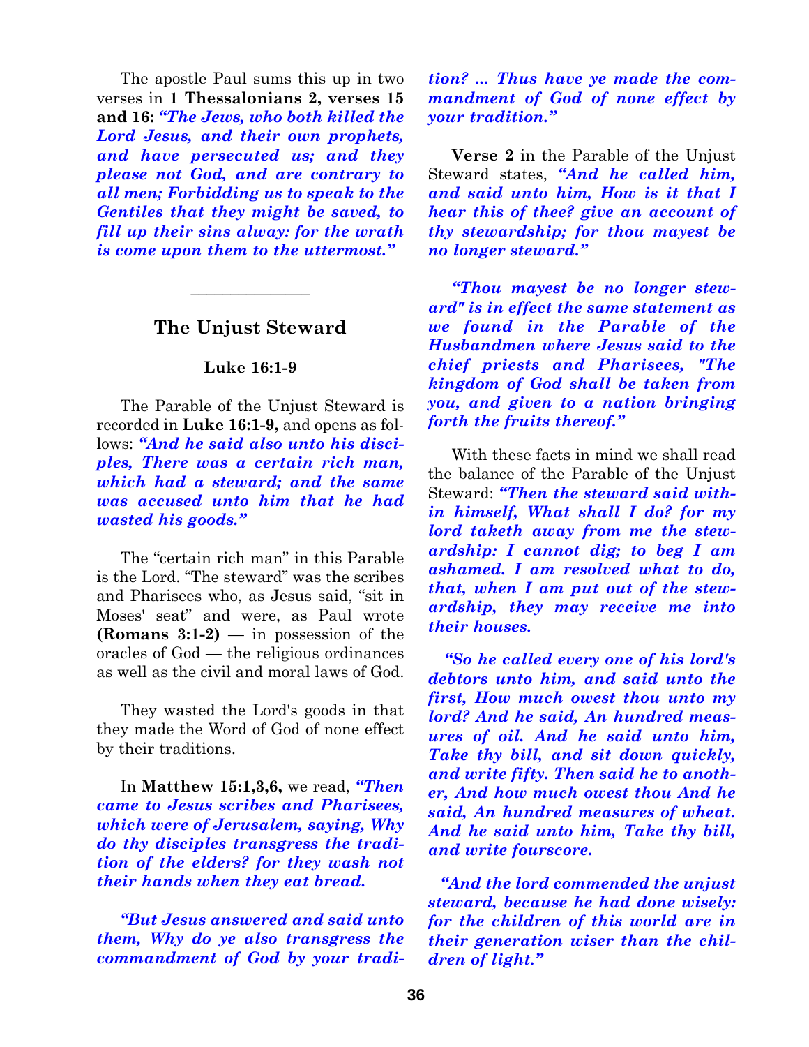The apostle Paul sums this up in two verses in **1 Thessalonians 2, verses 15 and 16:** ***"The Jews, who both killed the Lord Jesus, and their own prophets, and have persecuted us; and they please not God, and are contrary to all men; Forbidding us to speak to the Gentiles that they might be saved, to fill up their sins alway: for the wrath is come upon them to the uttermost."***

---

## The Unjust Steward

### Luke 16:1-9

The Parable of the Unjust Steward is recorded in **Luke 16:1-9,** and opens as follows: ***"And he said also unto his disciples, There was a certain rich man, which had a steward; and the same was accused unto him that he had wasted his goods."***

The "certain rich man" in this Parable is the Lord. "The steward" was the scribes and Pharisees who, as Jesus said, "sit in Moses' seat" and were, as Paul wrote **(Romans 3:1-2)** — in possession of the oracles of God — the religious ordinances as well as the civil and moral laws of God.

They wasted the Lord's goods in that they made the Word of God of none effect by their traditions.

In **Matthew 15:1,3,6,** we read, ***"Then came to Jesus scribes and Pharisees, which were of Jerusalem, saying, Why do thy disciples transgress the tradition of the elders? for they wash not their hands when they eat bread.***

***"But Jesus answered and said unto them, Why do ye also transgress the commandment of God by your tradition? ... Thus have ye made the commandment of God of none effect by your tradition."***

**Verse 2** in the Parable of the Unjust Steward states, ***"And he called him, and said unto him, How is it that I hear this of thee? give an account of thy stewardship; for thou mayest be no longer steward."***

***"Thou mayest be no longer steward" is in effect the same statement as we found in the Parable of the Husbandmen where Jesus said to the chief priests and Pharisees, "The kingdom of God shall be taken from you, and given to a nation bringing forth the fruits thereof."***

With these facts in mind we shall read the balance of the Parable of the Unjust Steward: ***"Then the steward said within himself, What shall I do? for my lord taketh away from me the stewardship: I cannot dig; to beg I am ashamed. I am resolved what to do, that, when I am put out of the stewardship, they may receive me into their houses.***

***"So he called every one of his lord's debtors unto him, and said unto the first, How much owest thou unto my lord? And he said, An hundred measures of oil. And he said unto him, Take thy bill, and sit down quickly, and write fifty. Then said he to another, And how much owest thou And he said, An hundred measures of wheat. And he said unto him, Take thy bill, and write fourscore.***

***"And the lord commended the unjust steward, because he had done wisely: for the children of this world are in their generation wiser than the children of light."***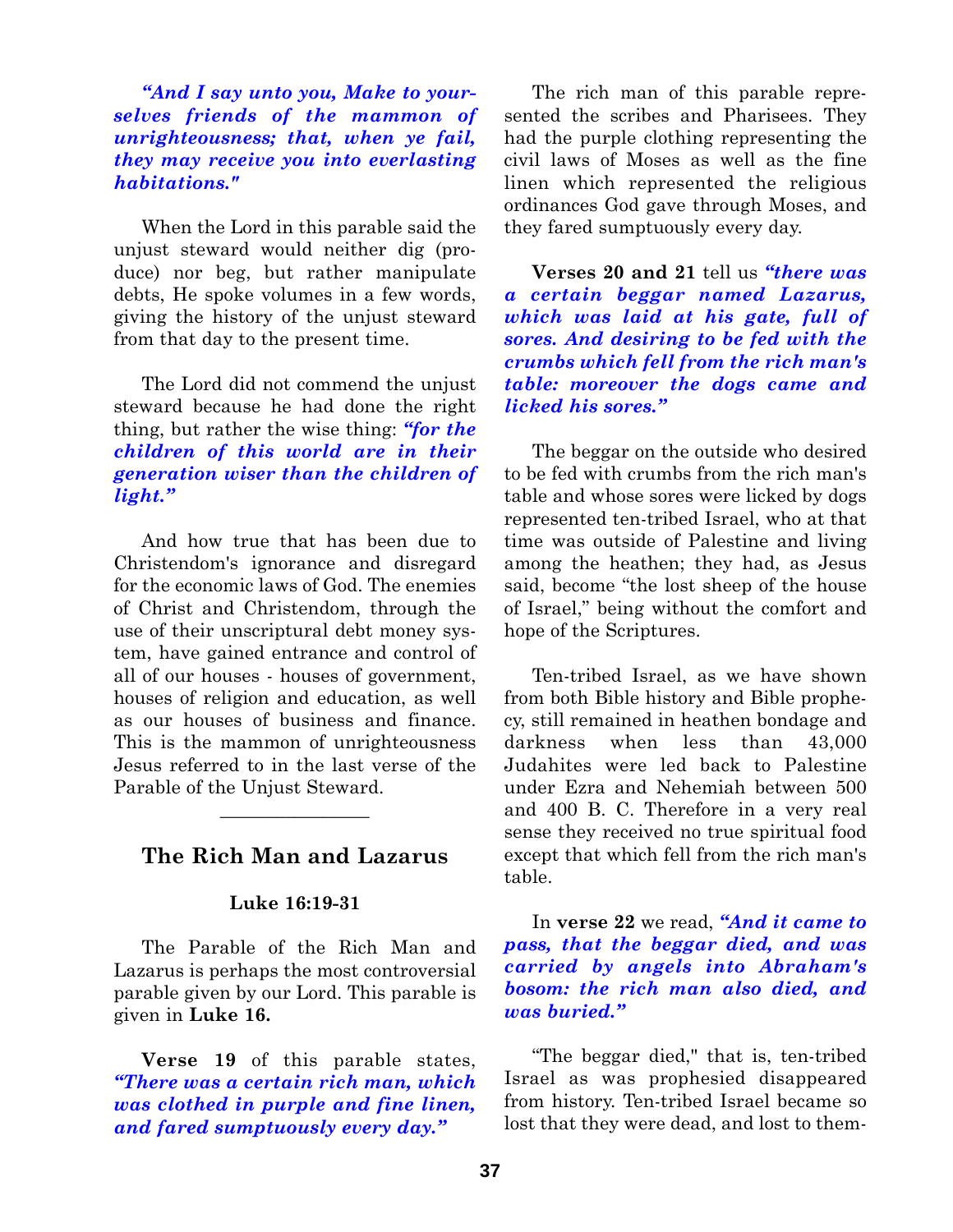***"And I say unto you, Make to yourselves friends of the mammon of unrighteousness; that, when ye fail, they may receive you into everlasting habitations."***

When the Lord in this parable said the unjust steward would neither dig (produce) nor beg, but rather manipulate debts, He spoke volumes in a few words, giving the history of the unjust steward from that day to the present time.

The Lord did not commend the unjust steward because he had done the right thing, but rather the wise thing: ***"for the children of this world are in their generation wiser than the children of light."***

And how true that has been due to Christendom's ignorance and disregard for the economic laws of God. The enemies of Christ and Christendom, through the use of their unscriptural debt money system, have gained entrance and control of all of our houses - houses of government, houses of religion and education, as well as our houses of business and finance. This is the mammon of unrighteousness Jesus referred to in the last verse of the Parable of the Unjust Steward.

---

## The Rich Man and Lazarus

**Luke 16:19-31**

The Parable of the Rich Man and Lazarus is perhaps the most controversial parable given by our Lord. This parable is given in **Luke 16.**

**Verse 19** of this parable states, ***"There was a certain rich man, which was clothed in purple and fine linen, and fared sumptuously every day."***

The rich man of this parable represented the scribes and Pharisees. They had the purple clothing representing the civil laws of Moses as well as the fine linen which represented the religious ordinances God gave through Moses, and they fared sumptuously every day.

**Verses 20 and 21** tell us ***"there was a certain beggar named Lazarus, which was laid at his gate, full of sores. And desiring to be fed with the crumbs which fell from the rich man's table: moreover the dogs came and licked his sores."***

The beggar on the outside who desired to be fed with crumbs from the rich man's table and whose sores were licked by dogs represented ten-tribed Israel, who at that time was outside of Palestine and living among the heathen; they had, as Jesus said, become "the lost sheep of the house of Israel," being without the comfort and hope of the Scriptures.

Ten-tribed Israel, as we have shown from both Bible history and Bible prophecy, still remained in heathen bondage and darkness when less than 43,000 Judahites were led back to Palestine under Ezra and Nehemiah between 500 and 400 B. C. Therefore in a very real sense they received no true spiritual food except that which fell from the rich man's table.

In **verse 22** we read, ***"And it came to pass, that the beggar died, and was carried by angels into Abraham's bosom: the rich man also died, and was buried."***

"The beggar died," that is, ten-tribed Israel as was prophesied disappeared from history. Ten-tribed Israel became so lost that they were dead, and lost to them-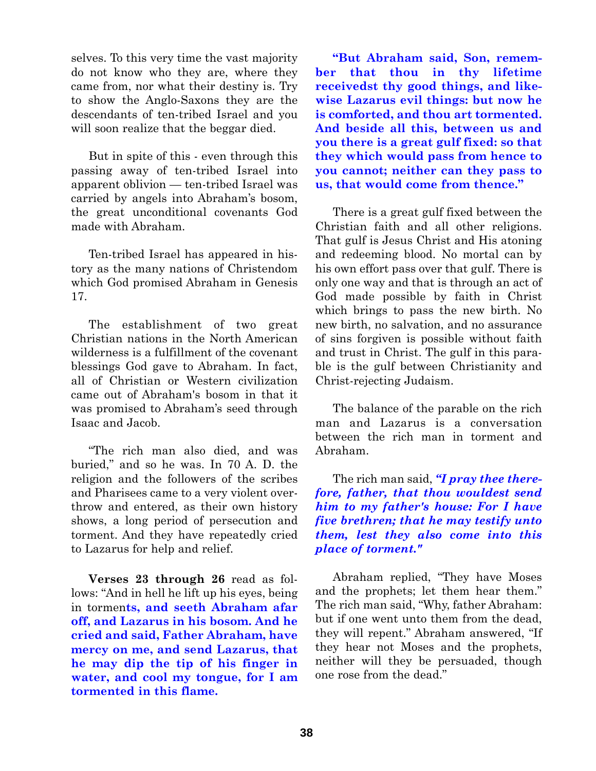selves. To this very time the vast majority do not know who they are, where they came from, nor what their destiny is. Try to show the Anglo-Saxons they are the descendants of ten-tribed Israel and you will soon realize that the beggar died.

But in spite of this - even through this passing away of ten-tribed Israel into apparent oblivion — ten-tribed Israel was carried by angels into Abraham's bosom, the great unconditional covenants God made with Abraham.

Ten-tribed Israel has appeared in history as the many nations of Christendom which God promised Abraham in Genesis 17.

The establishment of two great Christian nations in the North American wilderness is a fulfillment of the covenant blessings God gave to Abraham. In fact, all of Christian or Western civilization came out of Abraham's bosom in that it was promised to Abraham's seed through Isaac and Jacob.

"The rich man also died, and was buried," and so he was. In 70 A. D. the religion and the followers of the scribes and Pharisees came to a very violent overthrow and entered, as their own history shows, a long period of persecution and torment. And they have repeatedly cried to Lazarus for help and relief.

**Verses 23 through 26** read as follows: "And in hell he lift up his eyes, being in torments, **and seeth Abraham afar off, and Lazarus in his bosom. And he cried and said, Father Abraham, have mercy on me, and send Lazarus, that he may dip the tip of his finger in water, and cool my tongue, for I am tormented in this flame.**

**"But Abraham said, Son, remember that thou in thy lifetime receivedst thy good things, and likewise Lazarus evil things: but now he is comforted, and thou art tormented. And beside all this, between us and you there is a great gulf fixed: so that they which would pass from hence to you cannot; neither can they pass to us, that would come from thence."**

There is a great gulf fixed between the Christian faith and all other religions. That gulf is Jesus Christ and His atoning and redeeming blood. No mortal can by his own effort pass over that gulf. There is only one way and that is through an act of God made possible by faith in Christ which brings to pass the new birth. No new birth, no salvation, and no assurance of sins forgiven is possible without faith and trust in Christ. The gulf in this parable is the gulf between Christianity and Christ-rejecting Judaism.

The balance of the parable on the rich man and Lazarus is a conversation between the rich man in torment and Abraham.

The rich man said, ***"I pray thee therefore, father, that thou wouldest send him to my father's house: For I have five brethren; that he may testify unto them, lest they also come into this place of torment."***

Abraham replied, "They have Moses and the prophets; let them hear them." The rich man said, "Why, father Abraham: but if one went unto them from the dead, they will repent." Abraham answered, "If they hear not Moses and the prophets, neither will they be persuaded, though one rose from the dead."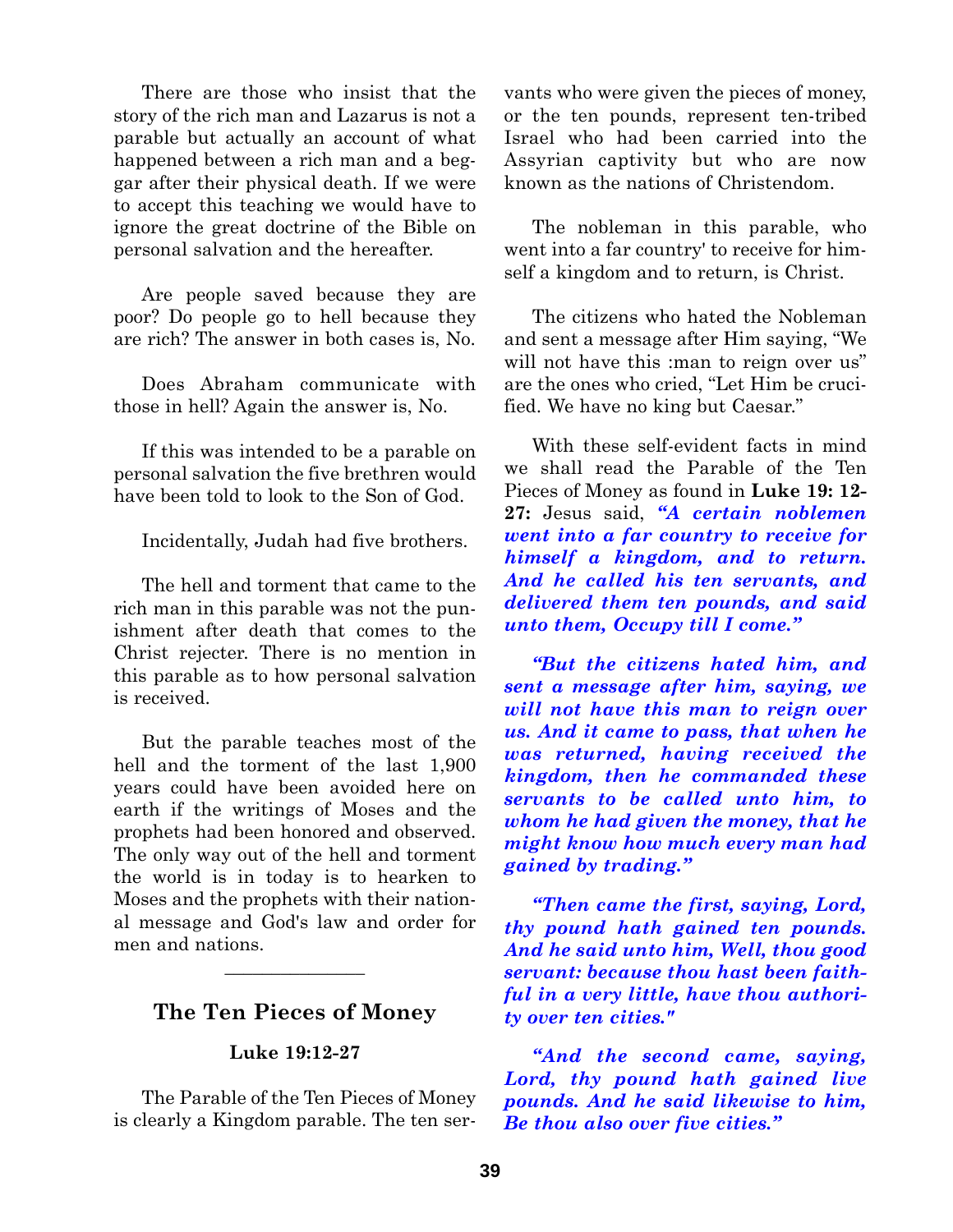There are those who insist that the story of the rich man and Lazarus is not a parable but actually an account of what happened between a rich man and a beggar after their physical death. If we were to accept this teaching we would have to ignore the great doctrine of the Bible on personal salvation and the hereafter.

Are people saved because they are poor? Do people go to hell because they are rich? The answer in both cases is, No.

Does Abraham communicate with those in hell? Again the answer is, No.

If this was intended to be a parable on personal salvation the five brethren would have been told to look to the Son of God.

Incidentally, Judah had five brothers.

The hell and torment that came to the rich man in this parable was not the punishment after death that comes to the Christ rejecter. There is no mention in this parable as to how personal salvation is received.

But the parable teaches most of the hell and the torment of the last 1,900 years could have been avoided here on earth if the writings of Moses and the prophets had been honored and observed. The only way out of the hell and torment the world is in today is to hearken to Moses and the prophets with their national message and God's law and order for men and nations.

---

## The Ten Pieces of Money

### Luke 19:12-27

The Parable of the Ten Pieces of Money is clearly a Kingdom parable. The ten servants who were given the pieces of money, or the ten pounds, represent ten-tribed Israel who had been carried into the Assyrian captivity but who are now known as the nations of Christendom.

The nobleman in this parable, who went into a far country' to receive for himself a kingdom and to return, is Christ.

The citizens who hated the Nobleman and sent a message after Him saying, "We will not have this :man to reign over us" are the ones who cried, "Let Him be crucified. We have no king but Caesar."

With these self-evident facts in mind we shall read the Parable of the Ten Pieces of Money as found in **Luke 19: 12-27:** Jesus said, ***"A certain noblemen went into a far country to receive for himself a kingdom, and to return. And he called his ten servants, and delivered them ten pounds, and said unto them, Occupy till I come."***

***"But the citizens hated him, and sent a message after him, saying, we will not have this man to reign over us. And it came to pass, that when he was returned, having received the kingdom, then he commanded these servants to be called unto him, to whom he had given the money, that he might know how much every man had gained by trading."***

***"Then came the first, saying, Lord, thy pound hath gained ten pounds. And he said unto him, Well, thou good servant: because thou hast been faithful in a very little, have thou authority over ten cities."***

***"And the second came, saying, Lord, thy pound hath gained live pounds. And he said likewise to him, Be thou also over five cities."***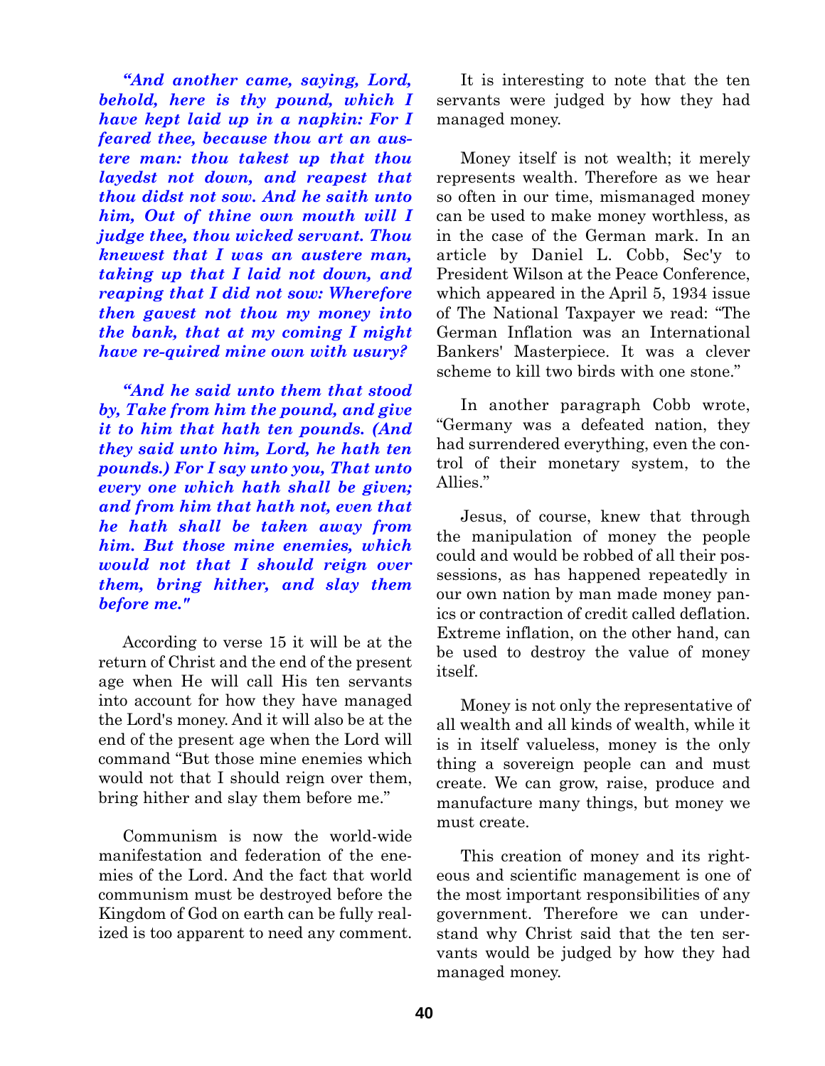***"And another came, saying, Lord, behold, here is thy pound, which I have kept laid up in a napkin: For I feared thee, because thou art an austere man: thou takest up that thou layedst not down, and reapest that thou didst not sow. And he saith unto him, Out of thine own mouth will I judge thee, thou wicked servant. Thou knewest that I was an austere man, taking up that I laid not down, and reaping that I did not sow: Wherefore then gavest not thou my money into the bank, that at my coming I might have re-quired mine own with usury?***

***"And he said unto them that stood by, Take from him the pound, and give it to him that hath ten pounds. (And they said unto him, Lord, he hath ten pounds.) For I say unto you, That unto every one which hath shall be given; and from him that hath not, even that he hath shall be taken away from him. But those mine enemies, which would not that I should reign over them, bring hither, and slay them before me."***

According to verse 15 it will be at the return of Christ and the end of the present age when He will call His ten servants into account for how they have managed the Lord's money. And it will also be at the end of the present age when the Lord will command "But those mine enemies which would not that I should reign over them, bring hither and slay them before me."

Communism is now the world-wide manifestation and federation of the enemies of the Lord. And the fact that world communism must be destroyed before the Kingdom of God on earth can be fully realized is too apparent to need any comment.

It is interesting to note that the ten servants were judged by how they had managed money.

Money itself is not wealth; it merely represents wealth. Therefore as we hear so often in our time, mismanaged money can be used to make money worthless, as in the case of the German mark. In an article by Daniel L. Cobb, Sec'y to President Wilson at the Peace Conference, which appeared in the April 5, 1934 issue of The National Taxpayer we read: "The German Inflation was an International Bankers' Masterpiece. It was a clever scheme to kill two birds with one stone."

In another paragraph Cobb wrote, "Germany was a defeated nation, they had surrendered everything, even the control of their monetary system, to the Allies."

Jesus, of course, knew that through the manipulation of money the people could and would be robbed of all their possessions, as has happened repeatedly in our own nation by man made money panics or contraction of credit called deflation. Extreme inflation, on the other hand, can be used to destroy the value of money itself.

Money is not only the representative of all wealth and all kinds of wealth, while it is in itself valueless, money is the only thing a sovereign people can and must create. We can grow, raise, produce and manufacture many things, but money we must create.

This creation of money and its righteous and scientific management is one of the most important responsibilities of any government. Therefore we can understand why Christ said that the ten servants would be judged by how they had managed money.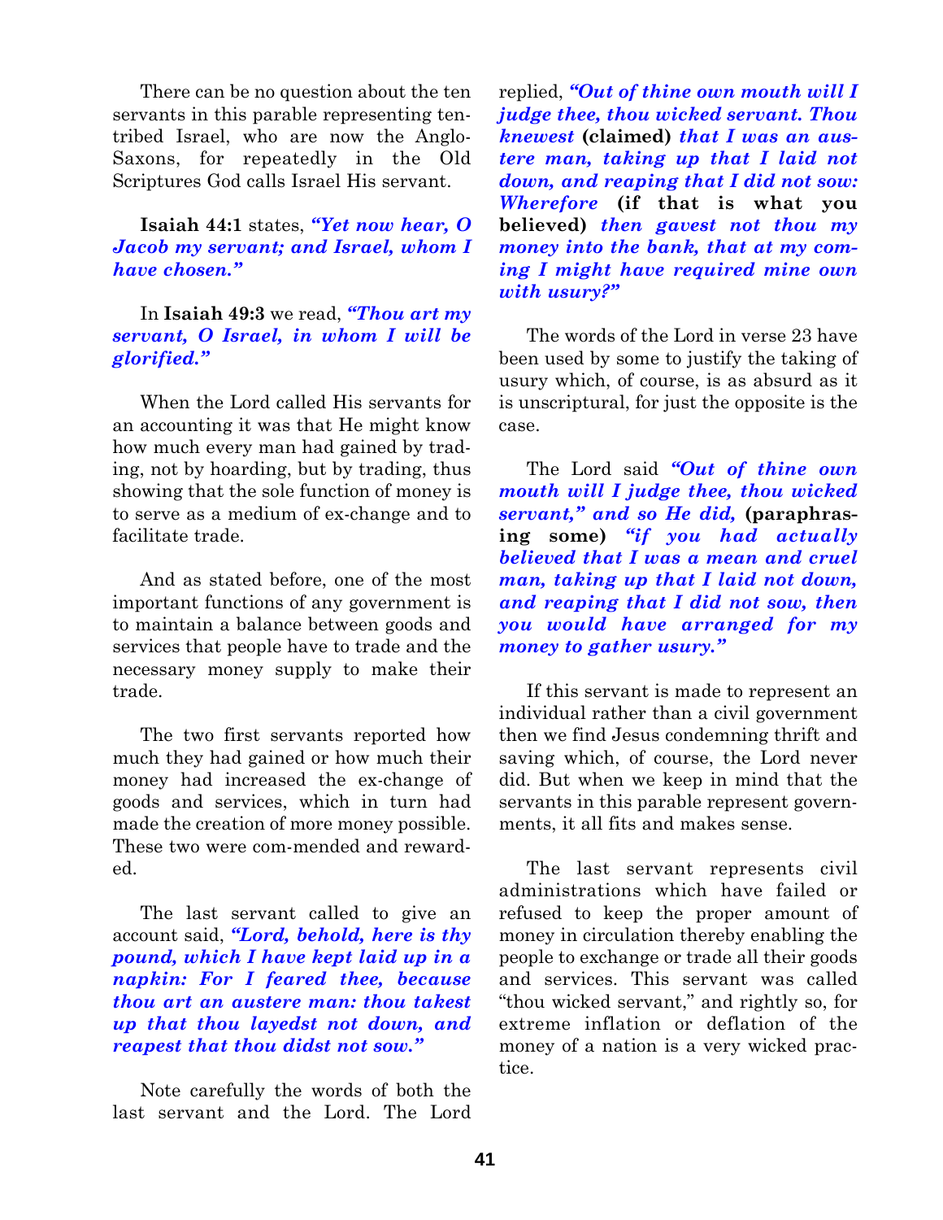There can be no question about the ten servants in this parable representing ten-tribed Israel, who are now the Anglo-Saxons, for repeatedly in the Old Scriptures God calls Israel His servant.

**Isaiah 44:1** states, ***"Yet now hear, O Jacob my servant; and Israel, whom I have chosen."***

In **Isaiah 49:3** we read, ***"Thou art my servant, O Israel, in whom I will be glorified."***

When the Lord called His servants for an accounting it was that He might know how much every man had gained by trading, not by hoarding, but by trading, thus showing that the sole function of money is to serve as a medium of ex-change and to facilitate trade.

And as stated before, one of the most important functions of any government is to maintain a balance between goods and services that people have to trade and the necessary money supply to make their trade.

The two first servants reported how much they had gained or how much their money had increased the ex-change of goods and services, which in turn had made the creation of more money possible. These two were com-mended and rewarded.

The last servant called to give an account said, ***"Lord, behold, here is thy pound, which I have kept laid up in a napkin: For I feared thee, because thou art an austere man: thou takest up that thou layedst not down, and reapest that thou didst not sow."***

Note carefully the words of both the last servant and the Lord. The Lord replied, ***"Out of thine own mouth will I judge thee, thou wicked servant. Thou knewest*** **(claimed)** ***that I was an austere man, taking up that I laid not down, and reaping that I did not sow: Wherefore*** **(if that is what you believed)** ***then gavest not thou my money into the bank, that at my coming I might have required mine own with usury?"***

The words of the Lord in verse 23 have been used by some to justify the taking of usury which, of course, is as absurd as it is unscriptural, for just the opposite is the case.

The Lord said ***"Out of thine own mouth will I judge thee, thou wicked servant," and so He did,*** **(paraphrasing some)** ***"if you had actually believed that I was a mean and cruel man, taking up that I laid not down, and reaping that I did not sow, then you would have arranged for my money to gather usury."***

If this servant is made to represent an individual rather than a civil government then we find Jesus condemning thrift and saving which, of course, the Lord never did. But when we keep in mind that the servants in this parable represent governments, it all fits and makes sense.

The last servant represents civil administrations which have failed or refused to keep the proper amount of money in circulation thereby enabling the people to exchange or trade all their goods and services. This servant was called "thou wicked servant," and rightly so, for extreme inflation or deflation of the money of a nation is a very wicked practice.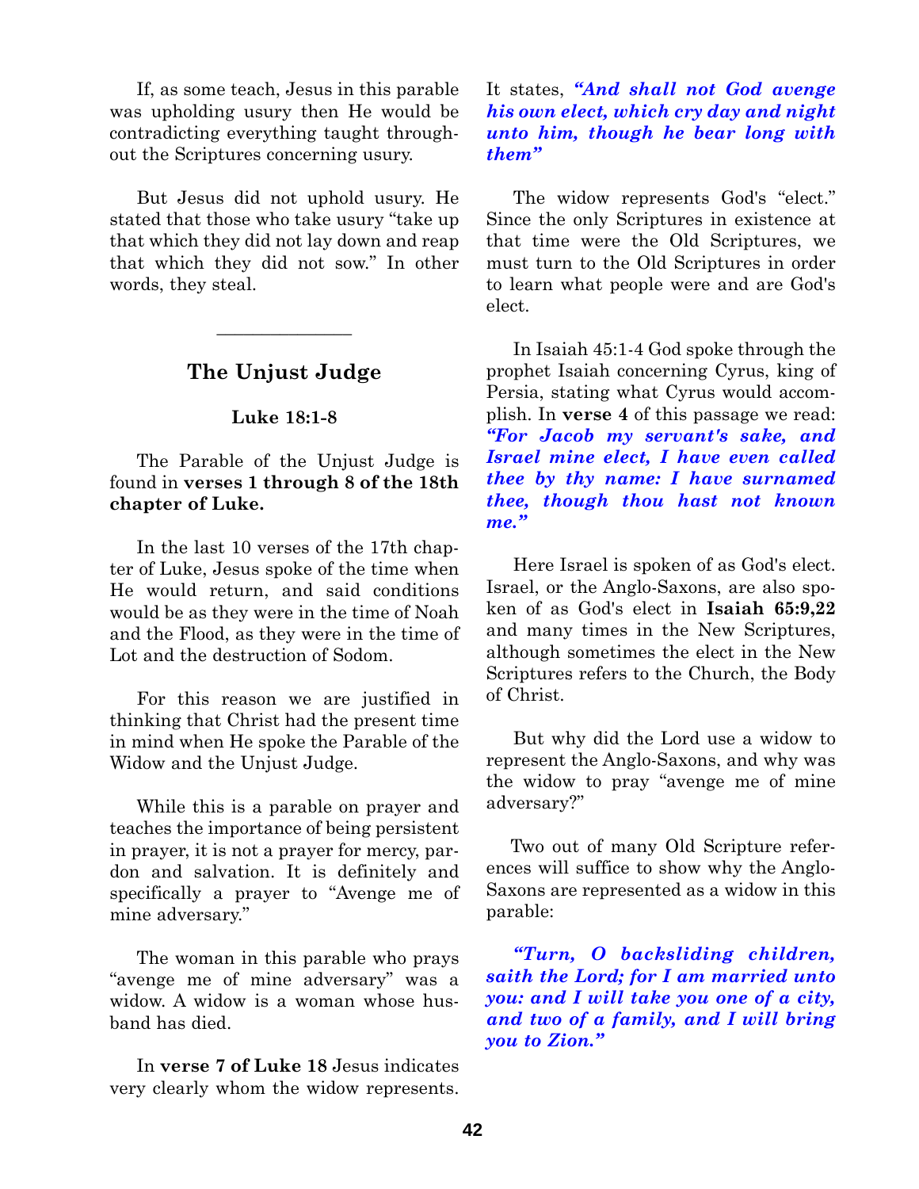If, as some teach, Jesus in this parable was upholding usury then He would be contradicting everything taught throughout the Scriptures concerning usury.

But Jesus did not uphold usury. He stated that those who take usury "take up that which they did not lay down and reap that which they did not sow." In other words, they steal.

---

## The Unjust Judge

**Luke 18:1-8**

The Parable of the Unjust Judge is found in **verses 1 through 8 of the 18th chapter of Luke.**

In the last 10 verses of the 17th chapter of Luke, Jesus spoke of the time when He would return, and said conditions would be as they were in the time of Noah and the Flood, as they were in the time of Lot and the destruction of Sodom.

For this reason we are justified in thinking that Christ had the present time in mind when He spoke the Parable of the Widow and the Unjust Judge.

While this is a parable on prayer and teaches the importance of being persistent in prayer, it is not a prayer for mercy, pardon and salvation. It is definitely and specifically a prayer to "Avenge me of mine adversary."

The woman in this parable who prays "avenge me of mine adversary" was a widow. A widow is a woman whose husband has died.

In **verse 7 of Luke 18** Jesus indicates very clearly whom the widow represents. It states, ***"And shall not God avenge his own elect, which cry day and night unto him, though he bear long with them"***

The widow represents God's "elect." Since the only Scriptures in existence at that time were the Old Scriptures, we must turn to the Old Scriptures in order to learn what people were and are God's elect.

In Isaiah 45:1-4 God spoke through the prophet Isaiah concerning Cyrus, king of Persia, stating what Cyrus would accomplish. In **verse 4** of this passage we read: ***"For Jacob my servant's sake, and Israel mine elect, I have even called thee by thy name: I have surnamed thee, though thou hast not known me."***

Here Israel is spoken of as God's elect. Israel, or the Anglo-Saxons, are also spoken of as God's elect in **Isaiah 65:9,22** and many times in the New Scriptures, although sometimes the elect in the New Scriptures refers to the Church, the Body of Christ.

But why did the Lord use a widow to represent the Anglo-Saxons, and why was the widow to pray "avenge me of mine adversary?"

Two out of many Old Scripture references will suffice to show why the Anglo-Saxons are represented as a widow in this parable:

***"Turn, O backsliding children, saith the Lord; for I am married unto you: and I will take you one of a city, and two of a family, and I will bring you to Zion."***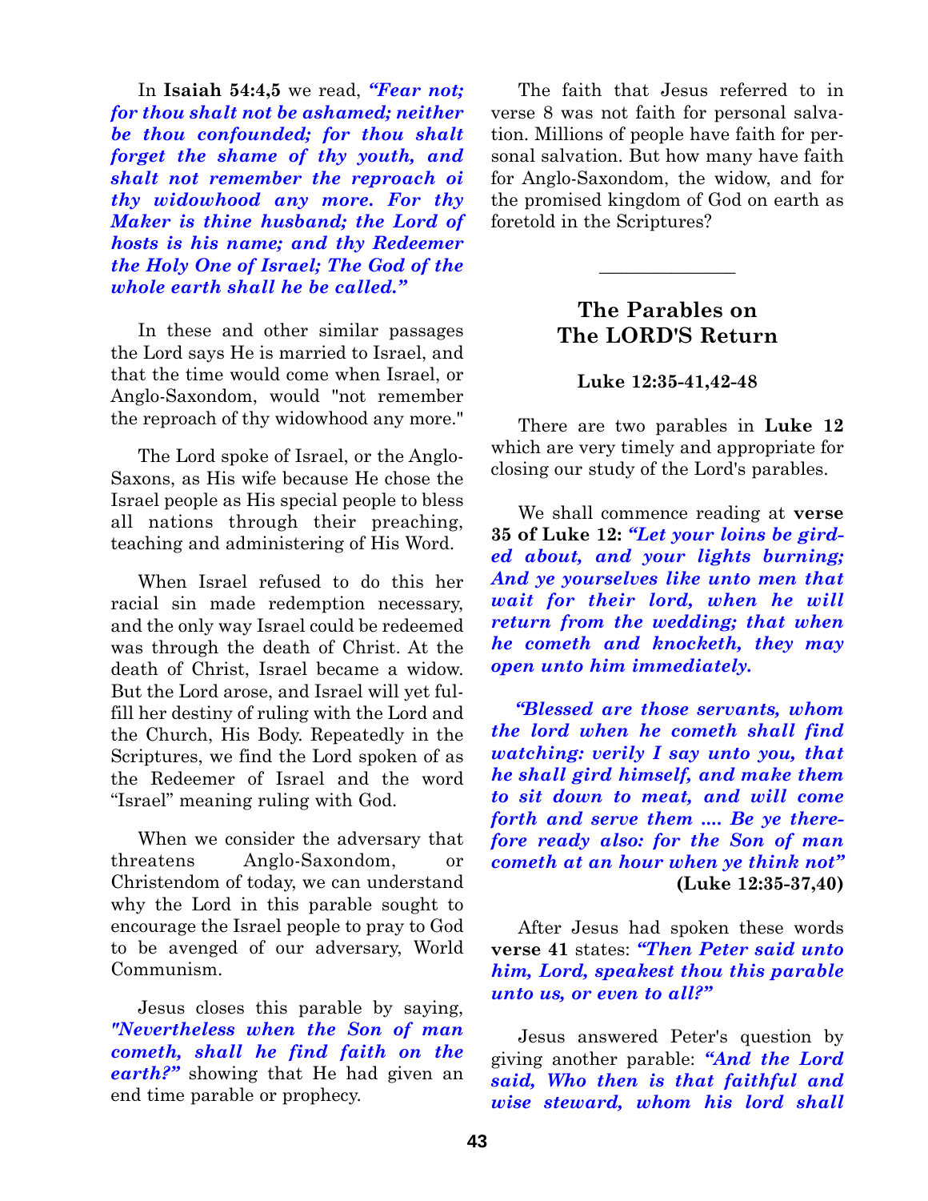In **Isaiah 54:4,5** we read, ***"Fear not; for thou shalt not be ashamed; neither be thou confounded; for thou shalt forget the shame of thy youth, and shalt not remember the reproach oi thy widowhood any more. For thy Maker is thine husband; the Lord of hosts is his name; and thy Redeemer the Holy One of Israel; The God of the whole earth shall he be called."***

In these and other similar passages the Lord says He is married to Israel, and that the time would come when Israel, or Anglo-Saxondom, would "not remember the reproach of thy widowhood any more."

The Lord spoke of Israel, or the Anglo-Saxons, as His wife because He chose the Israel people as His special people to bless all nations through their preaching, teaching and administering of His Word.

When Israel refused to do this her racial sin made redemption necessary, and the only way Israel could be redeemed was through the death of Christ. At the death of Christ, Israel became a widow. But the Lord arose, and Israel will yet fulfill her destiny of ruling with the Lord and the Church, His Body. Repeatedly in the Scriptures, we find the Lord spoken of as the Redeemer of Israel and the word "Israel" meaning ruling with God.

When we consider the adversary that threatens Anglo-Saxondom, or Christendom of today, we can understand why the Lord in this parable sought to encourage the Israel people to pray to God to be avenged of our adversary, World Communism.

Jesus closes this parable by saying, ***"Nevertheless when the Son of man cometh, shall he find faith on the earth?"*** showing that He had given an end time parable or prophecy.

The faith that Jesus referred to in verse 8 was not faith for personal salvation. Millions of people have faith for personal salvation. But how many have faith for Anglo-Saxondom, the widow, and for the promised kingdom of God on earth as foretold in the Scriptures?

---

## The Parables on The LORD'S Return

**Luke 12:35-41,42-48**

There are two parables in **Luke 12** which are very timely and appropriate for closing our study of the Lord's parables.

We shall commence reading at **verse 35 of Luke 12:** ***"Let your loins be girded about, and your lights burning; And ye yourselves like unto men that wait for their lord, when he will return from the wedding; that when he cometh and knocketh, they may open unto him immediately.***

***"Blessed are those servants, whom the lord when he cometh shall find watching: verily I say unto you, that he shall gird himself, and make them to sit down to meat, and will come forth and serve them .... Be ye therefore ready also: for the Son of man cometh at an hour when ye think not"*** **(Luke 12:35-37,40)**

After Jesus had spoken these words **verse 41** states: ***"Then Peter said unto him, Lord, speakest thou this parable unto us, or even to all?"***

Jesus answered Peter's question by giving another parable: ***"And the Lord said, Who then is that faithful and wise steward, whom his lord shall***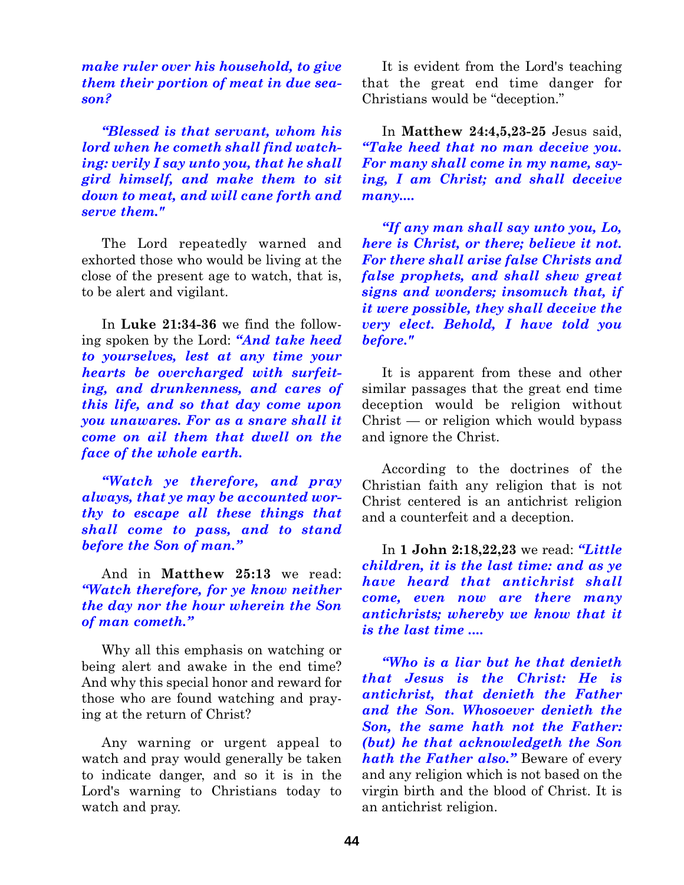***make ruler over his household, to give them their portion of meat in due season?***

***"Blessed is that servant, whom his lord when he cometh shall find watching: verily I say unto you, that he shall gird himself, and make them to sit down to meat, and will cane forth and serve them."***

The Lord repeatedly warned and exhorted those who would be living at the close of the present age to watch, that is, to be alert and vigilant.

In **Luke 21:34-36** we find the following spoken by the Lord: ***"And take heed to yourselves, lest at any time your hearts be overcharged with surfeiting, and drunkenness, and cares of this life, and so that day come upon you unawares. For as a snare shall it come on ail them that dwell on the face of the whole earth.***

***"Watch ye therefore, and pray always, that ye may be accounted worthy to escape all these things that shall come to pass, and to stand before the Son of man."***

And in **Matthew 25:13** we read: ***"Watch therefore, for ye know neither the day nor the hour wherein the Son of man cometh."***

Why all this emphasis on watching or being alert and awake in the end time? And why this special honor and reward for those who are found watching and praying at the return of Christ?

Any warning or urgent appeal to watch and pray would generally be taken to indicate danger, and so it is in the Lord's warning to Christians today to watch and pray.

It is evident from the Lord's teaching that the great end time danger for Christians would be "deception."

In **Matthew 24:4,5,23-25** Jesus said, ***"Take heed that no man deceive you. For many shall come in my name, saying, I am Christ; and shall deceive many....***

***"If any man shall say unto you, Lo, here is Christ, or there; believe it not. For there shall arise false Christs and false prophets, and shall shew great signs and wonders; insomuch that, if it were possible, they shall deceive the very elect. Behold, I have told you before."***

It is apparent from these and other similar passages that the great end time deception would be religion without Christ — or religion which would bypass and ignore the Christ.

According to the doctrines of the Christian faith any religion that is not Christ centered is an antichrist religion and a counterfeit and a deception.

In **1 John 2:18,22,23** we read: ***"Little children, it is the last time: and as ye have heard that antichrist shall come, even now are there many antichrists; whereby we know that it is the last time ....***

***"Who is a liar but he that denieth that Jesus is the Christ: He is antichrist, that denieth the Father and the Son. Whosoever denieth the Son, the same hath not the Father: (but) he that acknowledgeth the Son hath the Father also."*** Beware of every and any religion which is not based on the virgin birth and the blood of Christ. It is an antichrist religion.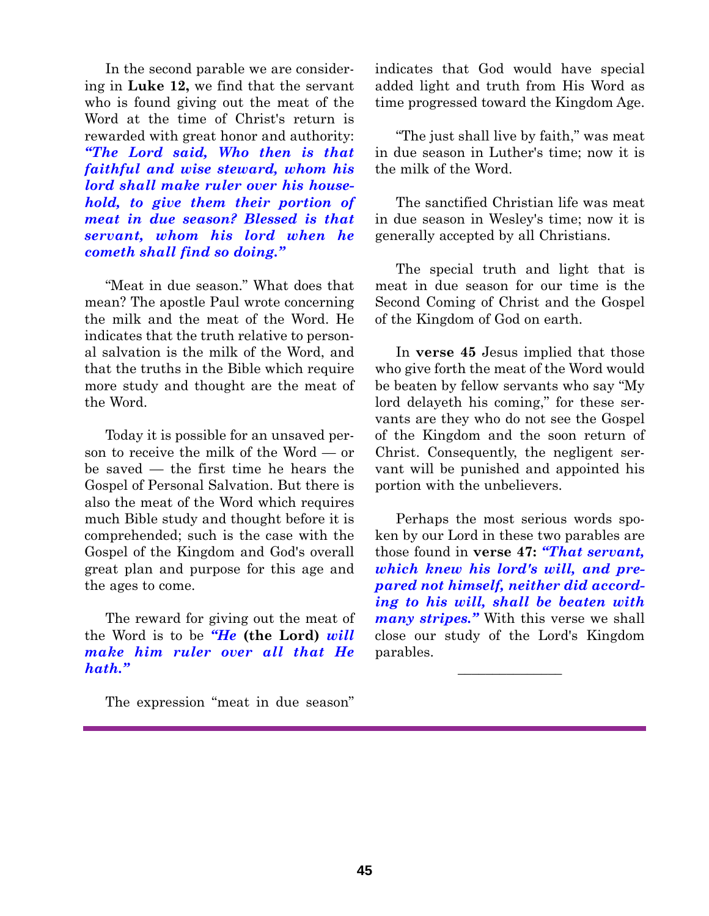In the second parable we are considering in **Luke 12,** we find that the servant who is found giving out the meat of the Word at the time of Christ's return is rewarded with great honor and authority: ***"The Lord said, Who then is that faithful and wise steward, whom his lord shall make ruler over his household, to give them their portion of meat in due season? Blessed is that servant, whom his lord when he cometh shall find so doing."***

"Meat in due season." What does that mean? The apostle Paul wrote concerning the milk and the meat of the Word. He indicates that the truth relative to personal salvation is the milk of the Word, and that the truths in the Bible which require more study and thought are the meat of the Word.

Today it is possible for an unsaved person to receive the milk of the Word — or be saved — the first time he hears the Gospel of Personal Salvation. But there is also the meat of the Word which requires much Bible study and thought before it is comprehended; such is the case with the Gospel of the Kingdom and God's overall great plan and purpose for this age and the ages to come.

The reward for giving out the meat of the Word is to be ***"He*** **(the Lord)** ***will make him ruler over all that He hath."***

The expression "meat in due season" indicates that God would have special added light and truth from His Word as time progressed toward the Kingdom Age.

"The just shall live by faith," was meat in due season in Luther's time; now it is the milk of the Word.

The sanctified Christian life was meat in due season in Wesley's time; now it is generally accepted by all Christians.

The special truth and light that is meat in due season for our time is the Second Coming of Christ and the Gospel of the Kingdom of God on earth.

In **verse 45** Jesus implied that those who give forth the meat of the Word would be beaten by fellow servants who say "My lord delayeth his coming," for these servants are they who do not see the Gospel of the Kingdom and the soon return of Christ. Consequently, the negligent servant will be punished and appointed his portion with the unbelievers.

Perhaps the most serious words spoken by our Lord in these two parables are those found in **verse 47:** ***"That servant, which knew his lord's will, and prepared not himself, neither did according to his will, shall be beaten with many stripes."*** With this verse we shall close our study of the Lord's Kingdom parables.

---